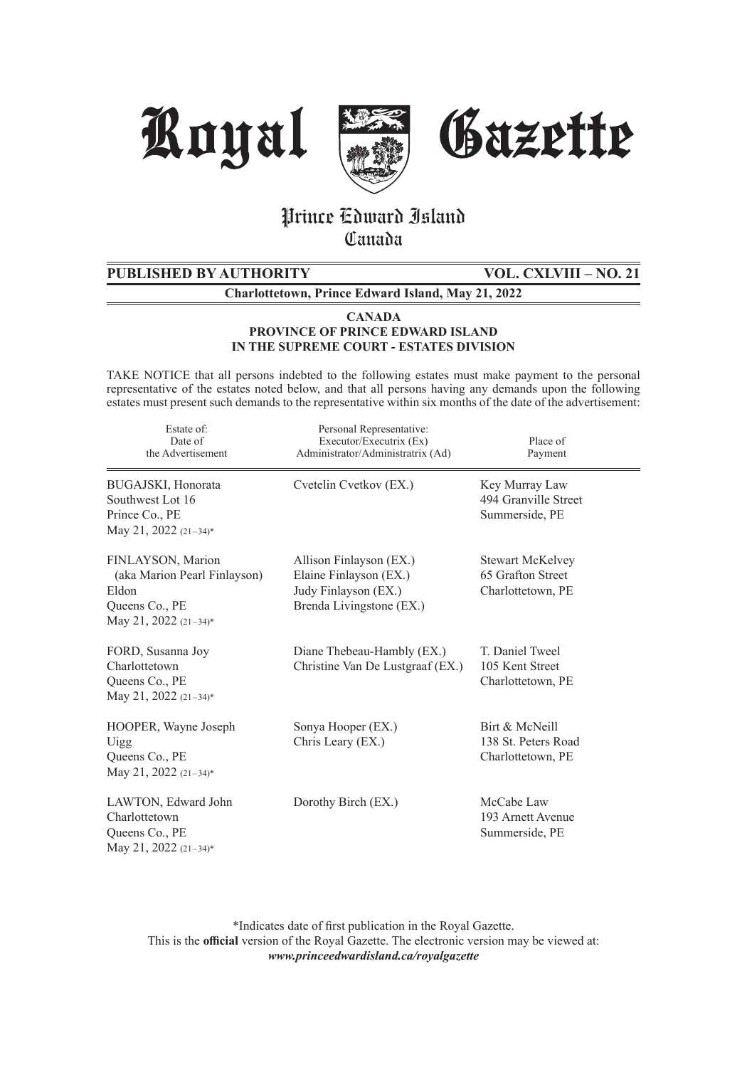# Royal Gazette

## Prince Edward Island
## Canada

**PUBLISHED BY AUTHORITY** **VOL. CXLVIII – NO. 21**

**Charlottetown, Prince Edward Island, May 21, 2022**

**CANADA**
**PROVINCE OF PRINCE EDWARD ISLAND**
**IN THE SUPREME COURT - ESTATES DIVISION**

TAKE NOTICE that all persons indebted to the following estates must make payment to the personal representative of the estates noted below, and that all persons having any demands upon the following estates must present such demands to the representative within six months of the date of the advertisement:

| Estate of: Date of the Advertisement | Personal Representative: Executor/Executrix (Ex) Administrator/Administratrix (Ad) | Place of Payment |
|---|---|---|
| BUGAJSKI, Honorata<br>Southwest Lot 16<br>Prince Co., PE<br>May 21, 2022 (21–34)* | Cvetelin Cvetkov (EX.) | Key Murray Law<br>494 Granville Street<br>Summerside, PE |
| FINLAYSON, Marion<br>(aka Marion Pearl Finlayson)<br>Eldon<br>Queens Co., PE<br>May 21, 2022 (21–34)* | Allison Finlayson (EX.)<br>Elaine Finlayson (EX.)<br>Judy Finlayson (EX.)<br>Brenda Livingstone (EX.) | Stewart McKelvey<br>65 Grafton Street<br>Charlottetown, PE |
| FORD, Susanna Joy<br>Charlottetown<br>Queens Co., PE<br>May 21, 2022 (21–34)* | Diane Thebeau-Hambly (EX.)<br>Christine Van De Lustgraaf (EX.) | T. Daniel Tweel<br>105 Kent Street<br>Charlottetown, PE |
| HOOPER, Wayne Joseph<br>Uigg<br>Queens Co., PE<br>May 21, 2022 (21–34)* | Sonya Hooper (EX.)<br>Chris Leary (EX.) | Birt & McNeill<br>138 St. Peters Road<br>Charlottetown, PE |
| LAWTON, Edward John<br>Charlottetown<br>Queens Co., PE<br>May 21, 2022 (21–34)* | Dorothy Birch (EX.) | McCabe Law<br>193 Arnett Avenue<br>Summerside, PE |

*Indicates date of first publication in the Royal Gazette.
This is the **official** version of the Royal Gazette. The electronic version may be viewed at:
***www.princeedwardisland.ca/royalgazette***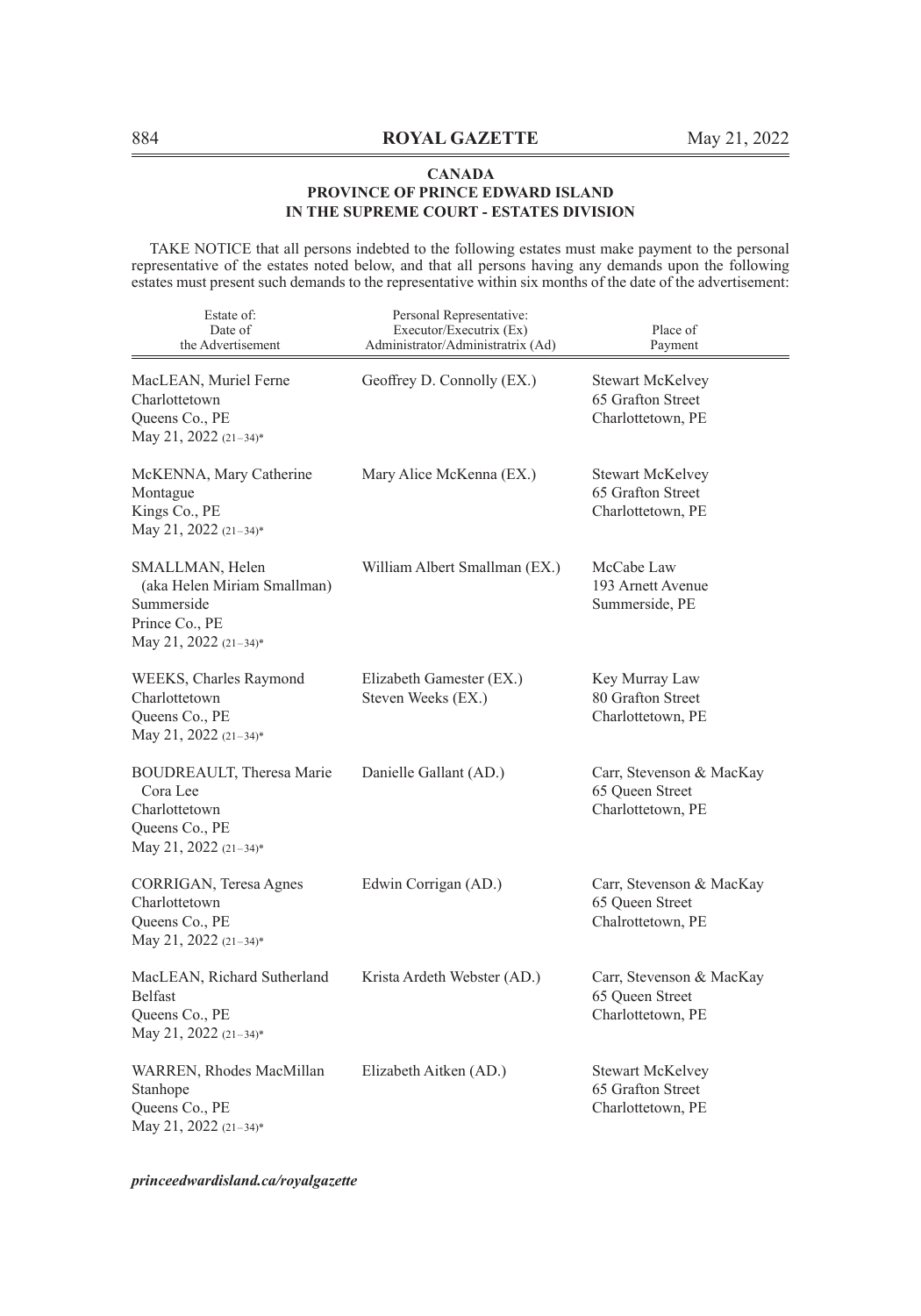## CANADA
## PROVINCE OF PRINCE EDWARD ISLAND
## IN THE SUPREME COURT - ESTATES DIVISION

TAKE NOTICE that all persons indebted to the following estates must make payment to the personal representative of the estates noted below, and that all persons having any demands upon the following estates must present such demands to the representative within six months of the date of the advertisement:

| Estate of: Date of the Advertisement | Personal Representative: Executor/Executrix (Ex) Administrator/Administratrix (Ad) | Place of Payment |
|---|---|---|
| MacLEAN, Muriel Ferne<br>Charlottetown<br>Queens Co., PE<br>May 21, 2022 (21–34)* | Geoffrey D. Connolly (EX.) | Stewart McKelvey<br>65 Grafton Street<br>Charlottetown, PE |
| McKENNA, Mary Catherine<br>Montague<br>Kings Co., PE<br>May 21, 2022 (21–34)* | Mary Alice McKenna (EX.) | Stewart McKelvey<br>65 Grafton Street<br>Charlottetown, PE |
| SMALLMAN, Helen<br>(aka Helen Miriam Smallman)<br>Summerside<br>Prince Co., PE<br>May 21, 2022 (21–34)* | William Albert Smallman (EX.) | McCabe Law<br>193 Arnett Avenue<br>Summerside, PE |
| WEEKS, Charles Raymond<br>Charlottetown<br>Queens Co., PE<br>May 21, 2022 (21–34)* | Elizabeth Gamester (EX.)<br>Steven Weeks (EX.) | Key Murray Law<br>80 Grafton Street<br>Charlottetown, PE |
| BOUDREAULT, Theresa Marie Cora Lee<br>Charlottetown<br>Queens Co., PE<br>May 21, 2022 (21–34)* | Danielle Gallant (AD.) | Carr, Stevenson & MacKay<br>65 Queen Street<br>Charlottetown, PE |
| CORRIGAN, Teresa Agnes<br>Charlottetown<br>Queens Co., PE<br>May 21, 2022 (21–34)* | Edwin Corrigan (AD.) | Carr, Stevenson & MacKay<br>65 Queen Street<br>Chalrottetown, PE |
| MacLEAN, Richard Sutherland<br>Belfast<br>Queens Co., PE<br>May 21, 2022 (21–34)* | Krista Ardeth Webster (AD.) | Carr, Stevenson & MacKay<br>65 Queen Street<br>Charlottetown, PE |
| WARREN, Rhodes MacMillan<br>Stanhope<br>Queens Co., PE<br>May 21, 2022 (21–34)* | Elizabeth Aitken (AD.) | Stewart McKelvey<br>65 Grafton Street<br>Charlottetown, PE |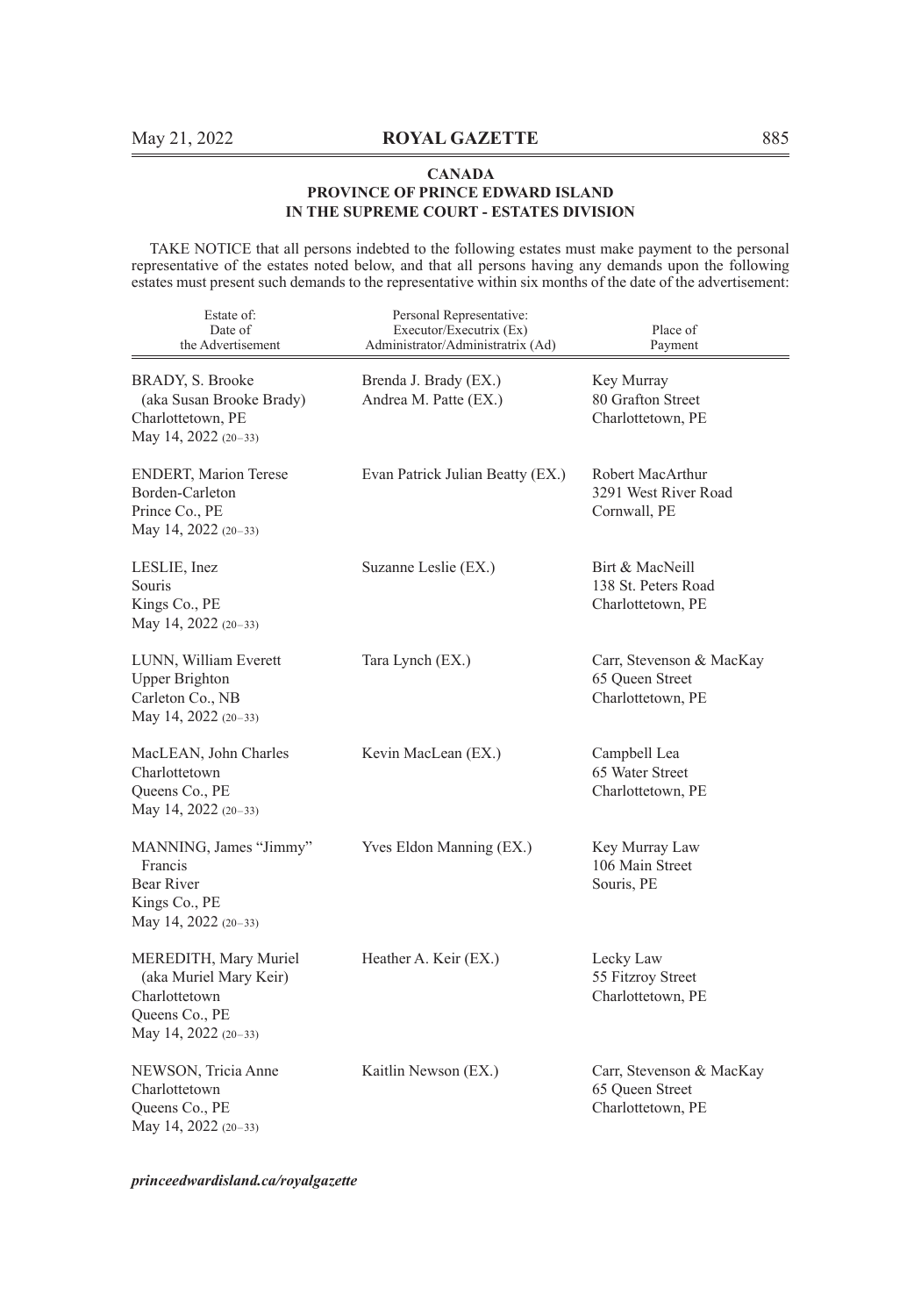**CANADA**
**PROVINCE OF PRINCE EDWARD ISLAND**
**IN THE SUPREME COURT - ESTATES DIVISION**

TAKE NOTICE that all persons indebted to the following estates must make payment to the personal representative of the estates noted below, and that all persons having any demands upon the following estates must present such demands to the representative within six months of the date of the advertisement:

| Estate of: Date of the Advertisement | Personal Representative: Executor/Executrix (Ex) Administrator/Administratrix (Ad) | Place of Payment |
|---|---|---|
| BRADY, S. Brooke (aka Susan Brooke Brady) Charlottetown, PE May 14, 2022 (20–33) | Brenda J. Brady (EX.) Andrea M. Patte (EX.) | Key Murray 80 Grafton Street Charlottetown, PE |
| ENDERT, Marion Terese Borden-Carleton Prince Co., PE May 14, 2022 (20–33) | Evan Patrick Julian Beatty (EX.) | Robert MacArthur 3291 West River Road Cornwall, PE |
| LESLIE, Inez Souris Kings Co., PE May 14, 2022 (20–33) | Suzanne Leslie (EX.) | Birt & MacNeill 138 St. Peters Road Charlottetown, PE |
| LUNN, William Everett Upper Brighton Carleton Co., NB May 14, 2022 (20–33) | Tara Lynch (EX.) | Carr, Stevenson & MacKay 65 Queen Street Charlottetown, PE |
| MacLEAN, John Charles Charlottetown Queens Co., PE May 14, 2022 (20–33) | Kevin MacLean (EX.) | Campbell Lea 65 Water Street Charlottetown, PE |
| MANNING, James "Jimmy" Francis Bear River Kings Co., PE May 14, 2022 (20–33) | Yves Eldon Manning (EX.) | Key Murray Law 106 Main Street Souris, PE |
| MEREDITH, Mary Muriel (aka Muriel Mary Keir) Charlottetown Queens Co., PE May 14, 2022 (20–33) | Heather A. Keir (EX.) | Lecky Law 55 Fitzroy Street Charlottetown, PE |
| NEWSON, Tricia Anne Charlottetown Queens Co., PE May 14, 2022 (20–33) | Kaitlin Newson (EX.) | Carr, Stevenson & MacKay 65 Queen Street Charlottetown, PE |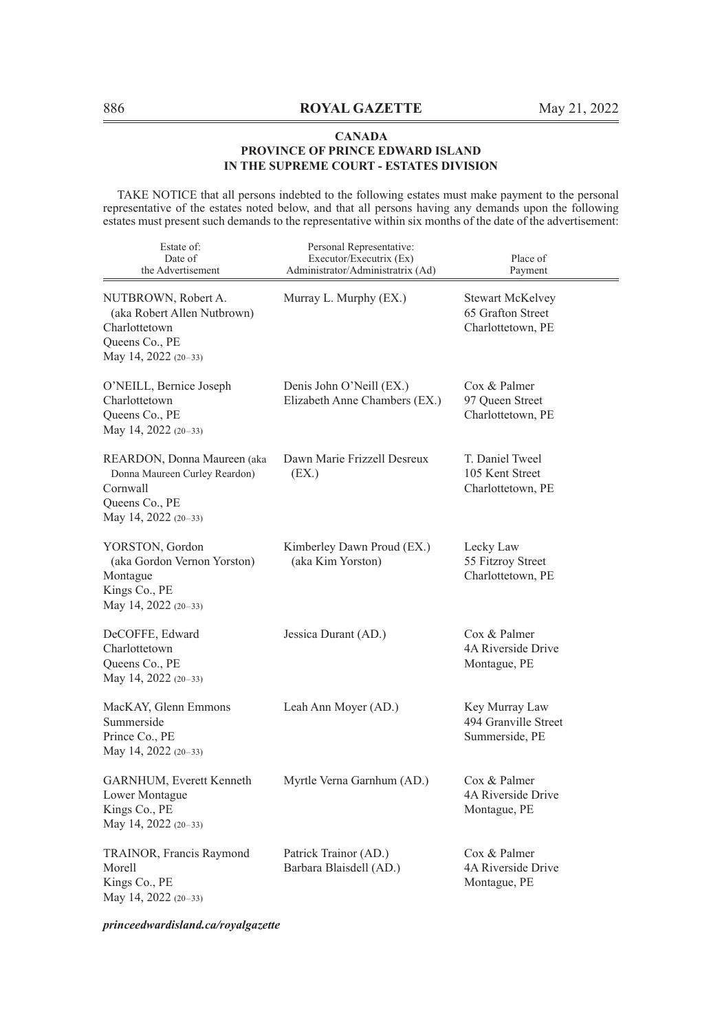**CANADA**
**PROVINCE OF PRINCE EDWARD ISLAND**
**IN THE SUPREME COURT - ESTATES DIVISION**

TAKE NOTICE that all persons indebted to the following estates must make payment to the personal representative of the estates noted below, and that all persons having any demands upon the following estates must present such demands to the representative within six months of the date of the advertisement:

| Estate of: Date of the Advertisement | Personal Representative: Executor/Executrix (Ex) Administrator/Administratrix (Ad) | Place of Payment |
|---|---|---|
| NUTBROWN, Robert A. (aka Robert Allen Nutbrown) Charlottetown Queens Co., PE May 14, 2022 (20–33) | Murray L. Murphy (EX.) | Stewart McKelvey 65 Grafton Street Charlottetown, PE |
| O'NEILL, Bernice Joseph Charlottetown Queens Co., PE May 14, 2022 (20–33) | Denis John O'Neill (EX.) Elizabeth Anne Chambers (EX.) | Cox & Palmer 97 Queen Street Charlottetown, PE |
| REARDON, Donna Maureen (aka Donna Maureen Curley Reardon) Cornwall Queens Co., PE May 14, 2022 (20–33) | Dawn Marie Frizzell Desreux (EX.) | T. Daniel Tweel 105 Kent Street Charlottetown, PE |
| YORSTON, Gordon (aka Gordon Vernon Yorston) Montague Kings Co., PE May 14, 2022 (20–33) | Kimberley Dawn Proud (EX.) (aka Kim Yorston) | Lecky Law 55 Fitzroy Street Charlottetown, PE |
| DeCOFFE, Edward Charlottetown Queens Co., PE May 14, 2022 (20–33) | Jessica Durant (AD.) | Cox & Palmer 4A Riverside Drive Montague, PE |
| MacKAY, Glenn Emmons Summerside Prince Co., PE May 14, 2022 (20–33) | Leah Ann Moyer (AD.) | Key Murray Law 494 Granville Street Summerside, PE |
| GARNHUM, Everett Kenneth Lower Montague Kings Co., PE May 14, 2022 (20–33) | Myrtle Verna Garnhum (AD.) | Cox & Palmer 4A Riverside Drive Montague, PE |
| TRAINOR, Francis Raymond Morell Kings Co., PE May 14, 2022 (20–33) | Patrick Trainor (AD.) Barbara Blaisdell (AD.) | Cox & Palmer 4A Riverside Drive Montague, PE |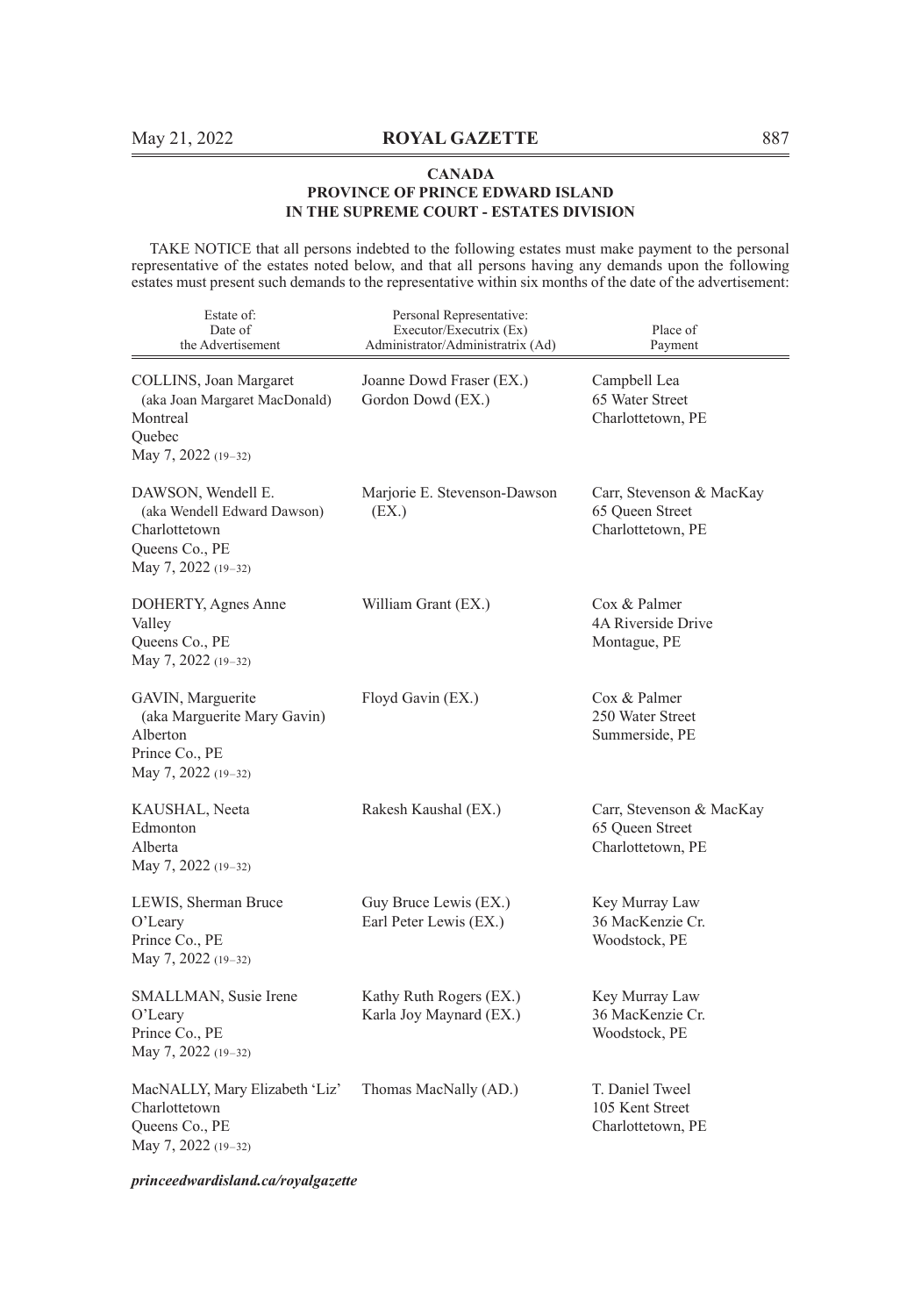**CANADA**
**PROVINCE OF PRINCE EDWARD ISLAND**
**IN THE SUPREME COURT - ESTATES DIVISION**

TAKE NOTICE that all persons indebted to the following estates must make payment to the personal representative of the estates noted below, and that all persons having any demands upon the following estates must present such demands to the representative within six months of the date of the advertisement:

| Estate of: Date of the Advertisement | Personal Representative: Executor/Executrix (Ex) Administrator/Administratrix (Ad) | Place of Payment |
|---|---|---|
| COLLINS, Joan Margaret (aka Joan Margaret MacDonald) Montreal Quebec May 7, 2022 (19–32) | Joanne Dowd Fraser (EX.) Gordon Dowd (EX.) | Campbell Lea 65 Water Street Charlottetown, PE |
| DAWSON, Wendell E. (aka Wendell Edward Dawson) Charlottetown Queens Co., PE May 7, 2022 (19–32) | Marjorie E. Stevenson-Dawson (EX.) | Carr, Stevenson & MacKay 65 Queen Street Charlottetown, PE |
| DOHERTY, Agnes Anne Valley Queens Co., PE May 7, 2022 (19–32) | William Grant (EX.) | Cox & Palmer 4A Riverside Drive Montague, PE |
| GAVIN, Marguerite (aka Marguerite Mary Gavin) Alberton Prince Co., PE May 7, 2022 (19–32) | Floyd Gavin (EX.) | Cox & Palmer 250 Water Street Summerside, PE |
| KAUSHAL, Neeta Edmonton Alberta May 7, 2022 (19–32) | Rakesh Kaushal (EX.) | Carr, Stevenson & MacKay 65 Queen Street Charlottetown, PE |
| LEWIS, Sherman Bruce O'Leary Prince Co., PE May 7, 2022 (19–32) | Guy Bruce Lewis (EX.) Earl Peter Lewis (EX.) | Key Murray Law 36 MacKenzie Cr. Woodstock, PE |
| SMALLMAN, Susie Irene O'Leary Prince Co., PE May 7, 2022 (19–32) | Kathy Ruth Rogers (EX.) Karla Joy Maynard (EX.) | Key Murray Law 36 MacKenzie Cr. Woodstock, PE |
| MacNALLY, Mary Elizabeth 'Liz' Charlottetown Queens Co., PE May 7, 2022 (19–32) | Thomas MacNally (AD.) | T. Daniel Tweel 105 Kent Street Charlottetown, PE |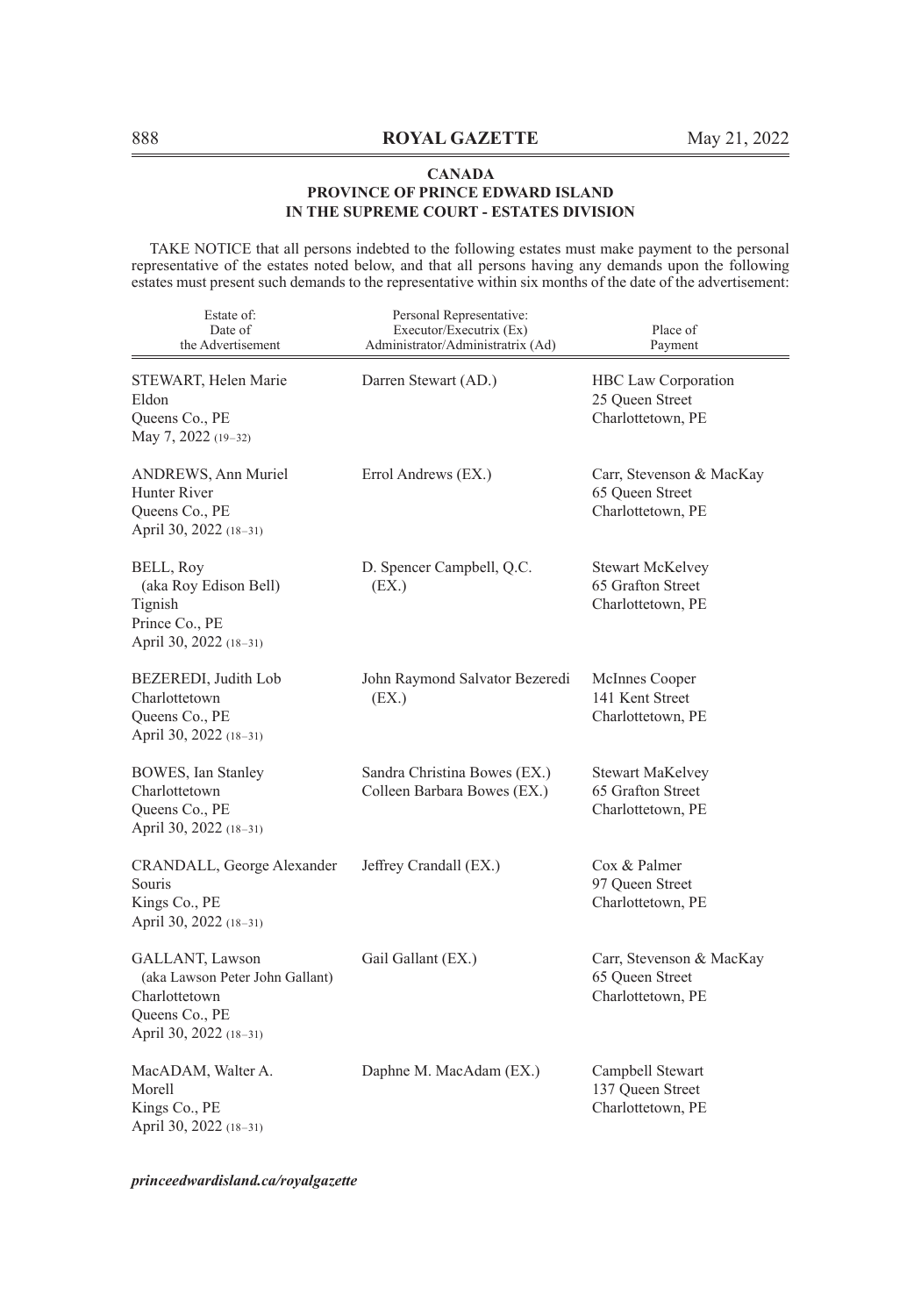**CANADA**
**PROVINCE OF PRINCE EDWARD ISLAND**
**IN THE SUPREME COURT - ESTATES DIVISION**

TAKE NOTICE that all persons indebted to the following estates must make payment to the personal representative of the estates noted below, and that all persons having any demands upon the following estates must present such demands to the representative within six months of the date of the advertisement:

| Estate of: Date of the Advertisement | Personal Representative: Executor/Executrix (Ex) Administrator/Administratrix (Ad) | Place of Payment |
|---|---|---|
| STEWART, Helen Marie<br>Eldon<br>Queens Co., PE<br>May 7, 2022 (19–32) | Darren Stewart (AD.) | HBC Law Corporation<br>25 Queen Street<br>Charlottetown, PE |
| ANDREWS, Ann Muriel<br>Hunter River<br>Queens Co., PE<br>April 30, 2022 (18–31) | Errol Andrews (EX.) | Carr, Stevenson & MacKay<br>65 Queen Street<br>Charlottetown, PE |
| BELL, Roy<br>(aka Roy Edison Bell)<br>Tignish<br>Prince Co., PE<br>April 30, 2022 (18–31) | D. Spencer Campbell, Q.C. (EX.) | Stewart McKelvey<br>65 Grafton Street<br>Charlottetown, PE |
| BEZEREDI, Judith Lob<br>Charlottetown<br>Queens Co., PE<br>April 30, 2022 (18–31) | John Raymond Salvator Bezeredi (EX.) | McInnes Cooper<br>141 Kent Street<br>Charlottetown, PE |
| BOWES, Ian Stanley<br>Charlottetown<br>Queens Co., PE<br>April 30, 2022 (18–31) | Sandra Christina Bowes (EX.)<br>Colleen Barbara Bowes (EX.) | Stewart MaKelvey<br>65 Grafton Street<br>Charlottetown, PE |
| CRANDALL, George Alexander<br>Souris<br>Kings Co., PE<br>April 30, 2022 (18–31) | Jeffrey Crandall (EX.) | Cox & Palmer<br>97 Queen Street<br>Charlottetown, PE |
| GALLANT, Lawson<br>(aka Lawson Peter John Gallant)<br>Charlottetown<br>Queens Co., PE<br>April 30, 2022 (18–31) | Gail Gallant (EX.) | Carr, Stevenson & MacKay<br>65 Queen Street<br>Charlottetown, PE |
| MacADAM, Walter A.<br>Morell<br>Kings Co., PE<br>April 30, 2022 (18–31) | Daphne M. MacAdam (EX.) | Campbell Stewart<br>137 Queen Street<br>Charlottetown, PE |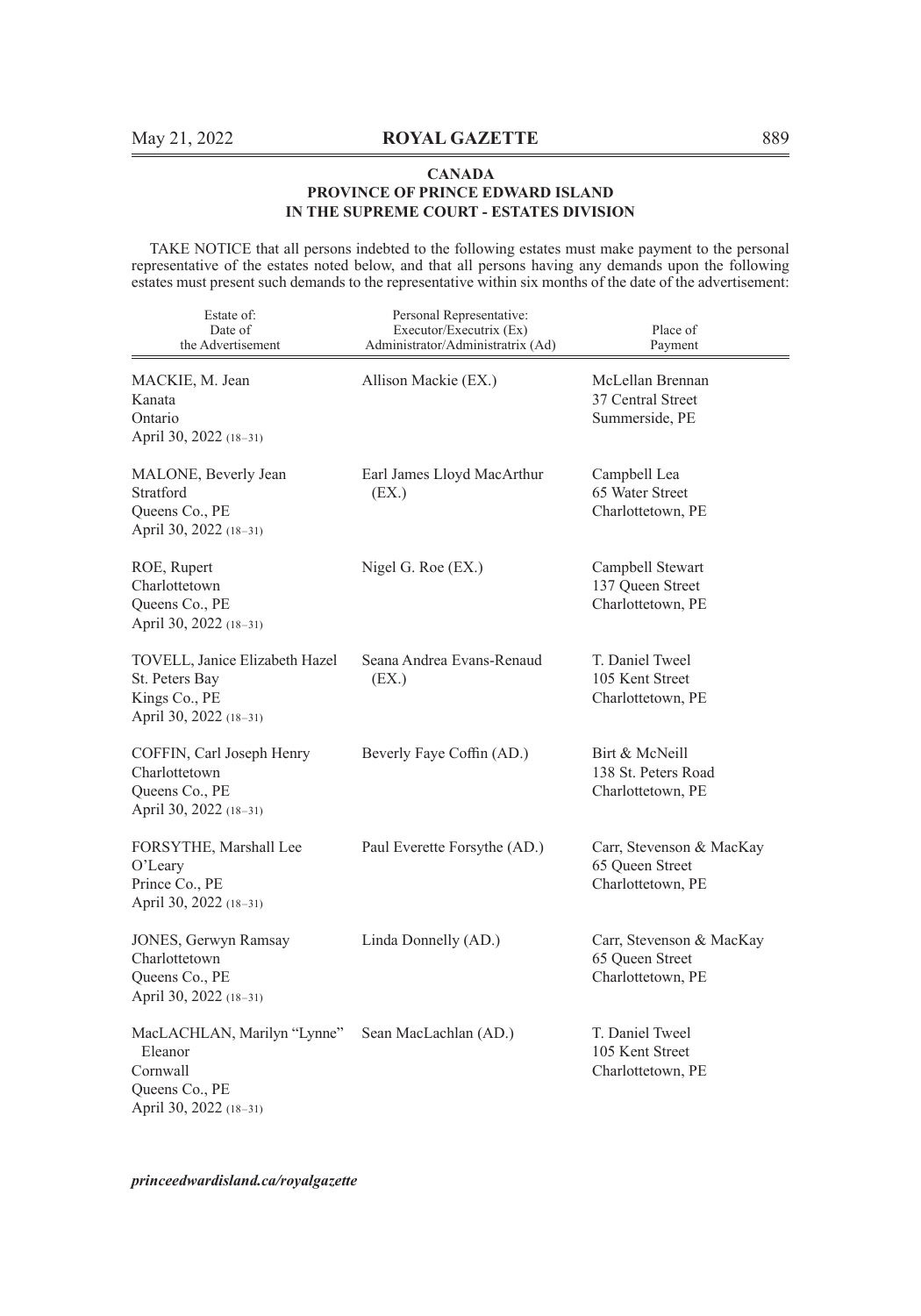**CANADA**
**PROVINCE OF PRINCE EDWARD ISLAND**
**IN THE SUPREME COURT - ESTATES DIVISION**

TAKE NOTICE that all persons indebted to the following estates must make payment to the personal representative of the estates noted below, and that all persons having any demands upon the following estates must present such demands to the representative within six months of the date of the advertisement:

| Estate of: Date of the Advertisement | Personal Representative: Executor/Executrix (Ex) Administrator/Administratrix (Ad) | Place of Payment |
|---|---|---|
| MACKIE, M. Jean<br>Kanata<br>Ontario<br>April 30, 2022 (18–31) | Allison Mackie (EX.) | McLellan Brennan<br>37 Central Street<br>Summerside, PE |
| MALONE, Beverly Jean<br>Stratford<br>Queens Co., PE<br>April 30, 2022 (18–31) | Earl James Lloyd MacArthur (EX.) | Campbell Lea<br>65 Water Street<br>Charlottetown, PE |
| ROE, Rupert<br>Charlottetown<br>Queens Co., PE<br>April 30, 2022 (18–31) | Nigel G. Roe (EX.) | Campbell Stewart<br>137 Queen Street<br>Charlottetown, PE |
| TOVELL, Janice Elizabeth Hazel<br>St. Peters Bay<br>Kings Co., PE<br>April 30, 2022 (18–31) | Seana Andrea Evans-Renaud (EX.) | T. Daniel Tweel<br>105 Kent Street<br>Charlottetown, PE |
| COFFIN, Carl Joseph Henry<br>Charlottetown<br>Queens Co., PE<br>April 30, 2022 (18–31) | Beverly Faye Coffin (AD.) | Birt & McNeill<br>138 St. Peters Road<br>Charlottetown, PE |
| FORSYTHE, Marshall Lee<br>O'Leary<br>Prince Co., PE<br>April 30, 2022 (18–31) | Paul Everette Forsythe (AD.) | Carr, Stevenson & MacKay<br>65 Queen Street<br>Charlottetown, PE |
| JONES, Gerwyn Ramsay<br>Charlottetown<br>Queens Co., PE<br>April 30, 2022 (18–31) | Linda Donnelly (AD.) | Carr, Stevenson & MacKay<br>65 Queen Street<br>Charlottetown, PE |
| MacLACHLAN, Marilyn "Lynne" Eleanor<br>Cornwall<br>Queens Co., PE<br>April 30, 2022 (18–31) | Sean MacLachlan (AD.) | T. Daniel Tweel<br>105 Kent Street<br>Charlottetown, PE |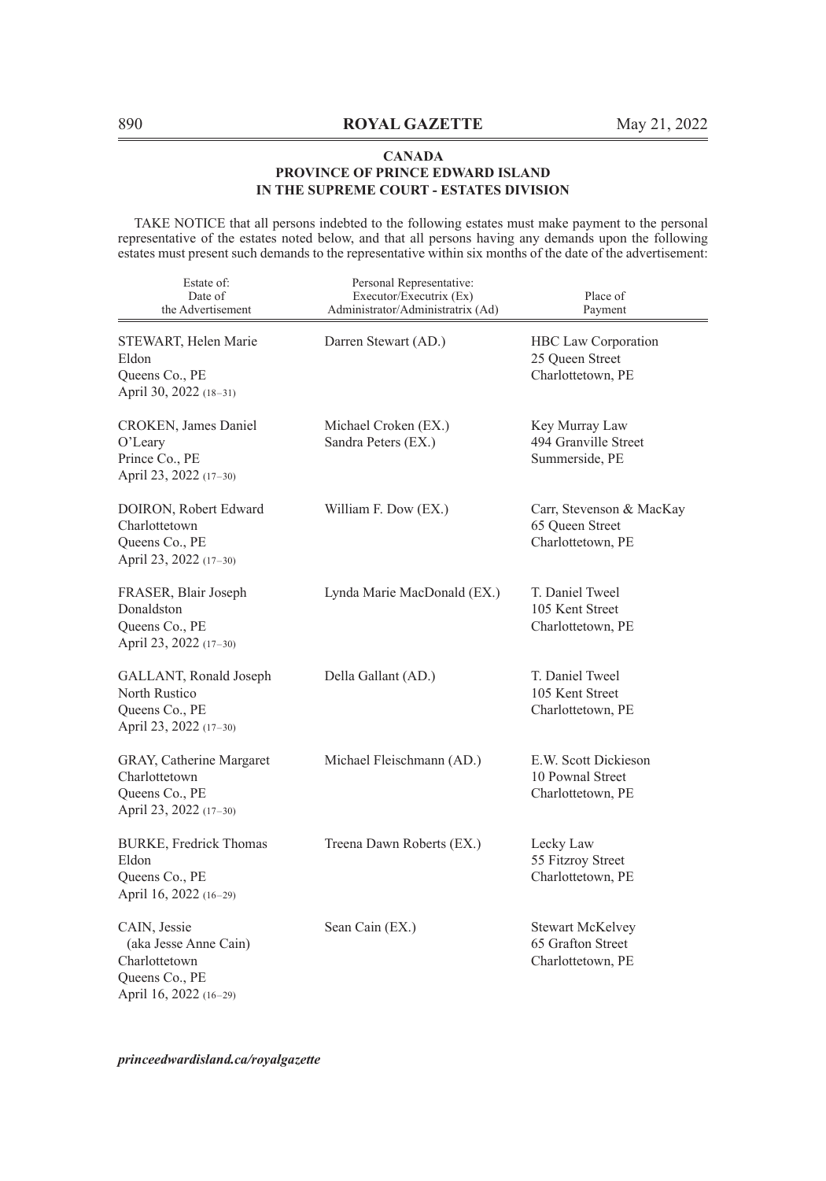**CANADA**
**PROVINCE OF PRINCE EDWARD ISLAND**
**IN THE SUPREME COURT - ESTATES DIVISION**

TAKE NOTICE that all persons indebted to the following estates must make payment to the personal representative of the estates noted below, and that all persons having any demands upon the following estates must present such demands to the representative within six months of the date of the advertisement:

| Estate of: Date of the Advertisement | Personal Representative: Executor/Executrix (Ex) Administrator/Administratrix (Ad) | Place of Payment |
|---|---|---|
| STEWART, Helen Marie<br>Eldon<br>Queens Co., PE<br>April 30, 2022 (18–31) | Darren Stewart (AD.) | HBC Law Corporation<br>25 Queen Street<br>Charlottetown, PE |
| CROKEN, James Daniel<br>O'Leary<br>Prince Co., PE<br>April 23, 2022 (17–30) | Michael Croken (EX.)<br>Sandra Peters (EX.) | Key Murray Law<br>494 Granville Street<br>Summerside, PE |
| DOIRON, Robert Edward<br>Charlottetown<br>Queens Co., PE<br>April 23, 2022 (17–30) | William F. Dow (EX.) | Carr, Stevenson & MacKay<br>65 Queen Street<br>Charlottetown, PE |
| FRASER, Blair Joseph<br>Donaldston<br>Queens Co., PE<br>April 23, 2022 (17–30) | Lynda Marie MacDonald (EX.) | T. Daniel Tweel<br>105 Kent Street<br>Charlottetown, PE |
| GALLANT, Ronald Joseph<br>North Rustico<br>Queens Co., PE<br>April 23, 2022 (17–30) | Della Gallant (AD.) | T. Daniel Tweel<br>105 Kent Street<br>Charlottetown, PE |
| GRAY, Catherine Margaret<br>Charlottetown<br>Queens Co., PE<br>April 23, 2022 (17–30) | Michael Fleischmann (AD.) | E.W. Scott Dickieson<br>10 Pownal Street<br>Charlottetown, PE |
| BURKE, Fredrick Thomas<br>Eldon<br>Queens Co., PE<br>April 16, 2022 (16–29) | Treena Dawn Roberts (EX.) | Lecky Law<br>55 Fitzroy Street<br>Charlottetown, PE |
| CAIN, Jessie<br>(aka Jesse Anne Cain)<br>Charlottetown<br>Queens Co., PE<br>April 16, 2022 (16–29) | Sean Cain (EX.) | Stewart McKelvey<br>65 Grafton Street<br>Charlottetown, PE |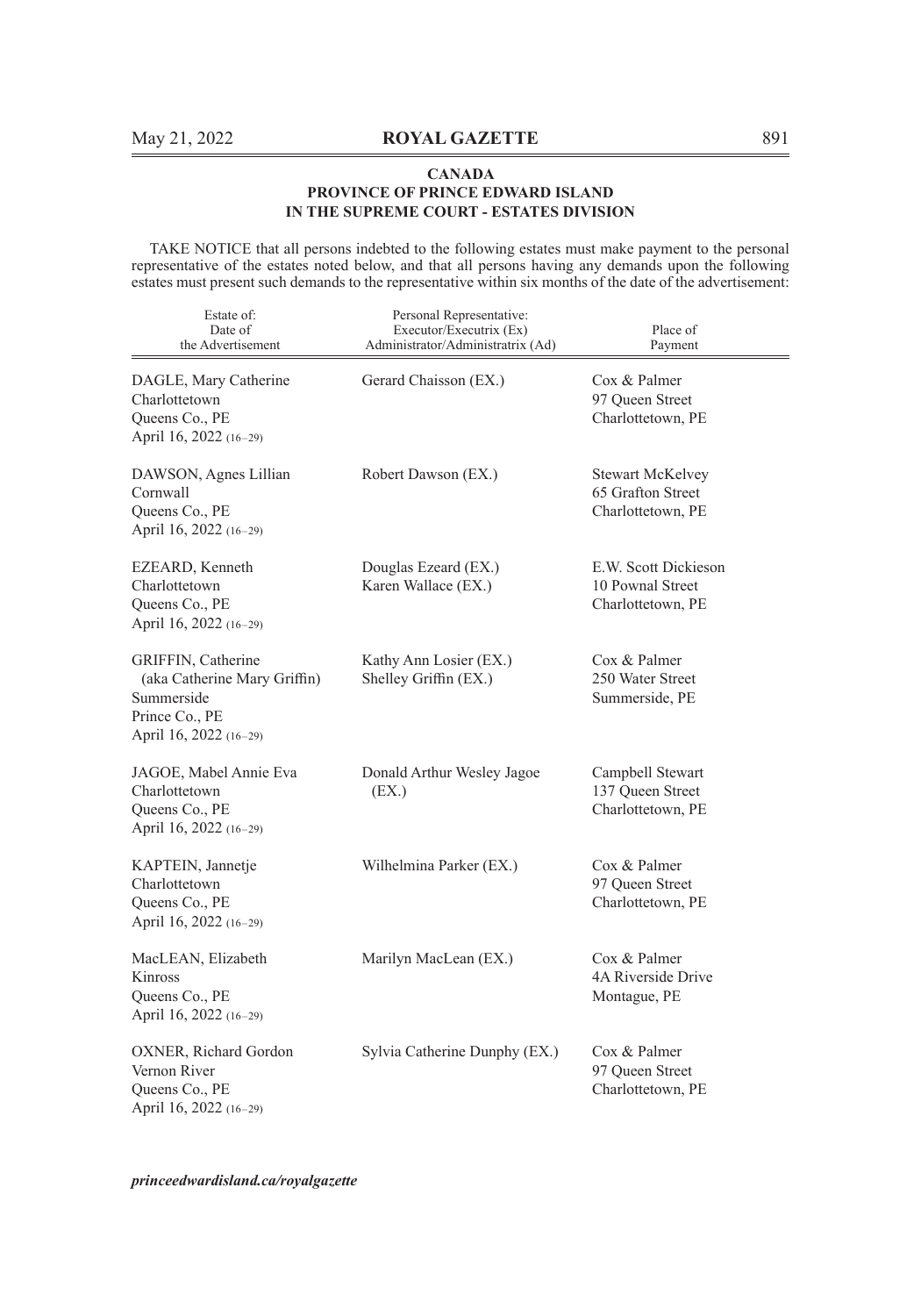**CANADA**
**PROVINCE OF PRINCE EDWARD ISLAND**
**IN THE SUPREME COURT - ESTATES DIVISION**

TAKE NOTICE that all persons indebted to the following estates must make payment to the personal representative of the estates noted below, and that all persons having any demands upon the following estates must present such demands to the representative within six months of the date of the advertisement:

| Estate of: Date of the Advertisement | Personal Representative: Executor/Executrix (Ex) Administrator/Administratrix (Ad) | Place of Payment |
|---|---|---|
| DAGLE, Mary Catherine<br>Charlottetown<br>Queens Co., PE<br>April 16, 2022 (16–29) | Gerard Chaisson (EX.) | Cox & Palmer<br>97 Queen Street<br>Charlottetown, PE |
| DAWSON, Agnes Lillian<br>Cornwall<br>Queens Co., PE<br>April 16, 2022 (16–29) | Robert Dawson (EX.) | Stewart McKelvey<br>65 Grafton Street<br>Charlottetown, PE |
| EZEARD, Kenneth<br>Charlottetown<br>Queens Co., PE<br>April 16, 2022 (16–29) | Douglas Ezeard (EX.)<br>Karen Wallace (EX.) | E.W. Scott Dickieson<br>10 Pownal Street<br>Charlottetown, PE |
| GRIFFIN, Catherine<br>(aka Catherine Mary Griffin)<br>Summerside<br>Prince Co., PE<br>April 16, 2022 (16–29) | Kathy Ann Losier (EX.)<br>Shelley Griffin (EX.) | Cox & Palmer<br>250 Water Street<br>Summerside, PE |
| JAGOE, Mabel Annie Eva<br>Charlottetown<br>Queens Co., PE<br>April 16, 2022 (16–29) | Donald Arthur Wesley Jagoe (EX.) | Campbell Stewart<br>137 Queen Street<br>Charlottetown, PE |
| KAPTEIN, Jannetje<br>Charlottetown<br>Queens Co., PE<br>April 16, 2022 (16–29) | Wilhelmina Parker (EX.) | Cox & Palmer<br>97 Queen Street<br>Charlottetown, PE |
| MacLEAN, Elizabeth<br>Kinross<br>Queens Co., PE<br>April 16, 2022 (16–29) | Marilyn MacLean (EX.) | Cox & Palmer<br>4A Riverside Drive<br>Montague, PE |
| OXNER, Richard Gordon<br>Vernon River<br>Queens Co., PE<br>April 16, 2022 (16–29) | Sylvia Catherine Dunphy (EX.) | Cox & Palmer<br>97 Queen Street<br>Charlottetown, PE |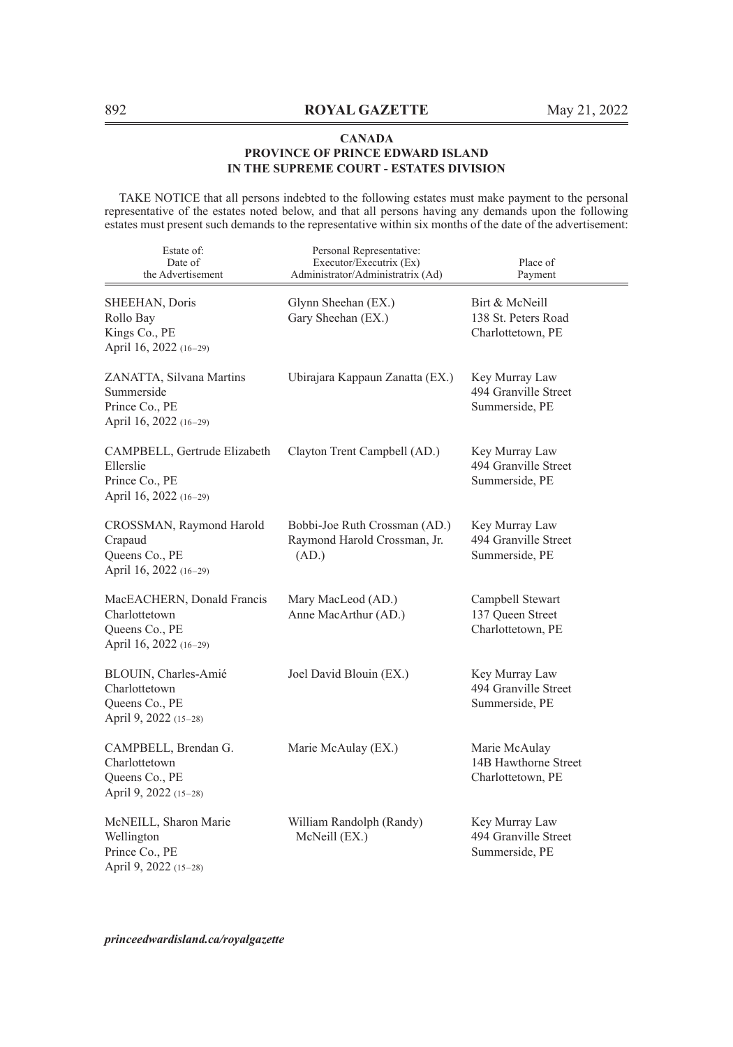**CANADA**
**PROVINCE OF PRINCE EDWARD ISLAND**
**IN THE SUPREME COURT - ESTATES DIVISION**

TAKE NOTICE that all persons indebted to the following estates must make payment to the personal representative of the estates noted below, and that all persons having any demands upon the following estates must present such demands to the representative within six months of the date of the advertisement:

| Estate of: Date of the Advertisement | Personal Representative: Executor/Executrix (Ex) Administrator/Administratrix (Ad) | Place of Payment |
|---|---|---|
| SHEEHAN, Doris<br>Rollo Bay<br>Kings Co., PE<br>April 16, 2022 (16–29) | Glynn Sheehan (EX.)<br>Gary Sheehan (EX.) | Birt & McNeill<br>138 St. Peters Road<br>Charlottetown, PE |
| ZANATTA, Silvana Martins<br>Summerside<br>Prince Co., PE<br>April 16, 2022 (16–29) | Ubirajara Kappaun Zanatta (EX.) | Key Murray Law<br>494 Granville Street<br>Summerside, PE |
| CAMPBELL, Gertrude Elizabeth<br>Ellerslie<br>Prince Co., PE<br>April 16, 2022 (16–29) | Clayton Trent Campbell (AD.) | Key Murray Law<br>494 Granville Street<br>Summerside, PE |
| CROSSMAN, Raymond Harold<br>Crapaud<br>Queens Co., PE<br>April 16, 2022 (16–29) | Bobbi-Joe Ruth Crossman (AD.)<br>Raymond Harold Crossman, Jr. (AD.) | Key Murray Law<br>494 Granville Street<br>Summerside, PE |
| MacEACHERN, Donald Francis<br>Charlottetown<br>Queens Co., PE<br>April 16, 2022 (16–29) | Mary MacLeod (AD.)<br>Anne MacArthur (AD.) | Campbell Stewart<br>137 Queen Street<br>Charlottetown, PE |
| BLOUIN, Charles-Amié<br>Charlottetown<br>Queens Co., PE<br>April 9, 2022 (15–28) | Joel David Blouin (EX.) | Key Murray Law<br>494 Granville Street<br>Summerside, PE |
| CAMPBELL, Brendan G.<br>Charlottetown<br>Queens Co., PE<br>April 9, 2022 (15–28) | Marie McAulay (EX.) | Marie McAulay<br>14B Hawthorne Street<br>Charlottetown, PE |
| McNEILL, Sharon Marie<br>Wellington<br>Prince Co., PE<br>April 9, 2022 (15–28) | William Randolph (Randy) McNeill (EX.) | Key Murray Law<br>494 Granville Street<br>Summerside, PE |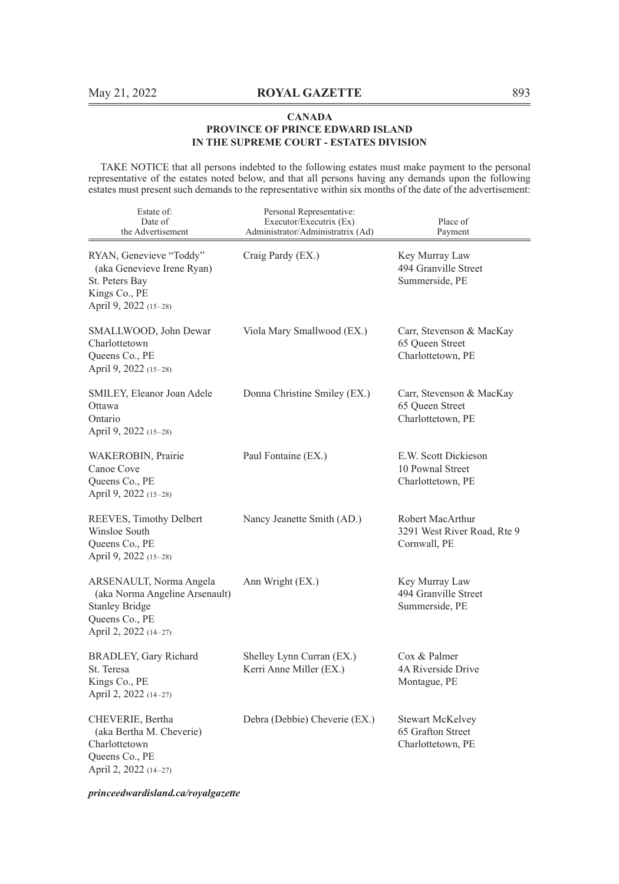**CANADA**
**PROVINCE OF PRINCE EDWARD ISLAND**
**IN THE SUPREME COURT - ESTATES DIVISION**

TAKE NOTICE that all persons indebted to the following estates must make payment to the personal representative of the estates noted below, and that all persons having any demands upon the following estates must present such demands to the representative within six months of the date of the advertisement:

| Estate of: Date of the Advertisement | Personal Representative: Executor/Executrix (Ex) Administrator/Administratrix (Ad) | Place of Payment |
|---|---|---|
| RYAN, Genevieve "Toddy" (aka Genevieve Irene Ryan) St. Peters Bay Kings Co., PE April 9, 2022 (15–28) | Craig Pardy (EX.) | Key Murray Law 494 Granville Street Summerside, PE |
| SMALLWOOD, John Dewar Charlottetown Queens Co., PE April 9, 2022 (15–28) | Viola Mary Smallwood (EX.) | Carr, Stevenson & MacKay 65 Queen Street Charlottetown, PE |
| SMILEY, Eleanor Joan Adele Ottawa Ontario April 9, 2022 (15–28) | Donna Christine Smiley (EX.) | Carr, Stevenson & MacKay 65 Queen Street Charlottetown, PE |
| WAKEROBIN, Prairie Canoe Cove Queens Co., PE April 9, 2022 (15–28) | Paul Fontaine (EX.) | E.W. Scott Dickieson 10 Pownal Street Charlottetown, PE |
| REEVES, Timothy Delbert Winsloe South Queens Co., PE April 9, 2022 (15–28) | Nancy Jeanette Smith (AD.) | Robert MacArthur 3291 West River Road, Rte 9 Cornwall, PE |
| ARSENAULT, Norma Angela (aka Norma Angeline Arsenault) Stanley Bridge Queens Co., PE April 2, 2022 (14–27) | Ann Wright (EX.) | Key Murray Law 494 Granville Street Summerside, PE |
| BRADLEY, Gary Richard St. Teresa Kings Co., PE April 2, 2022 (14–27) | Shelley Lynn Curran (EX.) Kerri Anne Miller (EX.) | Cox & Palmer 4A Riverside Drive Montague, PE |
| CHEVERIE, Bertha (aka Bertha M. Cheverie) Charlottetown Queens Co., PE April 2, 2022 (14–27) | Debra (Debbie) Cheverie (EX.) | Stewart McKelvey 65 Grafton Street Charlottetown, PE |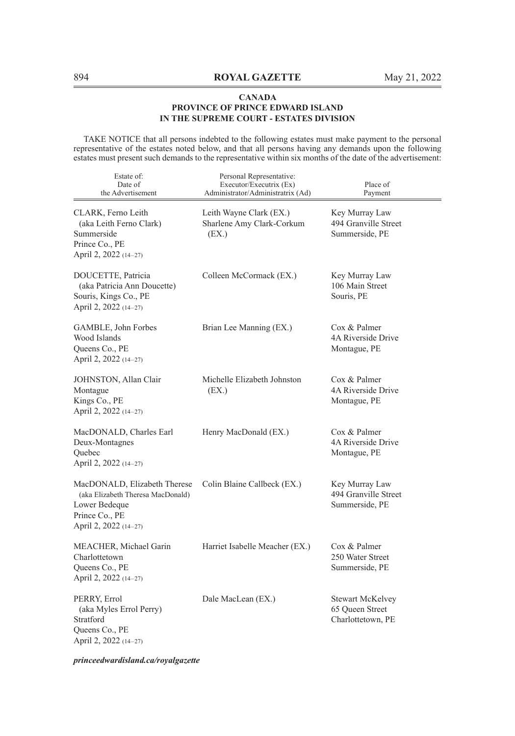## CANADA
## PROVINCE OF PRINCE EDWARD ISLAND
## IN THE SUPREME COURT - ESTATES DIVISION

TAKE NOTICE that all persons indebted to the following estates must make payment to the personal representative of the estates noted below, and that all persons having any demands upon the following estates must present such demands to the representative within six months of the date of the advertisement:

| Estate of: Date of the Advertisement | Personal Representative: Executor/Executrix (Ex) Administrator/Administratrix (Ad) | Place of Payment |
|---|---|---|
| CLARK, Ferno Leith (aka Leith Ferno Clark) Summerside Prince Co., PE April 2, 2022 (14–27) | Leith Wayne Clark (EX.) Sharlene Amy Clark-Corkum (EX.) | Key Murray Law 494 Granville Street Summerside, PE |
| DOUCETTE, Patricia (aka Patricia Ann Doucette) Souris, Kings Co., PE April 2, 2022 (14–27) | Colleen McCormack (EX.) | Key Murray Law 106 Main Street Souris, PE |
| GAMBLE, John Forbes Wood Islands Queens Co., PE April 2, 2022 (14–27) | Brian Lee Manning (EX.) | Cox & Palmer 4A Riverside Drive Montague, PE |
| JOHNSTON, Allan Clair Montague Kings Co., PE April 2, 2022 (14–27) | Michelle Elizabeth Johnston (EX.) | Cox & Palmer 4A Riverside Drive Montague, PE |
| MacDONALD, Charles Earl Deux-Montagnes Quebec April 2, 2022 (14–27) | Henry MacDonald (EX.) | Cox & Palmer 4A Riverside Drive Montague, PE |
| MacDONALD, Elizabeth Therese (aka Elizabeth Theresa MacDonald) Lower Bedeque Prince Co., PE April 2, 2022 (14–27) | Colin Blaine Callbeck (EX.) | Key Murray Law 494 Granville Street Summerside, PE |
| MEACHER, Michael Garin Charlottetown Queens Co., PE April 2, 2022 (14–27) | Harriet Isabelle Meacher (EX.) | Cox & Palmer 250 Water Street Summerside, PE |
| PERRY, Errol (aka Myles Errol Perry) Stratford Queens Co., PE April 2, 2022 (14–27) | Dale MacLean (EX.) | Stewart McKelvey 65 Queen Street Charlottetown, PE |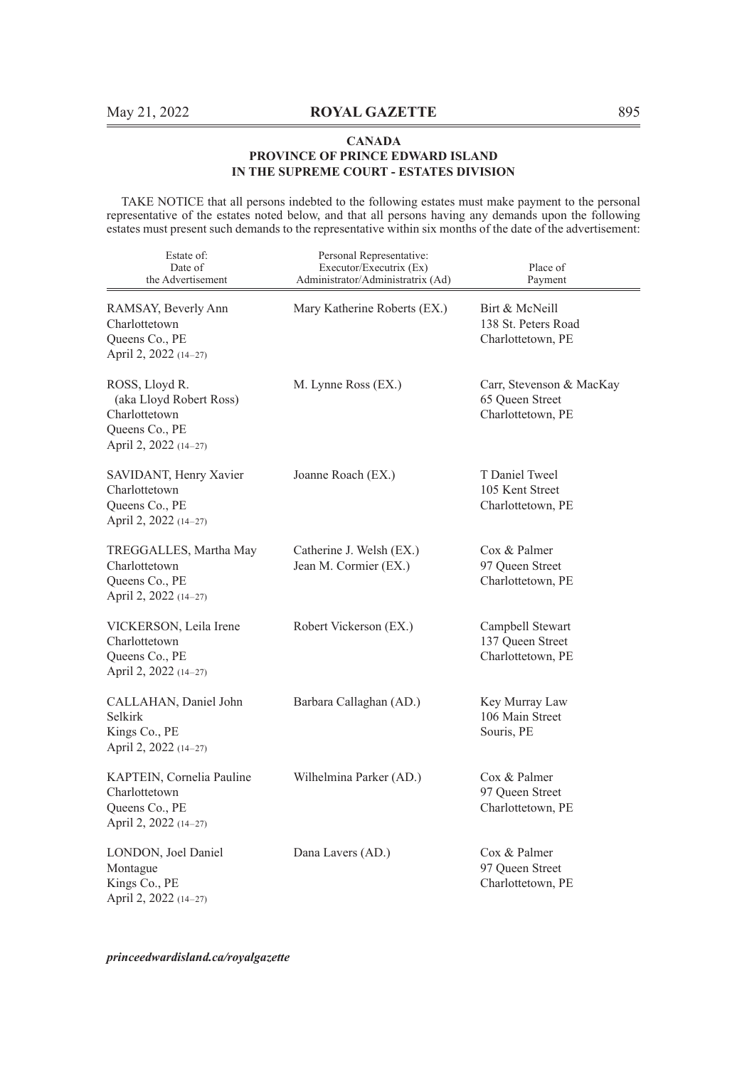**CANADA**
**PROVINCE OF PRINCE EDWARD ISLAND**
**IN THE SUPREME COURT - ESTATES DIVISION**

TAKE NOTICE that all persons indebted to the following estates must make payment to the personal representative of the estates noted below, and that all persons having any demands upon the following estates must present such demands to the representative within six months of the date of the advertisement:

| Estate of: Date of the Advertisement | Personal Representative: Executor/Executrix (Ex) Administrator/Administratrix (Ad) | Place of Payment |
|---|---|---|
| RAMSAY, Beverly Ann<br>Charlottetown<br>Queens Co., PE<br>April 2, 2022 (14–27) | Mary Katherine Roberts (EX.) | Birt & McNeill<br>138 St. Peters Road<br>Charlottetown, PE |
| ROSS, Lloyd R.<br>(aka Lloyd Robert Ross)<br>Charlottetown<br>Queens Co., PE<br>April 2, 2022 (14–27) | M. Lynne Ross (EX.) | Carr, Stevenson & MacKay<br>65 Queen Street<br>Charlottetown, PE |
| SAVIDANT, Henry Xavier<br>Charlottetown<br>Queens Co., PE<br>April 2, 2022 (14–27) | Joanne Roach (EX.) | T Daniel Tweel<br>105 Kent Street<br>Charlottetown, PE |
| TREGGALLES, Martha May<br>Charlottetown<br>Queens Co., PE<br>April 2, 2022 (14–27) | Catherine J. Welsh (EX.)<br>Jean M. Cormier (EX.) | Cox & Palmer<br>97 Queen Street<br>Charlottetown, PE |
| VICKERSON, Leila Irene<br>Charlottetown<br>Queens Co., PE<br>April 2, 2022 (14–27) | Robert Vickerson (EX.) | Campbell Stewart<br>137 Queen Street<br>Charlottetown, PE |
| CALLAHAN, Daniel John<br>Selkirk<br>Kings Co., PE<br>April 2, 2022 (14–27) | Barbara Callaghan (AD.) | Key Murray Law<br>106 Main Street<br>Souris, PE |
| KAPTEIN, Cornelia Pauline<br>Charlottetown<br>Queens Co., PE<br>April 2, 2022 (14–27) | Wilhelmina Parker (AD.) | Cox & Palmer<br>97 Queen Street<br>Charlottetown, PE |
| LONDON, Joel Daniel<br>Montague<br>Kings Co., PE<br>April 2, 2022 (14–27) | Dana Lavers (AD.) | Cox & Palmer<br>97 Queen Street<br>Charlottetown, PE |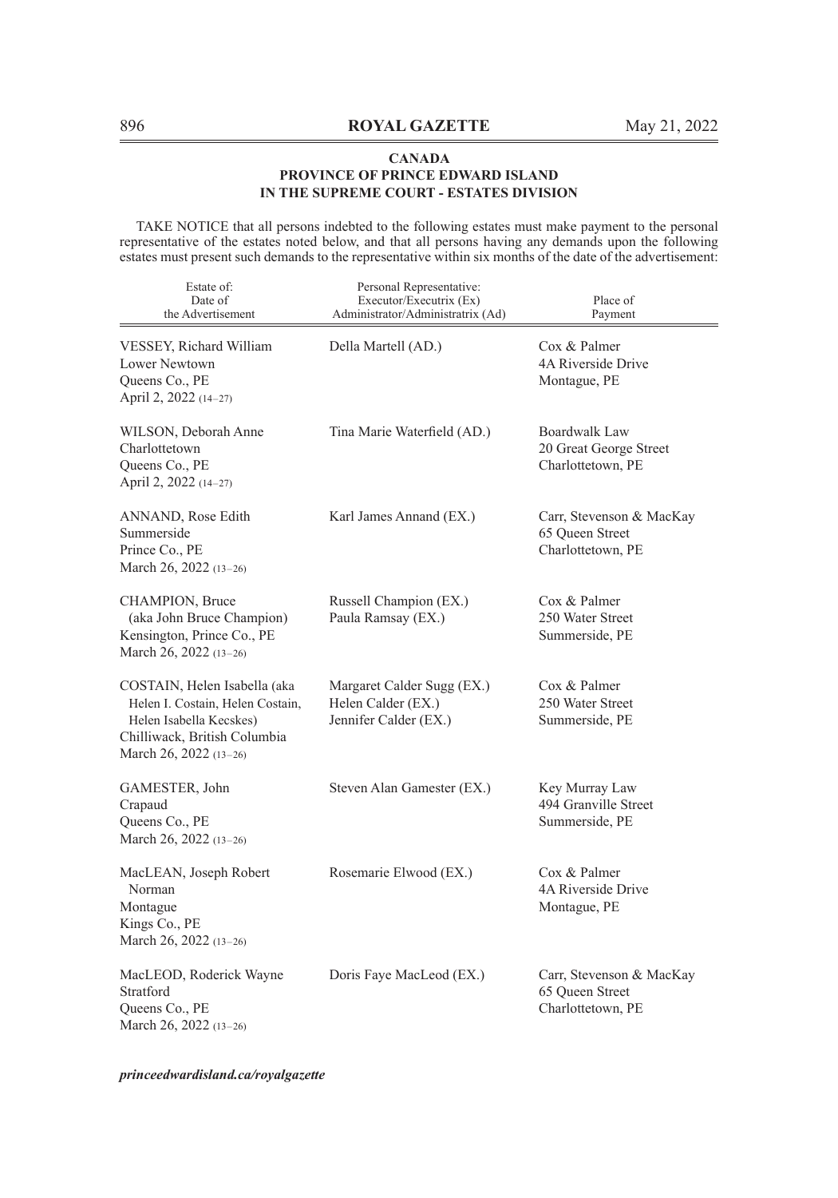**CANADA**
**PROVINCE OF PRINCE EDWARD ISLAND**
**IN THE SUPREME COURT - ESTATES DIVISION**

TAKE NOTICE that all persons indebted to the following estates must make payment to the personal representative of the estates noted below, and that all persons having any demands upon the following estates must present such demands to the representative within six months of the date of the advertisement:

| Estate of: Date of the Advertisement | Personal Representative: Executor/Executrix (Ex) Administrator/Administratrix (Ad) | Place of Payment |
|---|---|---|
| VESSEY, Richard William<br>Lower Newtown<br>Queens Co., PE<br>April 2, 2022 (14–27) | Della Martell (AD.) | Cox & Palmer<br>4A Riverside Drive<br>Montague, PE |
| WILSON, Deborah Anne<br>Charlottetown<br>Queens Co., PE<br>April 2, 2022 (14–27) | Tina Marie Waterfield (AD.) | Boardwalk Law<br>20 Great George Street<br>Charlottetown, PE |
| ANNAND, Rose Edith<br>Summerside<br>Prince Co., PE<br>March 26, 2022 (13–26) | Karl James Annand (EX.) | Carr, Stevenson & MacKay<br>65 Queen Street<br>Charlottetown, PE |
| CHAMPION, Bruce<br>(aka John Bruce Champion)<br>Kensington, Prince Co., PE<br>March 26, 2022 (13–26) | Russell Champion (EX.)<br>Paula Ramsay (EX.) | Cox & Palmer<br>250 Water Street<br>Summerside, PE |
| COSTAIN, Helen Isabella (aka Helen I. Costain, Helen Costain, Helen Isabella Kecskes)<br>Chilliwack, British Columbia<br>March 26, 2022 (13–26) | Margaret Calder Sugg (EX.)<br>Helen Calder (EX.)<br>Jennifer Calder (EX.) | Cox & Palmer<br>250 Water Street<br>Summerside, PE |
| GAMESTER, John<br>Crapaud<br>Queens Co., PE<br>March 26, 2022 (13–26) | Steven Alan Gamester (EX.) | Key Murray Law<br>494 Granville Street<br>Summerside, PE |
| MacLEAN, Joseph Robert Norman<br>Montague<br>Kings Co., PE<br>March 26, 2022 (13–26) | Rosemarie Elwood (EX.) | Cox & Palmer<br>4A Riverside Drive<br>Montague, PE |
| MacLEOD, Roderick Wayne<br>Stratford<br>Queens Co., PE<br>March 26, 2022 (13–26) | Doris Faye MacLeod (EX.) | Carr, Stevenson & MacKay<br>65 Queen Street<br>Charlottetown, PE |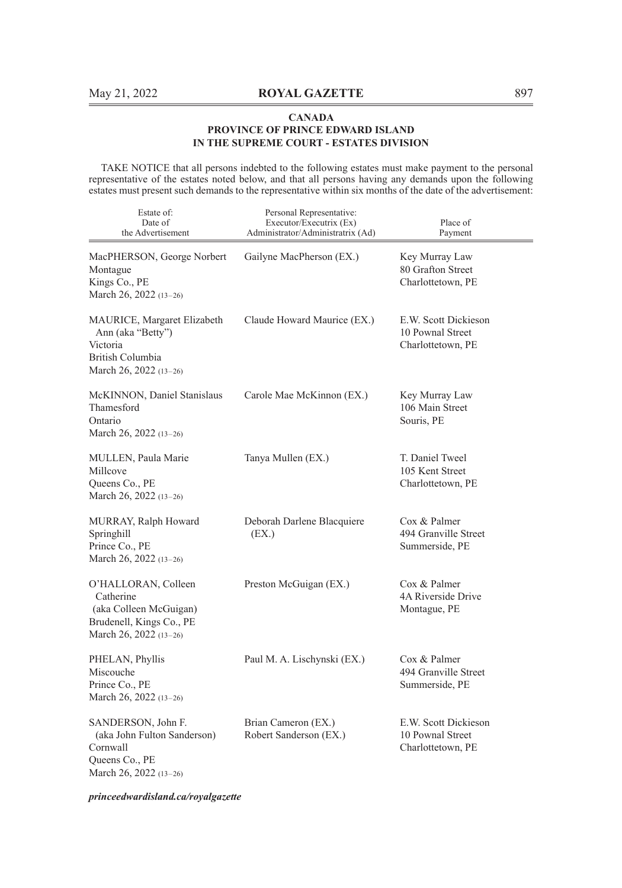**CANADA**
**PROVINCE OF PRINCE EDWARD ISLAND**
**IN THE SUPREME COURT - ESTATES DIVISION**

TAKE NOTICE that all persons indebted to the following estates must make payment to the personal representative of the estates noted below, and that all persons having any demands upon the following estates must present such demands to the representative within six months of the date of the advertisement:

| Estate of: Date of the Advertisement | Personal Representative: Executor/Executrix (Ex) Administrator/Administratrix (Ad) | Place of Payment |
|---|---|---|
| MacPHERSON, George Norbert<br>Montague<br>Kings Co., PE<br>March 26, 2022 (13–26) | Gailyne MacPherson (EX.) | Key Murray Law<br>80 Grafton Street<br>Charlottetown, PE |
| MAURICE, Margaret Elizabeth Ann (aka "Betty")<br>Victoria<br>British Columbia<br>March 26, 2022 (13–26) | Claude Howard Maurice (EX.) | E.W. Scott Dickieson<br>10 Pownal Street<br>Charlottetown, PE |
| McKINNON, Daniel Stanislaus<br>Thamesford<br>Ontario<br>March 26, 2022 (13–26) | Carole Mae McKinnon (EX.) | Key Murray Law<br>106 Main Street<br>Souris, PE |
| MULLEN, Paula Marie<br>Millcove<br>Queens Co., PE<br>March 26, 2022 (13–26) | Tanya Mullen (EX.) | T. Daniel Tweel<br>105 Kent Street<br>Charlottetown, PE |
| MURRAY, Ralph Howard<br>Springhill<br>Prince Co., PE<br>March 26, 2022 (13–26) | Deborah Darlene Blacquiere (EX.) | Cox & Palmer<br>494 Granville Street<br>Summerside, PE |
| O'HALLORAN, Colleen Catherine<br>(aka Colleen McGuigan)<br>Brudenell, Kings Co., PE<br>March 26, 2022 (13–26) | Preston McGuigan (EX.) | Cox & Palmer<br>4A Riverside Drive<br>Montague, PE |
| PHELAN, Phyllis<br>Miscouche<br>Prince Co., PE<br>March 26, 2022 (13–26) | Paul M. A. Lischynski (EX.) | Cox & Palmer<br>494 Granville Street<br>Summerside, PE |
| SANDERSON, John F.<br>(aka John Fulton Sanderson)<br>Cornwall<br>Queens Co., PE<br>March 26, 2022 (13–26) | Brian Cameron (EX.)<br>Robert Sanderson (EX.) | E.W. Scott Dickieson<br>10 Pownal Street<br>Charlottetown, PE |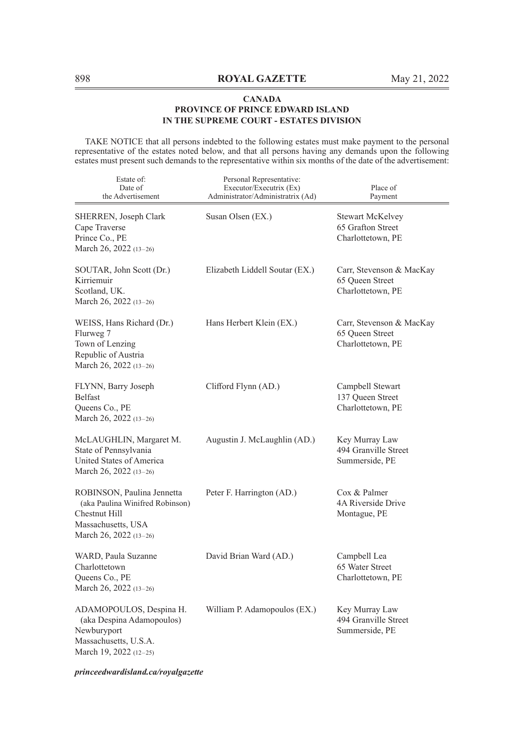**CANADA**
**PROVINCE OF PRINCE EDWARD ISLAND**
**IN THE SUPREME COURT - ESTATES DIVISION**

TAKE NOTICE that all persons indebted to the following estates must make payment to the personal representative of the estates noted below, and that all persons having any demands upon the following estates must present such demands to the representative within six months of the date of the advertisement:

| Estate of: Date of the Advertisement | Personal Representative: Executor/Executrix (Ex) Administrator/Administratrix (Ad) | Place of Payment |
|---|---|---|
| SHERREN, Joseph Clark<br>Cape Traverse<br>Prince Co., PE<br>March 26, 2022 (13–26) | Susan Olsen (EX.) | Stewart McKelvey<br>65 Grafton Street<br>Charlottetown, PE |
| SOUTAR, John Scott (Dr.)<br>Kirriemuir<br>Scotland, UK.<br>March 26, 2022 (13–26) | Elizabeth Liddell Soutar (EX.) | Carr, Stevenson & MacKay<br>65 Queen Street<br>Charlottetown, PE |
| WEISS, Hans Richard (Dr.)<br>Flurweg 7<br>Town of Lenzing<br>Republic of Austria<br>March 26, 2022 (13–26) | Hans Herbert Klein (EX.) | Carr, Stevenson & MacKay<br>65 Queen Street<br>Charlottetown, PE |
| FLYNN, Barry Joseph<br>Belfast<br>Queens Co., PE<br>March 26, 2022 (13–26) | Clifford Flynn (AD.) | Campbell Stewart<br>137 Queen Street<br>Charlottetown, PE |
| McLAUGHLIN, Margaret M.<br>State of Pennsylvania<br>United States of America<br>March 26, 2022 (13–26) | Augustin J. McLaughlin (AD.) | Key Murray Law<br>494 Granville Street<br>Summerside, PE |
| ROBINSON, Paulina Jennetta<br>(aka Paulina Winifred Robinson)<br>Chestnut Hill<br>Massachusetts, USA<br>March 26, 2022 (13–26) | Peter F. Harrington (AD.) | Cox & Palmer<br>4A Riverside Drive<br>Montague, PE |
| WARD, Paula Suzanne<br>Charlottetown<br>Queens Co., PE<br>March 26, 2022 (13–26) | David Brian Ward (AD.) | Campbell Lea<br>65 Water Street<br>Charlottetown, PE |
| ADAMOPOULOS, Despina H.<br>(aka Despina Adamopoulos)<br>Newburyport<br>Massachusetts, U.S.A.<br>March 19, 2022 (12–25) | William P. Adamopoulos (EX.) | Key Murray Law<br>494 Granville Street<br>Summerside, PE |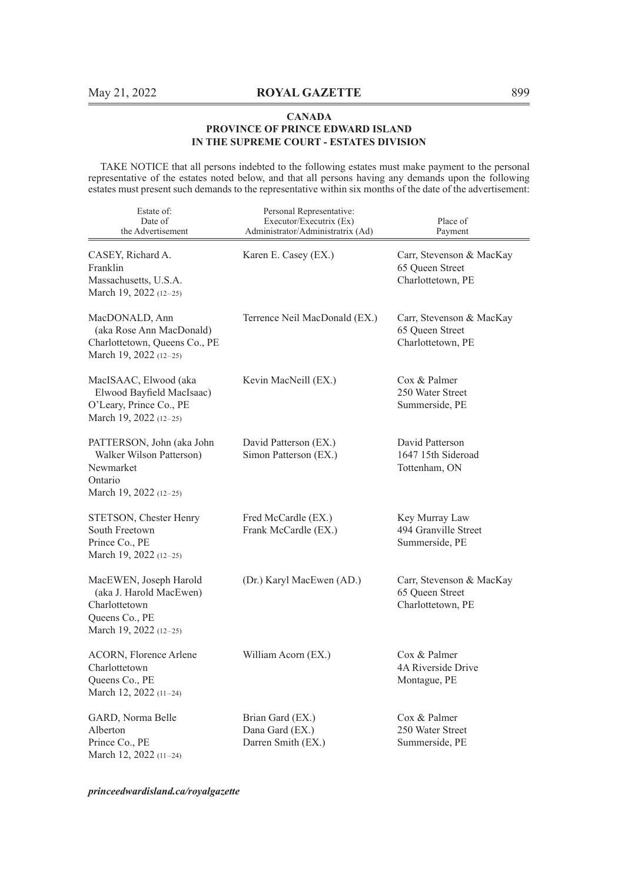**CANADA**
**PROVINCE OF PRINCE EDWARD ISLAND**
**IN THE SUPREME COURT - ESTATES DIVISION**

TAKE NOTICE that all persons indebted to the following estates must make payment to the personal representative of the estates noted below, and that all persons having any demands upon the following estates must present such demands to the representative within six months of the date of the advertisement:

| Estate of: Date of the Advertisement | Personal Representative: Executor/Executrix (Ex) Administrator/Administratrix (Ad) | Place of Payment |
|---|---|---|
| CASEY, Richard A. Franklin Massachusetts, U.S.A. March 19, 2022 (12–25) | Karen E. Casey (EX.) | Carr, Stevenson & MacKay 65 Queen Street Charlottetown, PE |
| MacDONALD, Ann (aka Rose Ann MacDonald) Charlottetown, Queens Co., PE March 19, 2022 (12–25) | Terrence Neil MacDonald (EX.) | Carr, Stevenson & MacKay 65 Queen Street Charlottetown, PE |
| MacISAAC, Elwood (aka Elwood Bayfield MacIsaac) O'Leary, Prince Co., PE March 19, 2022 (12–25) | Kevin MacNeill (EX.) | Cox & Palmer 250 Water Street Summerside, PE |
| PATTERSON, John (aka John Walker Wilson Patterson) Newmarket Ontario March 19, 2022 (12–25) | David Patterson (EX.) Simon Patterson (EX.) | David Patterson 1647 15th Sideroad Tottenham, ON |
| STETSON, Chester Henry South Freetown Prince Co., PE March 19, 2022 (12–25) | Fred McCardle (EX.) Frank McCardle (EX.) | Key Murray Law 494 Granville Street Summerside, PE |
| MacEWEN, Joseph Harold (aka J. Harold MacEwen) Charlottetown Queens Co., PE March 19, 2022 (12–25) | (Dr.) Karyl MacEwen (AD.) | Carr, Stevenson & MacKay 65 Queen Street Charlottetown, PE |
| ACORN, Florence Arlene Charlottetown Queens Co., PE March 12, 2022 (11–24) | William Acorn (EX.) | Cox & Palmer 4A Riverside Drive Montague, PE |
| GARD, Norma Belle Alberton Prince Co., PE March 12, 2022 (11–24) | Brian Gard (EX.) Dana Gard (EX.) Darren Smith (EX.) | Cox & Palmer 250 Water Street Summerside, PE |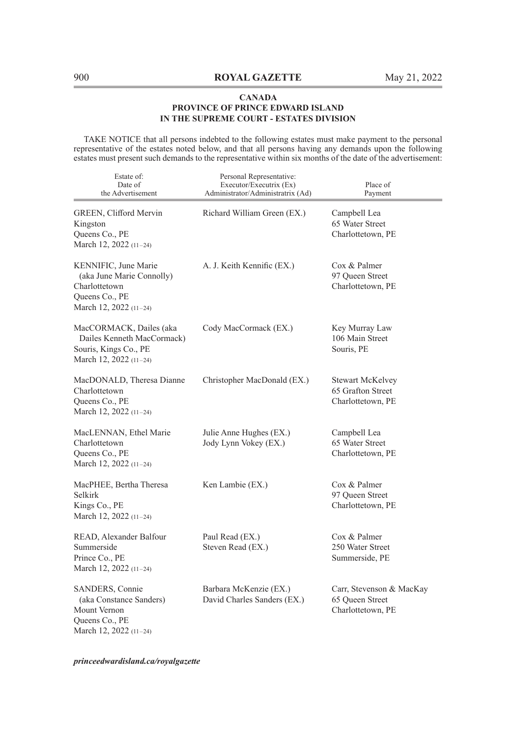**CANADA**
**PROVINCE OF PRINCE EDWARD ISLAND**
**IN THE SUPREME COURT - ESTATES DIVISION**

TAKE NOTICE that all persons indebted to the following estates must make payment to the personal representative of the estates noted below, and that all persons having any demands upon the following estates must present such demands to the representative within six months of the date of the advertisement:

| Estate of: Date of the Advertisement | Personal Representative: Executor/Executrix (Ex) Administrator/Administratrix (Ad) | Place of Payment |
|---|---|---|
| GREEN, Clifford Mervin<br>Kingston<br>Queens Co., PE<br>March 12, 2022 (11–24) | Richard William Green (EX.) | Campbell Lea<br>65 Water Street<br>Charlottetown, PE |
| KENNIFIC, June Marie<br>(aka June Marie Connolly)<br>Charlottetown<br>Queens Co., PE<br>March 12, 2022 (11–24) | A. J. Keith Kennific (EX.) | Cox & Palmer<br>97 Queen Street<br>Charlottetown, PE |
| MacCORMACK, Dailes (aka<br>Dailes Kenneth MacCormack)<br>Souris, Kings Co., PE<br>March 12, 2022 (11–24) | Cody MacCormack (EX.) | Key Murray Law<br>106 Main Street<br>Souris, PE |
| MacDONALD, Theresa Dianne<br>Charlottetown<br>Queens Co., PE<br>March 12, 2022 (11–24) | Christopher MacDonald (EX.) | Stewart McKelvey<br>65 Grafton Street<br>Charlottetown, PE |
| MacLENNAN, Ethel Marie<br>Charlottetown<br>Queens Co., PE<br>March 12, 2022 (11–24) | Julie Anne Hughes (EX.)<br>Jody Lynn Vokey (EX.) | Campbell Lea<br>65 Water Street<br>Charlottetown, PE |
| MacPHEE, Bertha Theresa<br>Selkirk<br>Kings Co., PE<br>March 12, 2022 (11–24) | Ken Lambie (EX.) | Cox & Palmer<br>97 Queen Street<br>Charlottetown, PE |
| READ, Alexander Balfour<br>Summerside<br>Prince Co., PE<br>March 12, 2022 (11–24) | Paul Read (EX.)<br>Steven Read (EX.) | Cox & Palmer<br>250 Water Street<br>Summerside, PE |
| SANDERS, Connie<br>(aka Constance Sanders)<br>Mount Vernon<br>Queens Co., PE<br>March 12, 2022 (11–24) | Barbara McKenzie (EX.)<br>David Charles Sanders (EX.) | Carr, Stevenson & MacKay<br>65 Queen Street<br>Charlottetown, PE |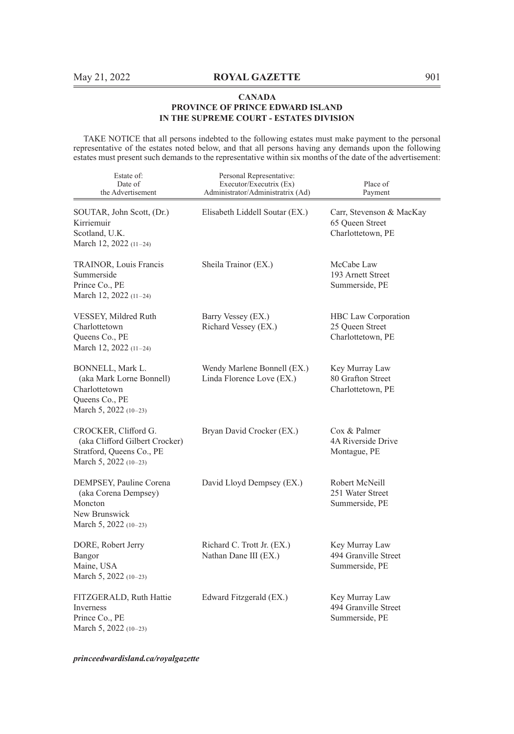**CANADA**
**PROVINCE OF PRINCE EDWARD ISLAND**
**IN THE SUPREME COURT - ESTATES DIVISION**

TAKE NOTICE that all persons indebted to the following estates must make payment to the personal representative of the estates noted below, and that all persons having any demands upon the following estates must present such demands to the representative within six months of the date of the advertisement:

| Estate of:<br>Date of<br>the Advertisement | Personal Representative:<br>Executor/Executrix (Ex)<br>Administrator/Administratrix (Ad) | Place of<br>Payment |
|---|---|---|
| SOUTAR, John Scott, (Dr.)<br>Kirriemuir<br>Scotland, U.K.<br>March 12, 2022 (11–24) | Elisabeth Liddell Soutar (EX.) | Carr, Stevenson & MacKay<br>65 Queen Street<br>Charlottetown, PE |
| TRAINOR, Louis Francis<br>Summerside<br>Prince Co., PE<br>March 12, 2022 (11–24) | Sheila Trainor (EX.) | McCabe Law<br>193 Arnett Street<br>Summerside, PE |
| VESSEY, Mildred Ruth<br>Charlottetown<br>Queens Co., PE<br>March 12, 2022 (11–24) | Barry Vessey (EX.)<br>Richard Vessey (EX.) | HBC Law Corporation<br>25 Queen Street<br>Charlottetown, PE |
| BONNELL, Mark L.<br>(aka Mark Lorne Bonnell)<br>Charlottetown<br>Queens Co., PE<br>March 5, 2022 (10–23) | Wendy Marlene Bonnell (EX.)<br>Linda Florence Love (EX.) | Key Murray Law<br>80 Grafton Street<br>Charlottetown, PE |
| CROCKER, Clifford G.<br>(aka Clifford Gilbert Crocker)<br>Stratford, Queens Co., PE<br>March 5, 2022 (10–23) | Bryan David Crocker (EX.) | Cox & Palmer<br>4A Riverside Drive<br>Montague, PE |
| DEMPSEY, Pauline Corena<br>(aka Corena Dempsey)<br>Moncton<br>New Brunswick<br>March 5, 2022 (10–23) | David Lloyd Dempsey (EX.) | Robert McNeill<br>251 Water Street<br>Summerside, PE |
| DORE, Robert Jerry<br>Bangor<br>Maine, USA<br>March 5, 2022 (10–23) | Richard C. Trott Jr. (EX.)<br>Nathan Dane III (EX.) | Key Murray Law<br>494 Granville Street<br>Summerside, PE |
| FITZGERALD, Ruth Hattie<br>Inverness<br>Prince Co., PE<br>March 5, 2022 (10–23) | Edward Fitzgerald (EX.) | Key Murray Law<br>494 Granville Street<br>Summerside, PE |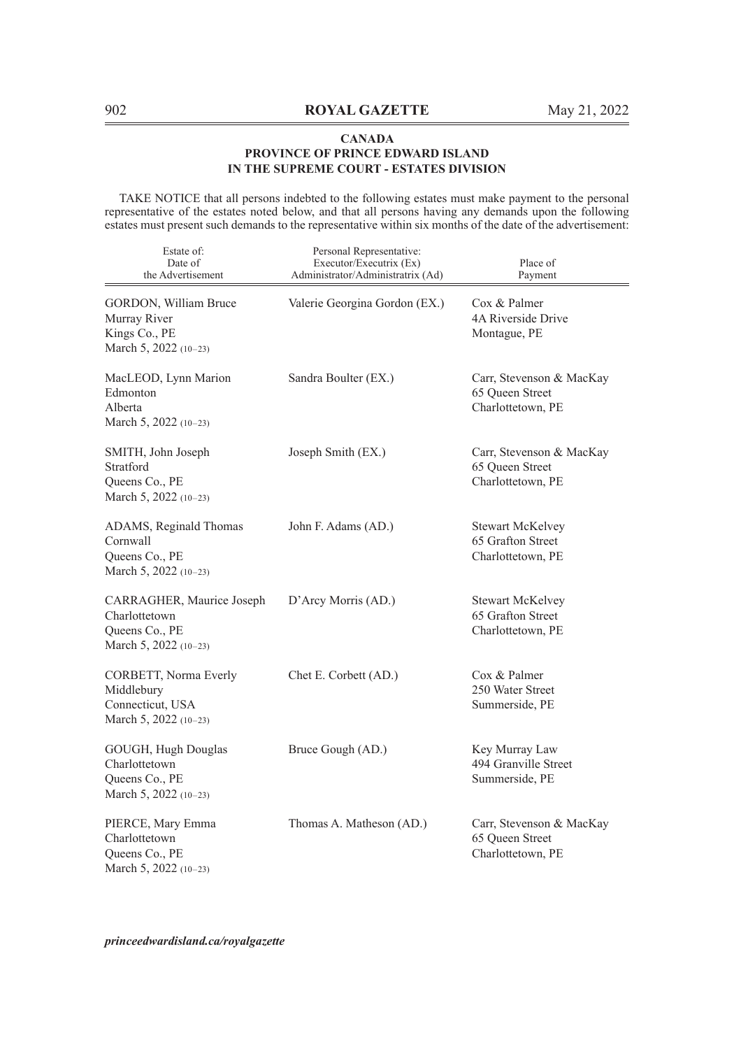**CANADA**
**PROVINCE OF PRINCE EDWARD ISLAND**
**IN THE SUPREME COURT - ESTATES DIVISION**

TAKE NOTICE that all persons indebted to the following estates must make payment to the personal representative of the estates noted below, and that all persons having any demands upon the following estates must present such demands to the representative within six months of the date of the advertisement:

| Estate of: Date of the Advertisement | Personal Representative: Executor/Executrix (Ex) Administrator/Administratrix (Ad) | Place of Payment |
|---|---|---|
| GORDON, William Bruce Murray River Kings Co., PE March 5, 2022 (10–23) | Valerie Georgina Gordon (EX.) | Cox & Palmer 4A Riverside Drive Montague, PE |
| MacLEOD, Lynn Marion Edmonton Alberta March 5, 2022 (10–23) | Sandra Boulter (EX.) | Carr, Stevenson & MacKay 65 Queen Street Charlottetown, PE |
| SMITH, John Joseph Stratford Queens Co., PE March 5, 2022 (10–23) | Joseph Smith (EX.) | Carr, Stevenson & MacKay 65 Queen Street Charlottetown, PE |
| ADAMS, Reginald Thomas Cornwall Queens Co., PE March 5, 2022 (10–23) | John F. Adams (AD.) | Stewart McKelvey 65 Grafton Street Charlottetown, PE |
| CARRAGHER, Maurice Joseph Charlottetown Queens Co., PE March 5, 2022 (10–23) | D'Arcy Morris (AD.) | Stewart McKelvey 65 Grafton Street Charlottetown, PE |
| CORBETT, Norma Everly Middlebury Connecticut, USA March 5, 2022 (10–23) | Chet E. Corbett (AD.) | Cox & Palmer 250 Water Street Summerside, PE |
| GOUGH, Hugh Douglas Charlottetown Queens Co., PE March 5, 2022 (10–23) | Bruce Gough (AD.) | Key Murray Law 494 Granville Street Summerside, PE |
| PIERCE, Mary Emma Charlottetown Queens Co., PE March 5, 2022 (10–23) | Thomas A. Matheson (AD.) | Carr, Stevenson & MacKay 65 Queen Street Charlottetown, PE |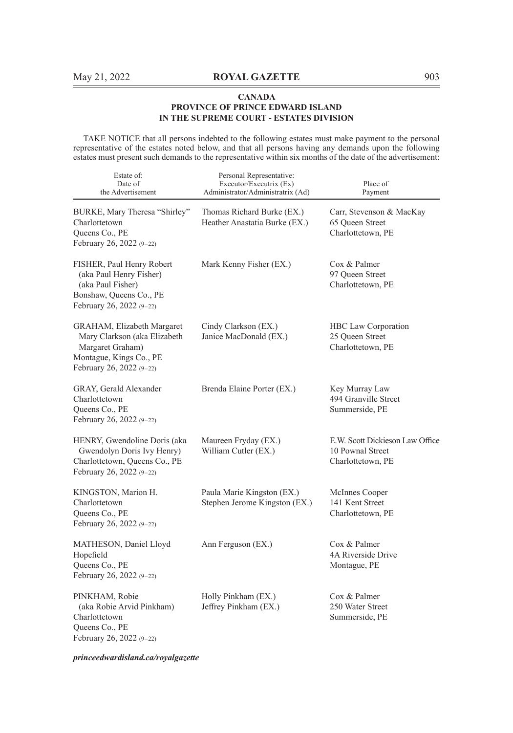**CANADA**
**PROVINCE OF PRINCE EDWARD ISLAND**
**IN THE SUPREME COURT - ESTATES DIVISION**

TAKE NOTICE that all persons indebted to the following estates must make payment to the personal representative of the estates noted below, and that all persons having any demands upon the following estates must present such demands to the representative within six months of the date of the advertisement:

| Estate of: Date of the Advertisement | Personal Representative: Executor/Executrix (Ex) Administrator/Administratrix (Ad) | Place of Payment |
|---|---|---|
| BURKE, Mary Theresa "Shirley" Charlottetown Queens Co., PE February 26, 2022 (9–22) | Thomas Richard Burke (EX.) Heather Anastatia Burke (EX.) | Carr, Stevenson & MacKay 65 Queen Street Charlottetown, PE |
| FISHER, Paul Henry Robert (aka Paul Henry Fisher) (aka Paul Fisher) Bonshaw, Queens Co., PE February 26, 2022 (9–22) | Mark Kenny Fisher (EX.) | Cox & Palmer 97 Queen Street Charlottetown, PE |
| GRAHAM, Elizabeth Margaret Mary Clarkson (aka Elizabeth Margaret Graham) Montague, Kings Co., PE February 26, 2022 (9–22) | Cindy Clarkson (EX.) Janice MacDonald (EX.) | HBC Law Corporation 25 Queen Street Charlottetown, PE |
| GRAY, Gerald Alexander Charlottetown Queens Co., PE February 26, 2022 (9–22) | Brenda Elaine Porter (EX.) | Key Murray Law 494 Granville Street Summerside, PE |
| HENRY, Gwendoline Doris (aka Gwendolyn Doris Ivy Henry) Charlottetown, Queens Co., PE February 26, 2022 (9–22) | Maureen Fryday (EX.) William Cutler (EX.) | E.W. Scott Dickieson Law Office 10 Pownal Street Charlottetown, PE |
| KINGSTON, Marion H. Charlottetown Queens Co., PE February 26, 2022 (9–22) | Paula Marie Kingston (EX.) Stephen Jerome Kingston (EX.) | McInnes Cooper 141 Kent Street Charlottetown, PE |
| MATHESON, Daniel Lloyd Hopefield Queens Co., PE February 26, 2022 (9–22) | Ann Ferguson (EX.) | Cox & Palmer 4A Riverside Drive Montague, PE |
| PINKHAM, Robie (aka Robie Arvid Pinkham) Charlottetown Queens Co., PE February 26, 2022 (9–22) | Holly Pinkham (EX.) Jeffrey Pinkham (EX.) | Cox & Palmer 250 Water Street Summerside, PE |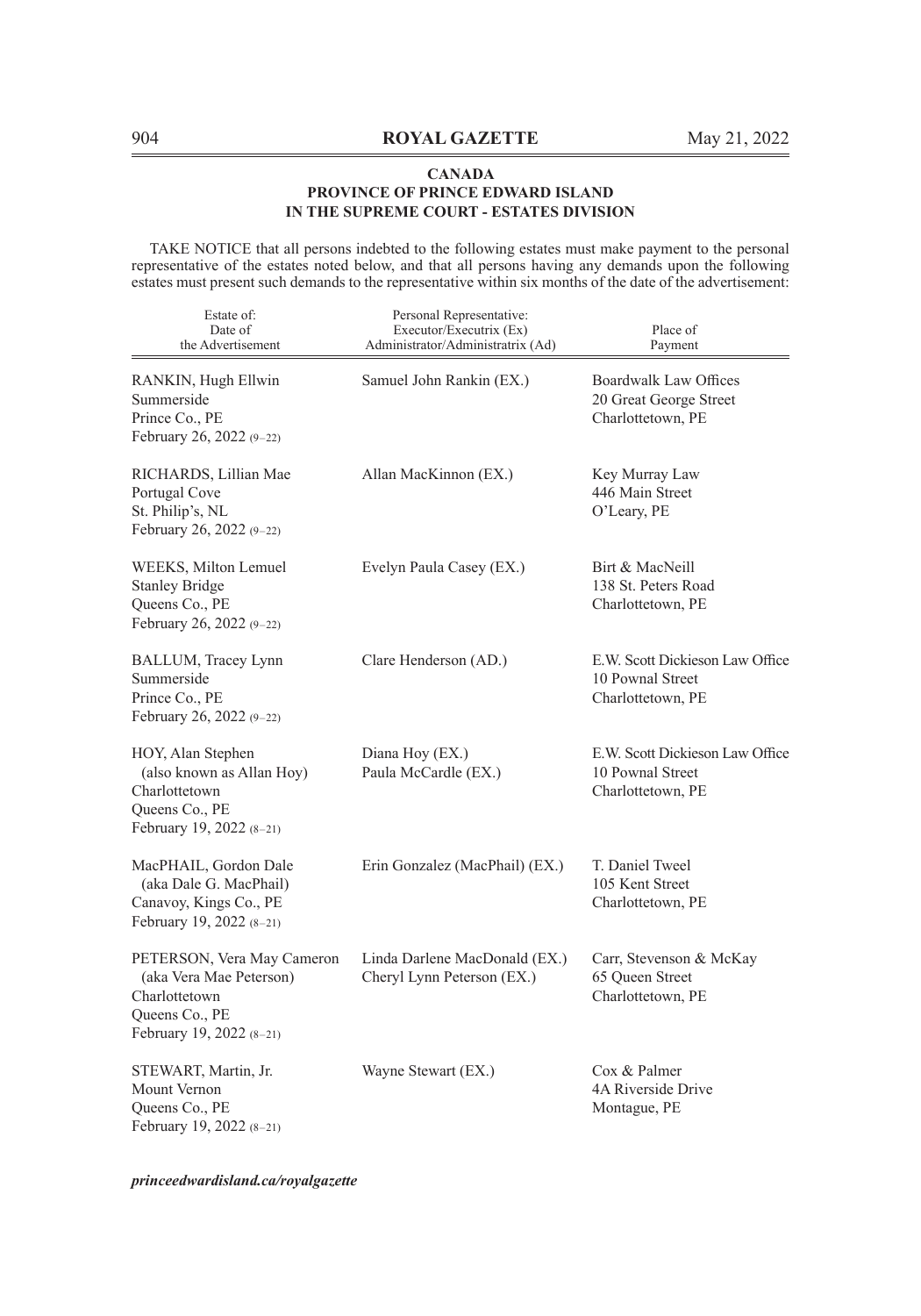**CANADA**
**PROVINCE OF PRINCE EDWARD ISLAND**
**IN THE SUPREME COURT - ESTATES DIVISION**

TAKE NOTICE that all persons indebted to the following estates must make payment to the personal representative of the estates noted below, and that all persons having any demands upon the following estates must present such demands to the representative within six months of the date of the advertisement:

| Estate of: Date of the Advertisement | Personal Representative: Executor/Executrix (Ex) Administrator/Administratrix (Ad) | Place of Payment |
|---|---|---|
| RANKIN, Hugh Ellwin<br>Summerside<br>Prince Co., PE<br>February 26, 2022 (9–22) | Samuel John Rankin (EX.) | Boardwalk Law Offices<br>20 Great George Street<br>Charlottetown, PE |
| RICHARDS, Lillian Mae<br>Portugal Cove<br>St. Philip's, NL<br>February 26, 2022 (9–22) | Allan MacKinnon (EX.) | Key Murray Law<br>446 Main Street<br>O'Leary, PE |
| WEEKS, Milton Lemuel<br>Stanley Bridge<br>Queens Co., PE<br>February 26, 2022 (9–22) | Evelyn Paula Casey (EX.) | Birt & MacNeill<br>138 St. Peters Road<br>Charlottetown, PE |
| BALLUM, Tracey Lynn<br>Summerside<br>Prince Co., PE<br>February 26, 2022 (9–22) | Clare Henderson (AD.) | E.W. Scott Dickieson Law Office<br>10 Pownal Street<br>Charlottetown, PE |
| HOY, Alan Stephen<br>(also known as Allan Hoy)<br>Charlottetown<br>Queens Co., PE<br>February 19, 2022 (8–21) | Diana Hoy (EX.)<br>Paula McCardle (EX.) | E.W. Scott Dickieson Law Office<br>10 Pownal Street<br>Charlottetown, PE |
| MacPHAIL, Gordon Dale<br>(aka Dale G. MacPhail)<br>Canavoy, Kings Co., PE<br>February 19, 2022 (8–21) | Erin Gonzalez (MacPhail) (EX.) | T. Daniel Tweel<br>105 Kent Street<br>Charlottetown, PE |
| PETERSON, Vera May Cameron<br>(aka Vera Mae Peterson)<br>Charlottetown<br>Queens Co., PE<br>February 19, 2022 (8–21) | Linda Darlene MacDonald (EX.)<br>Cheryl Lynn Peterson (EX.) | Carr, Stevenson & McKay<br>65 Queen Street<br>Charlottetown, PE |
| STEWART, Martin, Jr.<br>Mount Vernon<br>Queens Co., PE<br>February 19, 2022 (8–21) | Wayne Stewart (EX.) | Cox & Palmer<br>4A Riverside Drive<br>Montague, PE |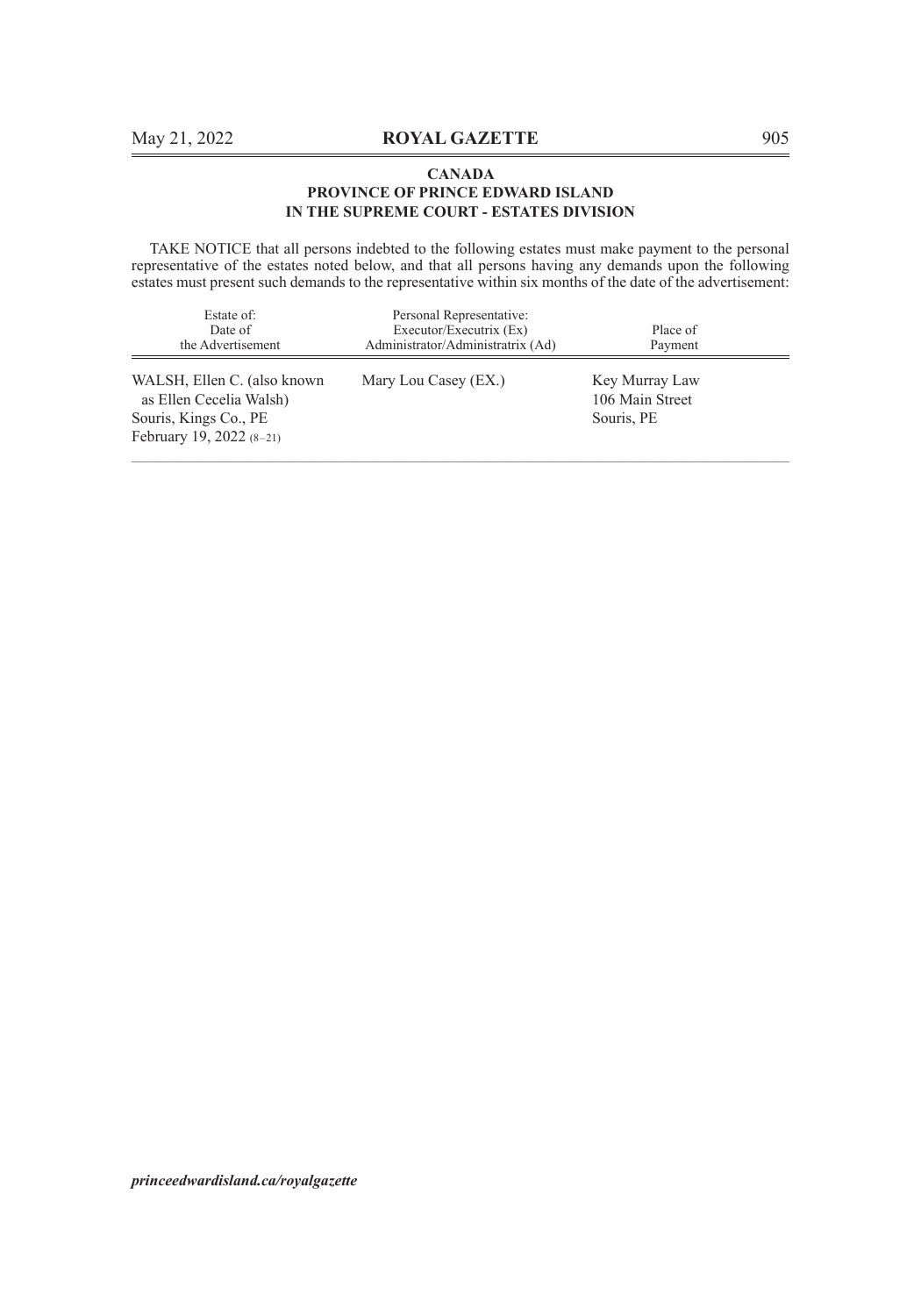**CANADA**
**PROVINCE OF PRINCE EDWARD ISLAND**
**IN THE SUPREME COURT - ESTATES DIVISION**

TAKE NOTICE that all persons indebted to the following estates must make payment to the personal representative of the estates noted below, and that all persons having any demands upon the following estates must present such demands to the representative within six months of the date of the advertisement:

| Estate of: Date of the Advertisement | Personal Representative: Executor/Executrix (Ex) Administrator/Administratrix (Ad) | Place of Payment |
|---|---|---|
| WALSH, Ellen C. (also known as Ellen Cecelia Walsh) Souris, Kings Co., PE February 19, 2022 (8–21) | Mary Lou Casey (EX.) | Key Murray Law 106 Main Street Souris, PE |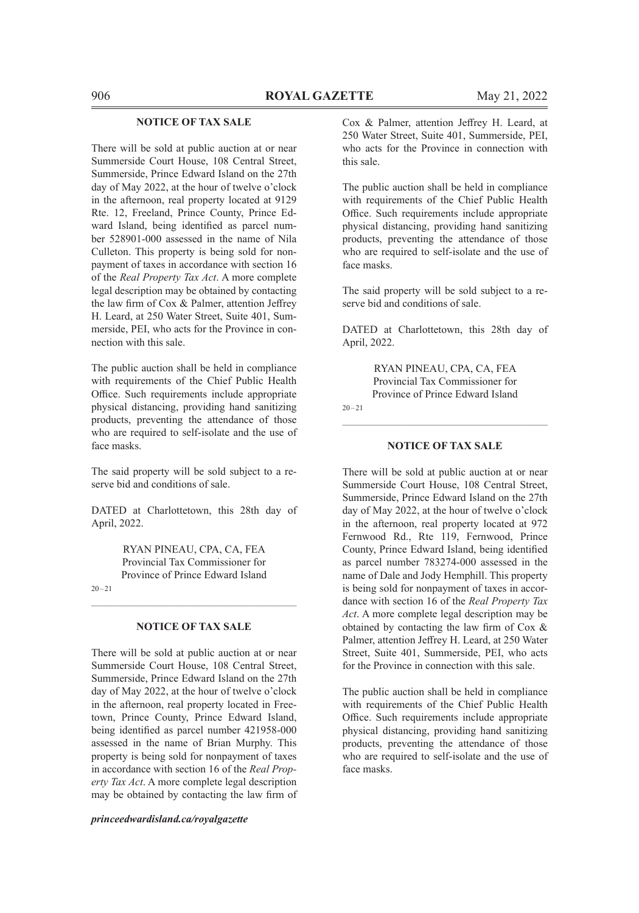## NOTICE OF TAX SALE

There will be sold at public auction at or near Summerside Court House, 108 Central Street, Summerside, Prince Edward Island on the 27th day of May 2022, at the hour of twelve o'clock in the afternoon, real property located at 9129 Rte. 12, Freeland, Prince County, Prince Edward Island, being identified as parcel number 528901-000 assessed in the name of Nila Culleton. This property is being sold for nonpayment of taxes in accordance with section 16 of the *Real Property Tax Act*. A more complete legal description may be obtained by contacting the law firm of Cox & Palmer, attention Jeffrey H. Leard, at 250 Water Street, Suite 401, Summerside, PEI, who acts for the Province in connection with this sale.

The public auction shall be held in compliance with requirements of the Chief Public Health Office. Such requirements include appropriate physical distancing, providing hand sanitizing products, preventing the attendance of those who are required to self-isolate and the use of face masks.

The said property will be sold subject to a reserve bid and conditions of sale.

DATED at Charlottetown, this 28th day of April, 2022.

RYAN PINEAU, CPA, CA, FEA
Provincial Tax Commissioner for
Province of Prince Edward Island

20–21

---

## NOTICE OF TAX SALE

There will be sold at public auction at or near Summerside Court House, 108 Central Street, Summerside, Prince Edward Island on the 27th day of May 2022, at the hour of twelve o'clock in the afternoon, real property located in Freetown, Prince County, Prince Edward Island, being identified as parcel number 421958-000 assessed in the name of Brian Murphy. This property is being sold for nonpayment of taxes in accordance with section 16 of the *Real Property Tax Act*. A more complete legal description may be obtained by contacting the law firm of Cox & Palmer, attention Jeffrey H. Leard, at 250 Water Street, Suite 401, Summerside, PEI, who acts for the Province in connection with this sale.

The public auction shall be held in compliance with requirements of the Chief Public Health Office. Such requirements include appropriate physical distancing, providing hand sanitizing products, preventing the attendance of those who are required to self-isolate and the use of face masks.

The said property will be sold subject to a reserve bid and conditions of sale.

DATED at Charlottetown, this 28th day of April, 2022.

RYAN PINEAU, CPA, CA, FEA
Provincial Tax Commissioner for
Province of Prince Edward Island

20–21

---

## NOTICE OF TAX SALE

There will be sold at public auction at or near Summerside Court House, 108 Central Street, Summerside, Prince Edward Island on the 27th day of May 2022, at the hour of twelve o'clock in the afternoon, real property located at 972 Fernwood Rd., Rte 119, Fernwood, Prince County, Prince Edward Island, being identified as parcel number 783274-000 assessed in the name of Dale and Jody Hemphill. This property is being sold for nonpayment of taxes in accordance with section 16 of the *Real Property Tax Act*. A more complete legal description may be obtained by contacting the law firm of Cox & Palmer, attention Jeffrey H. Leard, at 250 Water Street, Suite 401, Summerside, PEI, who acts for the Province in connection with this sale.

The public auction shall be held in compliance with requirements of the Chief Public Health Office. Such requirements include appropriate physical distancing, providing hand sanitizing products, preventing the attendance of those who are required to self-isolate and the use of face masks.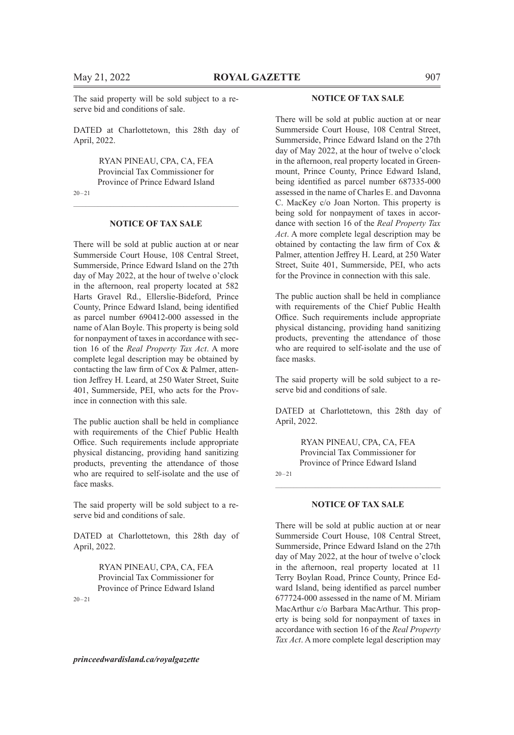The said property will be sold subject to a reserve bid and conditions of sale.

DATED at Charlottetown, this 28th day of April, 2022.

RYAN PINEAU, CPA, CA, FEA
Provincial Tax Commissioner for
Province of Prince Edward Island

20–21

---

**NOTICE OF TAX SALE**

There will be sold at public auction at or near Summerside Court House, 108 Central Street, Summerside, Prince Edward Island on the 27th day of May 2022, at the hour of twelve o'clock in the afternoon, real property located at 582 Harts Gravel Rd., Ellerslie-Bideford, Prince County, Prince Edward Island, being identified as parcel number 690412-000 assessed in the name of Alan Boyle. This property is being sold for nonpayment of taxes in accordance with section 16 of the *Real Property Tax Act*. A more complete legal description may be obtained by contacting the law firm of Cox & Palmer, attention Jeffrey H. Leard, at 250 Water Street, Suite 401, Summerside, PEI, who acts for the Province in connection with this sale.

The public auction shall be held in compliance with requirements of the Chief Public Health Office. Such requirements include appropriate physical distancing, providing hand sanitizing products, preventing the attendance of those who are required to self-isolate and the use of face masks.

The said property will be sold subject to a reserve bid and conditions of sale.

DATED at Charlottetown, this 28th day of April, 2022.

RYAN PINEAU, CPA, CA, FEA
Provincial Tax Commissioner for
Province of Prince Edward Island

20–21

---

**NOTICE OF TAX SALE**

There will be sold at public auction at or near Summerside Court House, 108 Central Street, Summerside, Prince Edward Island on the 27th day of May 2022, at the hour of twelve o'clock in the afternoon, real property located in Greenmount, Prince County, Prince Edward Island, being identified as parcel number 687335-000 assessed in the name of Charles E. and Davonna C. MacKey c/o Joan Norton. This property is being sold for nonpayment of taxes in accordance with section 16 of the *Real Property Tax Act*. A more complete legal description may be obtained by contacting the law firm of Cox & Palmer, attention Jeffrey H. Leard, at 250 Water Street, Suite 401, Summerside, PEI, who acts for the Province in connection with this sale.

The public auction shall be held in compliance with requirements of the Chief Public Health Office. Such requirements include appropriate physical distancing, providing hand sanitizing products, preventing the attendance of those who are required to self-isolate and the use of face masks.

The said property will be sold subject to a reserve bid and conditions of sale.

DATED at Charlottetown, this 28th day of April, 2022.

RYAN PINEAU, CPA, CA, FEA
Provincial Tax Commissioner for
Province of Prince Edward Island

20–21

---

**NOTICE OF TAX SALE**

There will be sold at public auction at or near Summerside Court House, 108 Central Street, Summerside, Prince Edward Island on the 27th day of May 2022, at the hour of twelve o'clock in the afternoon, real property located at 11 Terry Boylan Road, Prince County, Prince Edward Island, being identified as parcel number 677724-000 assessed in the name of M. Miriam MacArthur c/o Barbara MacArthur. This property is being sold for nonpayment of taxes in accordance with section 16 of the *Real Property Tax Act*. A more complete legal description may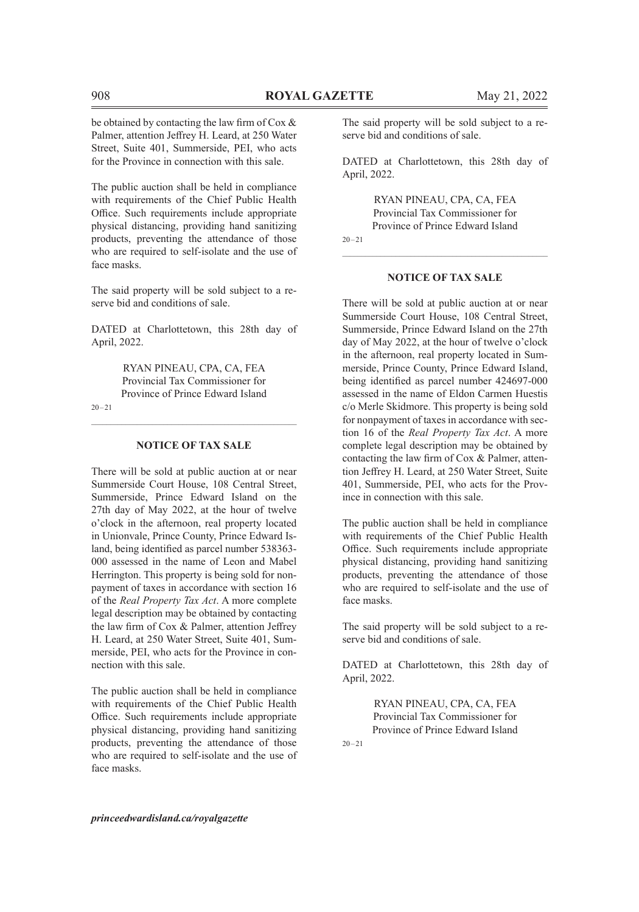be obtained by contacting the law firm of Cox & Palmer, attention Jeffrey H. Leard, at 250 Water Street, Suite 401, Summerside, PEI, who acts for the Province in connection with this sale.

The public auction shall be held in compliance with requirements of the Chief Public Health Office. Such requirements include appropriate physical distancing, providing hand sanitizing products, preventing the attendance of those who are required to self-isolate and the use of face masks.

The said property will be sold subject to a reserve bid and conditions of sale.

DATED at Charlottetown, this 28th day of April, 2022.

RYAN PINEAU, CPA, CA, FEA
Provincial Tax Commissioner for
Province of Prince Edward Island

20–21

---

### NOTICE OF TAX SALE

There will be sold at public auction at or near Summerside Court House, 108 Central Street, Summerside, Prince Edward Island on the 27th day of May 2022, at the hour of twelve o'clock in the afternoon, real property located in Unionvale, Prince County, Prince Edward Island, being identified as parcel number 538363-000 assessed in the name of Leon and Mabel Herrington. This property is being sold for nonpayment of taxes in accordance with section 16 of the *Real Property Tax Act*. A more complete legal description may be obtained by contacting the law firm of Cox & Palmer, attention Jeffrey H. Leard, at 250 Water Street, Suite 401, Summerside, PEI, who acts for the Province in connection with this sale.

The public auction shall be held in compliance with requirements of the Chief Public Health Office. Such requirements include appropriate physical distancing, providing hand sanitizing products, preventing the attendance of those who are required to self-isolate and the use of face masks.

The said property will be sold subject to a reserve bid and conditions of sale.

DATED at Charlottetown, this 28th day of April, 2022.

RYAN PINEAU, CPA, CA, FEA
Provincial Tax Commissioner for
Province of Prince Edward Island

20–21

---

### NOTICE OF TAX SALE

There will be sold at public auction at or near Summerside Court House, 108 Central Street, Summerside, Prince Edward Island on the 27th day of May 2022, at the hour of twelve o'clock in the afternoon, real property located in Summerside, Prince County, Prince Edward Island, being identified as parcel number 424697-000 assessed in the name of Eldon Carmen Huestis c/o Merle Skidmore. This property is being sold for nonpayment of taxes in accordance with section 16 of the *Real Property Tax Act*. A more complete legal description may be obtained by contacting the law firm of Cox & Palmer, attention Jeffrey H. Leard, at 250 Water Street, Suite 401, Summerside, PEI, who acts for the Province in connection with this sale.

The public auction shall be held in compliance with requirements of the Chief Public Health Office. Such requirements include appropriate physical distancing, providing hand sanitizing products, preventing the attendance of those who are required to self-isolate and the use of face masks.

The said property will be sold subject to a reserve bid and conditions of sale.

DATED at Charlottetown, this 28th day of April, 2022.

RYAN PINEAU, CPA, CA, FEA
Provincial Tax Commissioner for
Province of Prince Edward Island

20–21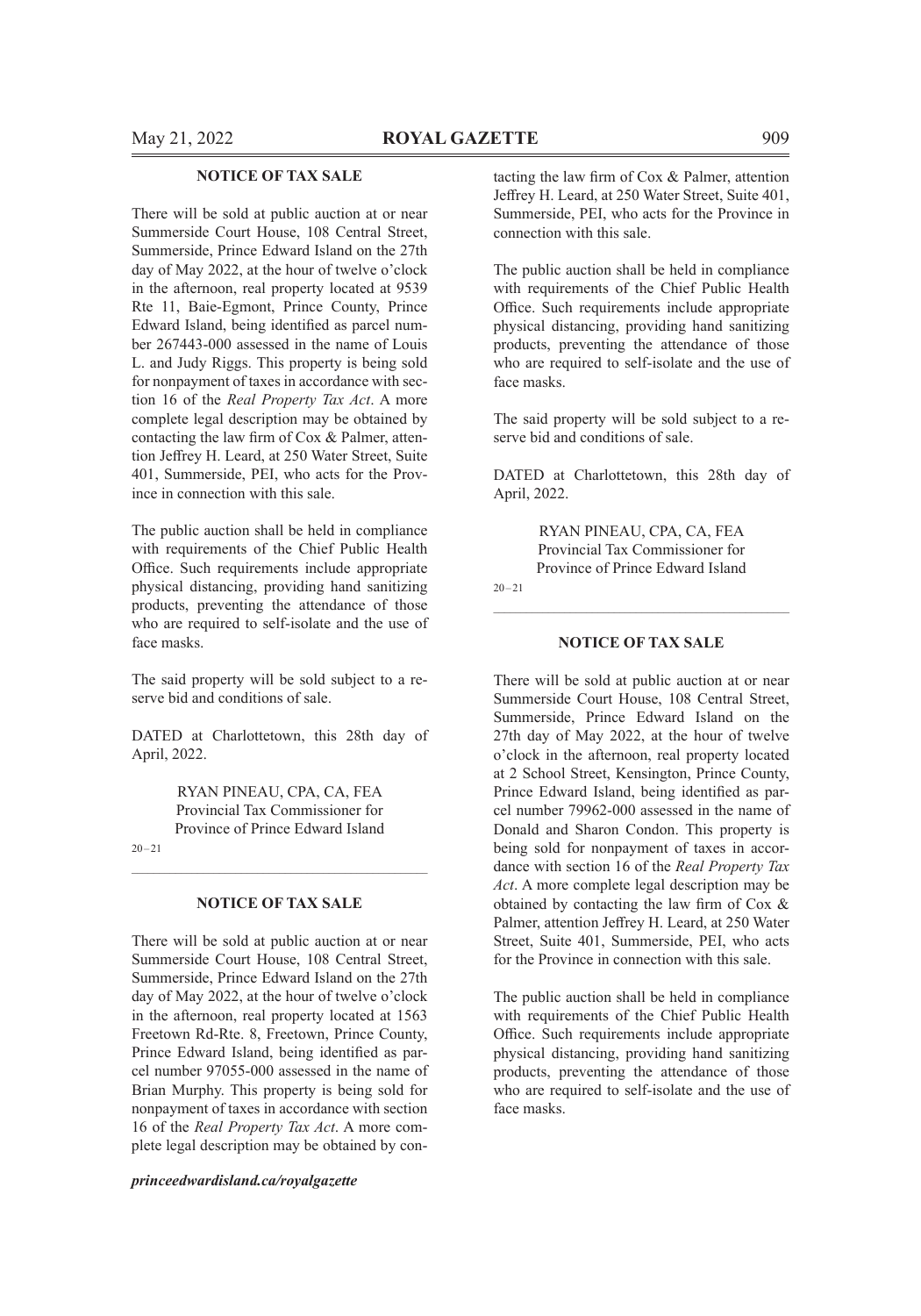### NOTICE OF TAX SALE

There will be sold at public auction at or near Summerside Court House, 108 Central Street, Summerside, Prince Edward Island on the 27th day of May 2022, at the hour of twelve o'clock in the afternoon, real property located at 9539 Rte 11, Baie-Egmont, Prince County, Prince Edward Island, being identified as parcel number 267443-000 assessed in the name of Louis L. and Judy Riggs. This property is being sold for nonpayment of taxes in accordance with section 16 of the *Real Property Tax Act*. A more complete legal description may be obtained by contacting the law firm of Cox & Palmer, attention Jeffrey H. Leard, at 250 Water Street, Suite 401, Summerside, PEI, who acts for the Province in connection with this sale.

The public auction shall be held in compliance with requirements of the Chief Public Health Office. Such requirements include appropriate physical distancing, providing hand sanitizing products, preventing the attendance of those who are required to self-isolate and the use of face masks.

The said property will be sold subject to a reserve bid and conditions of sale.

DATED at Charlottetown, this 28th day of April, 2022.

RYAN PINEAU, CPA, CA, FEA
Provincial Tax Commissioner for
Province of Prince Edward Island

20–21

---

### NOTICE OF TAX SALE

There will be sold at public auction at or near Summerside Court House, 108 Central Street, Summerside, Prince Edward Island on the 27th day of May 2022, at the hour of twelve o'clock in the afternoon, real property located at 1563 Freetown Rd-Rte. 8, Freetown, Prince County, Prince Edward Island, being identified as parcel number 97055-000 assessed in the name of Brian Murphy. This property is being sold for nonpayment of taxes in accordance with section 16 of the *Real Property Tax Act*. A more complete legal description may be obtained by contacting the law firm of Cox & Palmer, attention Jeffrey H. Leard, at 250 Water Street, Suite 401, Summerside, PEI, who acts for the Province in connection with this sale.

The public auction shall be held in compliance with requirements of the Chief Public Health Office. Such requirements include appropriate physical distancing, providing hand sanitizing products, preventing the attendance of those who are required to self-isolate and the use of face masks.

The said property will be sold subject to a reserve bid and conditions of sale.

DATED at Charlottetown, this 28th day of April, 2022.

RYAN PINEAU, CPA, CA, FEA
Provincial Tax Commissioner for
Province of Prince Edward Island

20–21

---

### NOTICE OF TAX SALE

There will be sold at public auction at or near Summerside Court House, 108 Central Street, Summerside, Prince Edward Island on the 27th day of May 2022, at the hour of twelve o'clock in the afternoon, real property located at 2 School Street, Kensington, Prince County, Prince Edward Island, being identified as parcel number 79962-000 assessed in the name of Donald and Sharon Condon. This property is being sold for nonpayment of taxes in accordance with section 16 of the *Real Property Tax Act*. A more complete legal description may be obtained by contacting the law firm of Cox & Palmer, attention Jeffrey H. Leard, at 250 Water Street, Suite 401, Summerside, PEI, who acts for the Province in connection with this sale.

The public auction shall be held in compliance with requirements of the Chief Public Health Office. Such requirements include appropriate physical distancing, providing hand sanitizing products, preventing the attendance of those who are required to self-isolate and the use of face masks.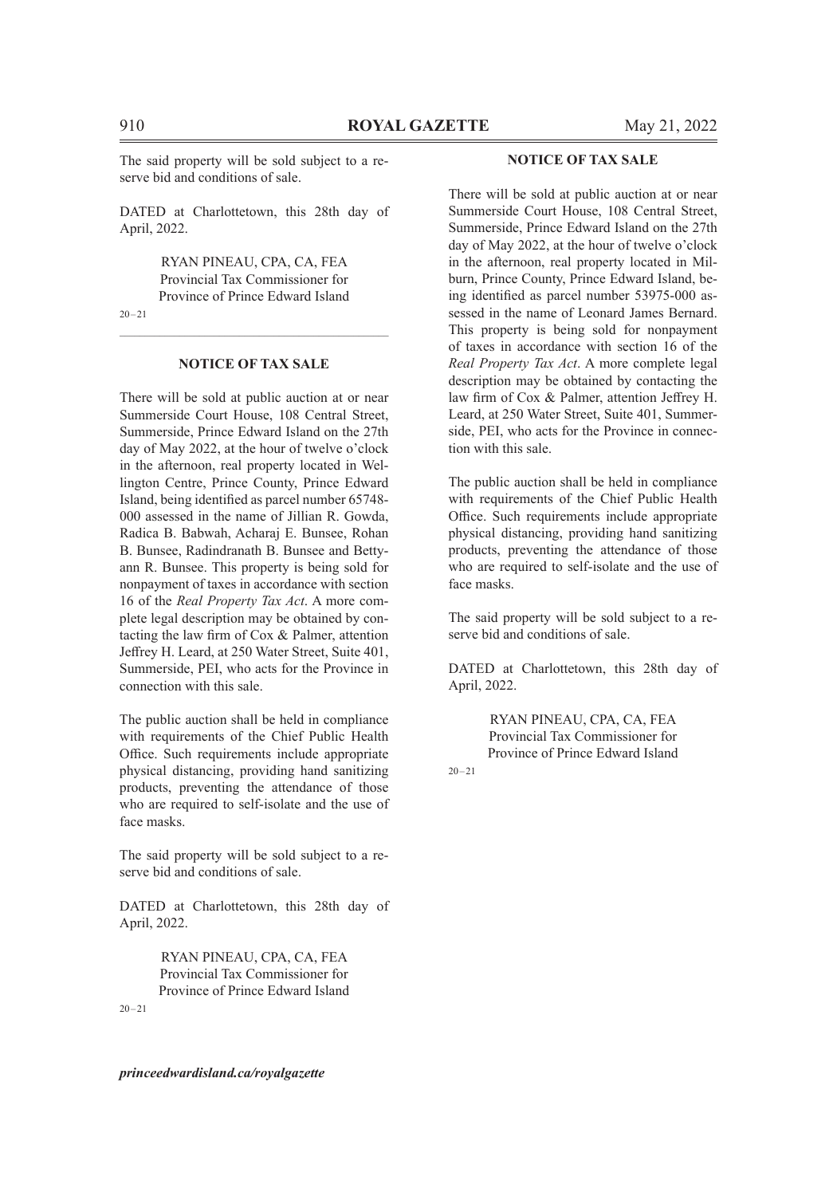The said property will be sold subject to a reserve bid and conditions of sale.

DATED at Charlottetown, this 28th day of April, 2022.

RYAN PINEAU, CPA, CA, FEA
Provincial Tax Commissioner for
Province of Prince Edward Island

20–21

---

### NOTICE OF TAX SALE

There will be sold at public auction at or near Summerside Court House, 108 Central Street, Summerside, Prince Edward Island on the 27th day of May 2022, at the hour of twelve o'clock in the afternoon, real property located in Wellington Centre, Prince County, Prince Edward Island, being identified as parcel number 65748-000 assessed in the name of Jillian R. Gowda, Radica B. Babwah, Acharaj E. Bunsee, Rohan B. Bunsee, Radindranath B. Bunsee and Bettyann R. Bunsee. This property is being sold for nonpayment of taxes in accordance with section 16 of the *Real Property Tax Act*. A more complete legal description may be obtained by contacting the law firm of Cox & Palmer, attention Jeffrey H. Leard, at 250 Water Street, Suite 401, Summerside, PEI, who acts for the Province in connection with this sale.

The public auction shall be held in compliance with requirements of the Chief Public Health Office. Such requirements include appropriate physical distancing, providing hand sanitizing products, preventing the attendance of those who are required to self-isolate and the use of face masks.

The said property will be sold subject to a reserve bid and conditions of sale.

DATED at Charlottetown, this 28th day of April, 2022.

RYAN PINEAU, CPA, CA, FEA
Provincial Tax Commissioner for
Province of Prince Edward Island

20–21

---

### NOTICE OF TAX SALE

There will be sold at public auction at or near Summerside Court House, 108 Central Street, Summerside, Prince Edward Island on the 27th day of May 2022, at the hour of twelve o'clock in the afternoon, real property located in Milburn, Prince County, Prince Edward Island, being identified as parcel number 53975-000 assessed in the name of Leonard James Bernard. This property is being sold for nonpayment of taxes in accordance with section 16 of the *Real Property Tax Act*. A more complete legal description may be obtained by contacting the law firm of Cox & Palmer, attention Jeffrey H. Leard, at 250 Water Street, Suite 401, Summerside, PEI, who acts for the Province in connection with this sale.

The public auction shall be held in compliance with requirements of the Chief Public Health Office. Such requirements include appropriate physical distancing, providing hand sanitizing products, preventing the attendance of those who are required to self-isolate and the use of face masks.

The said property will be sold subject to a reserve bid and conditions of sale.

DATED at Charlottetown, this 28th day of April, 2022.

RYAN PINEAU, CPA, CA, FEA
Provincial Tax Commissioner for
Province of Prince Edward Island

20–21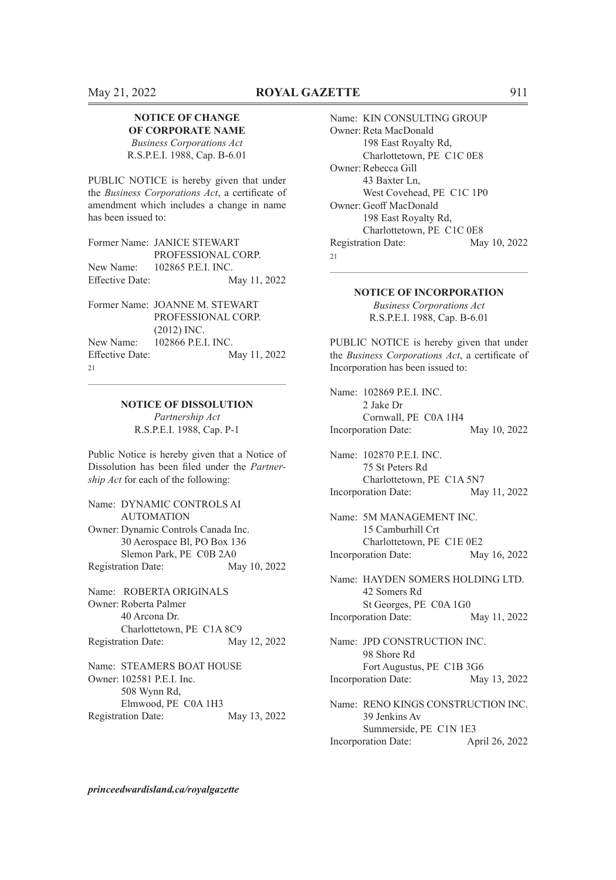**NOTICE OF CHANGE OF CORPORATE NAME**

*Business Corporations Act*
R.S.P.E.I. 1988, Cap. B-6.01

PUBLIC NOTICE is hereby given that under the *Business Corporations Act*, a certificate of amendment which includes a change in name has been issued to:

Former Name: JANICE STEWART PROFESSIONAL CORP.
New Name: 102865 P.E.I. INC.
Effective Date: May 11, 2022

Former Name: JOANNE M. STEWART PROFESSIONAL CORP. (2012) INC.
New Name: 102866 P.E.I. INC.
Effective Date: May 11, 2022

21

---

**NOTICE OF DISSOLUTION**

*Partnership Act*
R.S.P.E.I. 1988, Cap. P-1

Public Notice is hereby given that a Notice of Dissolution has been filed under the *Partnership Act* for each of the following:

Name: DYNAMIC CONTROLS AI AUTOMATION
Owner: Dynamic Controls Canada Inc.
30 Aerospace Bl, PO Box 136
Slemon Park, PE C0B 2A0
Registration Date: May 10, 2022

Name: ROBERTA ORIGINALS
Owner: Roberta Palmer
40 Arcona Dr.
Charlottetown, PE C1A 8C9
Registration Date: May 12, 2022

Name: STEAMERS BOAT HOUSE
Owner: 102581 P.E.I. Inc.
508 Wynn Rd,
Elmwood, PE C0A 1H3
Registration Date: May 13, 2022

Name: KIN CONSULTING GROUP
Owner: Reta MacDonald
198 East Royalty Rd,
Charlottetown, PE C1C 0E8
Owner: Rebecca Gill
43 Baxter Ln,
West Covehead, PE C1C 1P0
Owner: Geoff MacDonald
198 East Royalty Rd,
Charlottetown, PE C1C 0E8
Registration Date: May 10, 2022

21

---

**NOTICE OF INCORPORATION**

*Business Corporations Act*
R.S.P.E.I. 1988, Cap. B-6.01

PUBLIC NOTICE is hereby given that under the *Business Corporations Act*, a certificate of Incorporation has been issued to:

Name: 102869 P.E.I. INC.
2 Jake Dr
Cornwall, PE C0A 1H4
Incorporation Date: May 10, 2022

Name: 102870 P.E.I. INC.
75 St Peters Rd
Charlottetown, PE C1A 5N7
Incorporation Date: May 11, 2022

Name: 5M MANAGEMENT INC.
15 Camburhill Crt
Charlottetown, PE C1E 0E2
Incorporation Date: May 16, 2022

Name: HAYDEN SOMERS HOLDING LTD.
42 Somers Rd
St Georges, PE C0A 1G0
Incorporation Date: May 11, 2022

Name: JPD CONSTRUCTION INC.
98 Shore Rd
Fort Augustus, PE C1B 3G6
Incorporation Date: May 13, 2022

Name: RENO KINGS CONSTRUCTION INC.
39 Jenkins Av
Summerside, PE C1N 1E3
Incorporation Date: April 26, 2022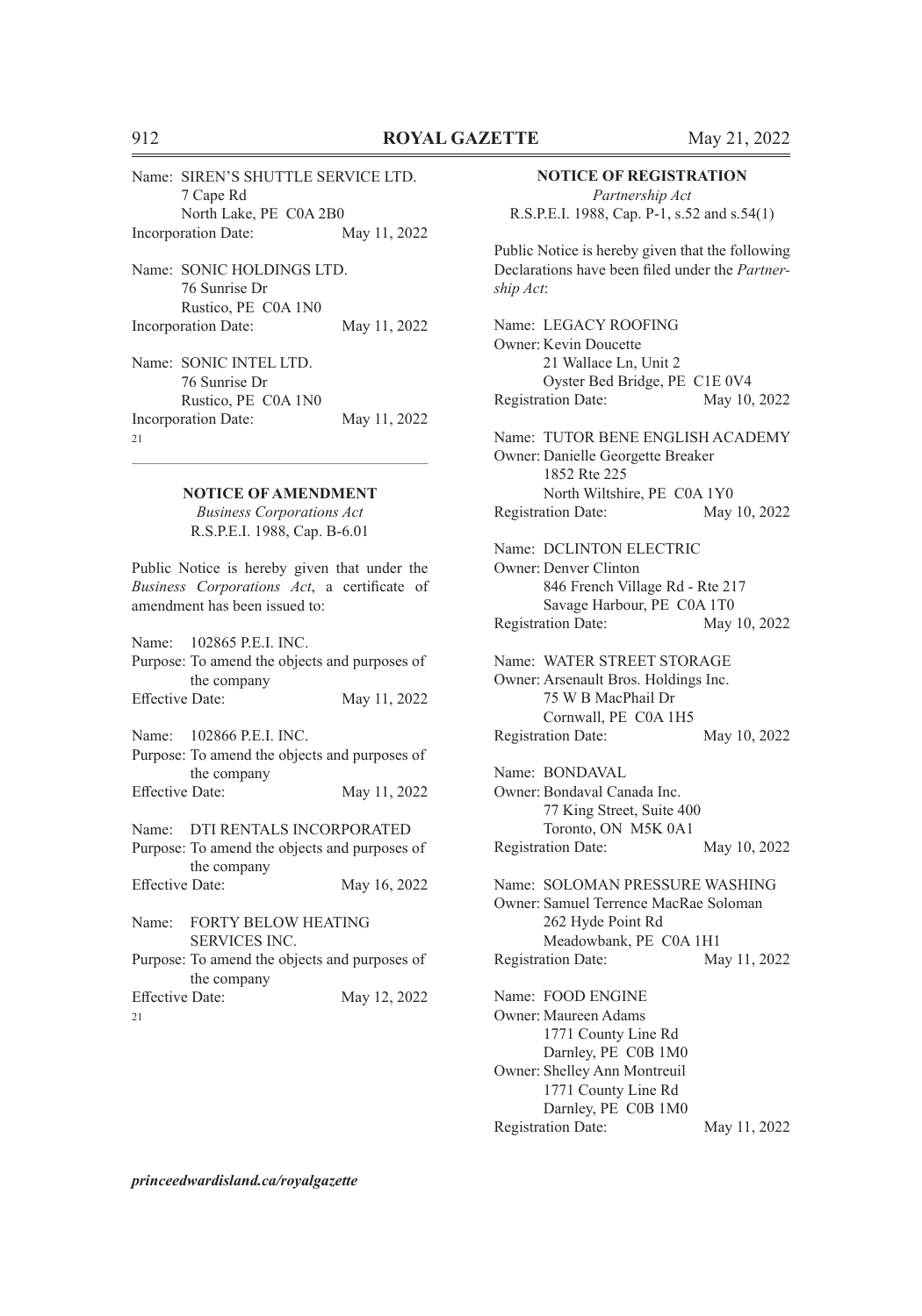Name: SIREN'S SHUTTLE SERVICE LTD.
7 Cape Rd
North Lake, PE C0A 2B0
Incorporation Date: May 11, 2022

Name: SONIC HOLDINGS LTD.
76 Sunrise Dr
Rustico, PE C0A 1N0
Incorporation Date: May 11, 2022

Name: SONIC INTEL LTD.
76 Sunrise Dr
Rustico, PE C0A 1N0
Incorporation Date: May 11, 2022

21

---

### NOTICE OF AMENDMENT

*Business Corporations Act*
R.S.P.E.I. 1988, Cap. B-6.01

Public Notice is hereby given that under the *Business Corporations Act*, a certificate of amendment has been issued to:

Name: 102865 P.E.I. INC.
Purpose: To amend the objects and purposes of the company
Effective Date: May 11, 2022

Name: 102866 P.E.I. INC.
Purpose: To amend the objects and purposes of the company
Effective Date: May 11, 2022

Name: DTI RENTALS INCORPORATED
Purpose: To amend the objects and purposes of the company
Effective Date: May 16, 2022

Name: FORTY BELOW HEATING SERVICES INC.
Purpose: To amend the objects and purposes of the company
Effective Date: May 12, 2022

21

### NOTICE OF REGISTRATION

*Partnership Act*
R.S.P.E.I. 1988, Cap. P-1, s.52 and s.54(1)

Public Notice is hereby given that the following Declarations have been filed under the *Partnership Act*:

Name: LEGACY ROOFING
Owner: Kevin Doucette
21 Wallace Ln, Unit 2
Oyster Bed Bridge, PE C1E 0V4
Registration Date: May 10, 2022

Name: TUTOR BENE ENGLISH ACADEMY
Owner: Danielle Georgette Breaker
1852 Rte 225
North Wiltshire, PE C0A 1Y0
Registration Date: May 10, 2022

Name: DCLINTON ELECTRIC
Owner: Denver Clinton
846 French Village Rd - Rte 217
Savage Harbour, PE C0A 1T0
Registration Date: May 10, 2022

Name: WATER STREET STORAGE
Owner: Arsenault Bros. Holdings Inc.
75 W B MacPhail Dr
Cornwall, PE C0A 1H5
Registration Date: May 10, 2022

Name: BONDAVAL
Owner: Bondaval Canada Inc.
77 King Street, Suite 400
Toronto, ON M5K 0A1
Registration Date: May 10, 2022

Name: SOLOMAN PRESSURE WASHING
Owner: Samuel Terrence MacRae Soloman
262 Hyde Point Rd
Meadowbank, PE C0A 1H1
Registration Date: May 11, 2022

Name: FOOD ENGINE
Owner: Maureen Adams
1771 County Line Rd
Darnley, PE C0B 1M0
Owner: Shelley Ann Montreuil
1771 County Line Rd
Darnley, PE C0B 1M0
Registration Date: May 11, 2022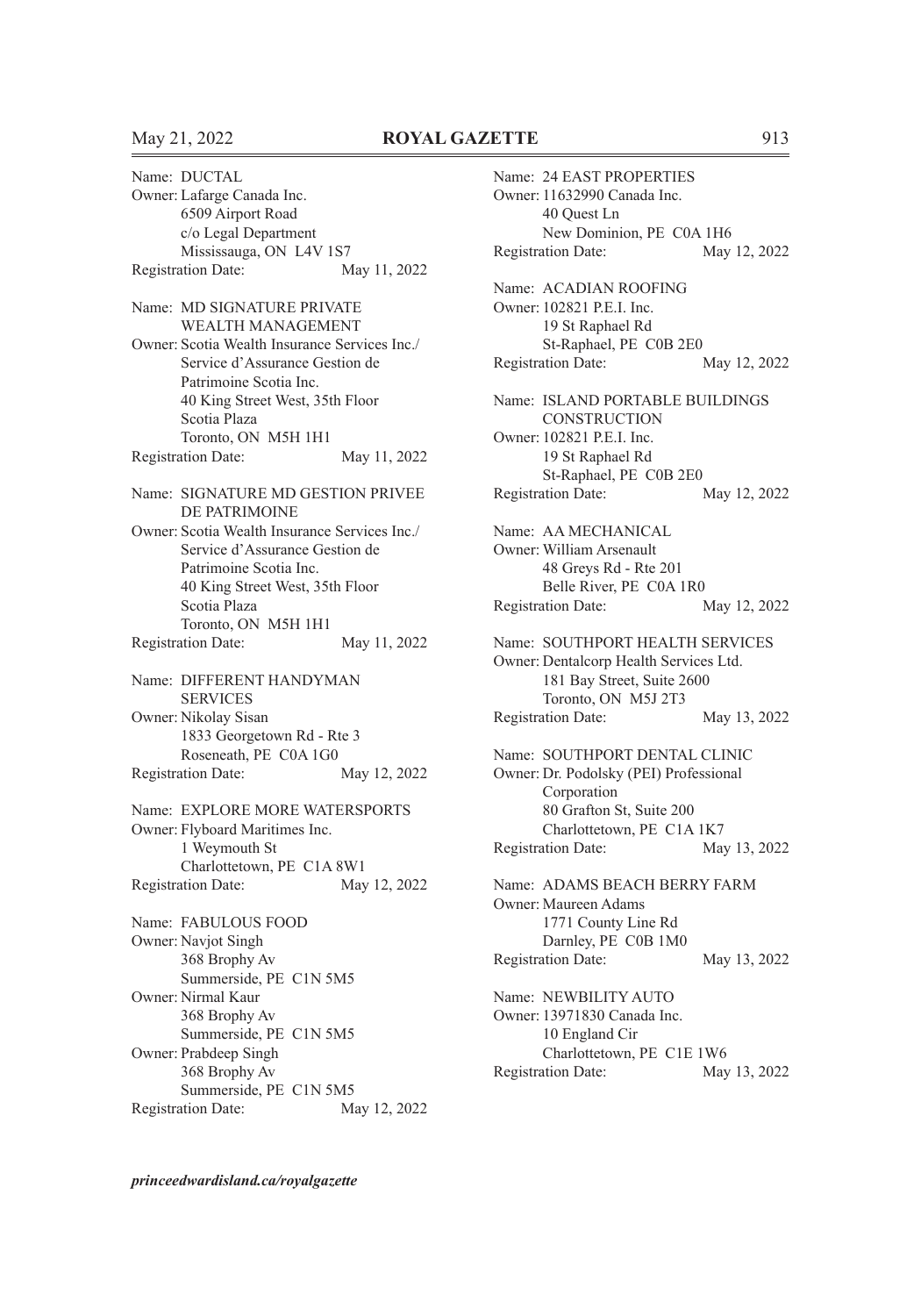Name: DUCTAL
Owner: Lafarge Canada Inc.
6509 Airport Road
c/o Legal Department
Mississauga, ON L4V 1S7
Registration Date: May 11, 2022

Name: MD SIGNATURE PRIVATE WEALTH MANAGEMENT
Owner: Scotia Wealth Insurance Services Inc./ Service d'Assurance Gestion de Patrimoine Scotia Inc.
40 King Street West, 35th Floor
Scotia Plaza
Toronto, ON M5H 1H1
Registration Date: May 11, 2022

Name: SIGNATURE MD GESTION PRIVEE DE PATRIMOINE
Owner: Scotia Wealth Insurance Services Inc./ Service d'Assurance Gestion de Patrimoine Scotia Inc.
40 King Street West, 35th Floor
Scotia Plaza
Toronto, ON M5H 1H1
Registration Date: May 11, 2022

Name: DIFFERENT HANDYMAN SERVICES
Owner: Nikolay Sisan
1833 Georgetown Rd - Rte 3
Roseneath, PE C0A 1G0
Registration Date: May 12, 2022

Name: EXPLORE MORE WATERSPORTS
Owner: Flyboard Maritimes Inc.
1 Weymouth St
Charlottetown, PE C1A 8W1
Registration Date: May 12, 2022

Name: FABULOUS FOOD
Owner: Navjot Singh
368 Brophy Av
Summerside, PE C1N 5M5
Owner: Nirmal Kaur
368 Brophy Av
Summerside, PE C1N 5M5
Owner: Prabdeep Singh
368 Brophy Av
Summerside, PE C1N 5M5
Registration Date: May 12, 2022

Name: 24 EAST PROPERTIES
Owner: 11632990 Canada Inc.
40 Quest Ln
New Dominion, PE C0A 1H6
Registration Date: May 12, 2022

Name: ACADIAN ROOFING
Owner: 102821 P.E.I. Inc.
19 St Raphael Rd
St-Raphael, PE C0B 2E0
Registration Date: May 12, 2022

Name: ISLAND PORTABLE BUILDINGS CONSTRUCTION
Owner: 102821 P.E.I. Inc.
19 St Raphael Rd
St-Raphael, PE C0B 2E0
Registration Date: May 12, 2022

Name: AA MECHANICAL
Owner: William Arsenault
48 Greys Rd - Rte 201
Belle River, PE C0A 1R0
Registration Date: May 12, 2022

Name: SOUTHPORT HEALTH SERVICES
Owner: Dentalcorp Health Services Ltd.
181 Bay Street, Suite 2600
Toronto, ON M5J 2T3
Registration Date: May 13, 2022

Name: SOUTHPORT DENTAL CLINIC
Owner: Dr. Podolsky (PEI) Professional Corporation
80 Grafton St, Suite 200
Charlottetown, PE C1A 1K7
Registration Date: May 13, 2022

Name: ADAMS BEACH BERRY FARM
Owner: Maureen Adams
1771 County Line Rd
Darnley, PE C0B 1M0
Registration Date: May 13, 2022

Name: NEWBILITY AUTO
Owner: 13971830 Canada Inc.
10 England Cir
Charlottetown, PE C1E 1W6
Registration Date: May 13, 2022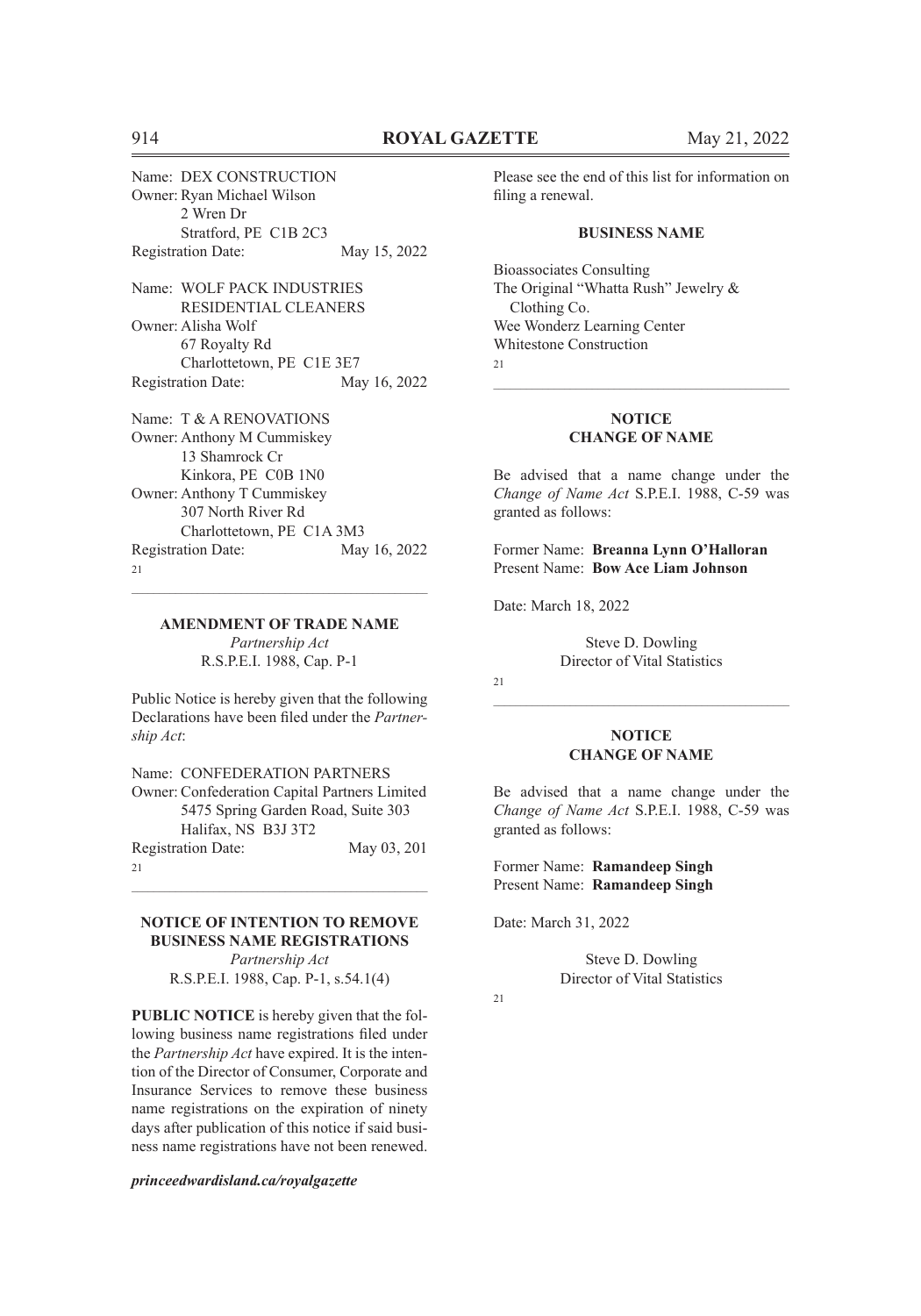Name: DEX CONSTRUCTION
Owner: Ryan Michael Wilson
2 Wren Dr
Stratford, PE C1B 2C3
Registration Date: May 15, 2022

Name: WOLF PACK INDUSTRIES RESIDENTIAL CLEANERS
Owner: Alisha Wolf
67 Royalty Rd
Charlottetown, PE C1E 3E7
Registration Date: May 16, 2022

Name: T & A RENOVATIONS
Owner: Anthony M Cummiskey
13 Shamrock Cr
Kinkora, PE C0B 1N0
Owner: Anthony T Cummiskey
307 North River Rd
Charlottetown, PE C1A 3M3
Registration Date: May 16, 2022

21

---

**AMENDMENT OF TRADE NAME**

*Partnership Act*

R.S.P.E.I. 1988, Cap. P-1

Public Notice is hereby given that the following Declarations have been filed under the *Partnership Act*:

Name: CONFEDERATION PARTNERS
Owner: Confederation Capital Partners Limited
5475 Spring Garden Road, Suite 303
Halifax, NS B3J 3T2
Registration Date: May 03, 201

21

---

**NOTICE OF INTENTION TO REMOVE BUSINESS NAME REGISTRATIONS**

*Partnership Act*

R.S.P.E.I. 1988, Cap. P-1, s.54.1(4)

**PUBLIC NOTICE** is hereby given that the following business name registrations filed under the *Partnership Act* have expired. It is the intention of the Director of Consumer, Corporate and Insurance Services to remove these business name registrations on the expiration of ninety days after publication of this notice if said business name registrations have not been renewed.

Please see the end of this list for information on filing a renewal.

**BUSINESS NAME**

Bioassociates Consulting
The Original "Whatta Rush" Jewelry & Clothing Co.
Wee Wonderz Learning Center
Whitestone Construction

21

---

**NOTICE**
**CHANGE OF NAME**

Be advised that a name change under the *Change of Name Act* S.P.E.I. 1988, C-59 was granted as follows:

Former Name: **Breanna Lynn O'Halloran**
Present Name: **Bow Ace Liam Johnson**

Date: March 18, 2022

Steve D. Dowling
Director of Vital Statistics

21

---

**NOTICE**
**CHANGE OF NAME**

Be advised that a name change under the *Change of Name Act* S.P.E.I. 1988, C-59 was granted as follows:

Former Name: **Ramandeep Singh**
Present Name: **Ramandeep Singh**

Date: March 31, 2022

Steve D. Dowling
Director of Vital Statistics

21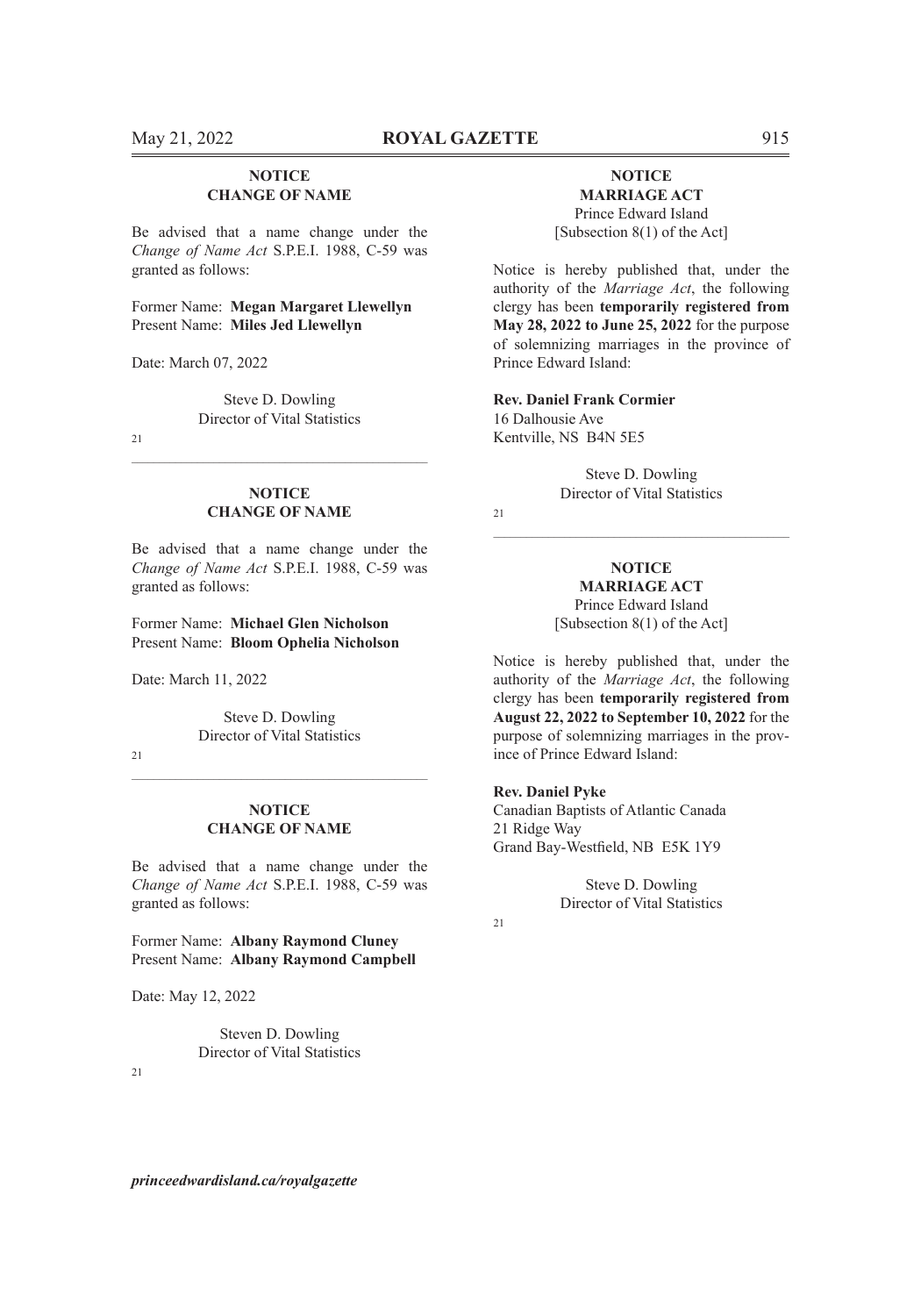**NOTICE**
**CHANGE OF NAME**

Be advised that a name change under the *Change of Name Act* S.P.E.I. 1988, C-59 was granted as follows:

Former Name: **Megan Margaret Llewellyn**
Present Name: **Miles Jed Llewellyn**

Date: March 07, 2022

Steve D. Dowling
Director of Vital Statistics

21

---

**NOTICE**
**CHANGE OF NAME**

Be advised that a name change under the *Change of Name Act* S.P.E.I. 1988, C-59 was granted as follows:

Former Name: **Michael Glen Nicholson**
Present Name: **Bloom Ophelia Nicholson**

Date: March 11, 2022

Steve D. Dowling
Director of Vital Statistics

21

---

**NOTICE**
**CHANGE OF NAME**

Be advised that a name change under the *Change of Name Act* S.P.E.I. 1988, C-59 was granted as follows:

Former Name: **Albany Raymond Cluney**
Present Name: **Albany Raymond Campbell**

Date: May 12, 2022

Steven D. Dowling
Director of Vital Statistics

21

---

**NOTICE**
**MARRIAGE ACT**
Prince Edward Island
[Subsection 8(1) of the Act]

Notice is hereby published that, under the authority of the *Marriage Act*, the following clergy has been **temporarily registered from May 28, 2022 to June 25, 2022** for the purpose of solemnizing marriages in the province of Prince Edward Island:

**Rev. Daniel Frank Cormier**
16 Dalhousie Ave
Kentville, NS B4N 5E5

Steve D. Dowling
Director of Vital Statistics

21

---

**NOTICE**
**MARRIAGE ACT**
Prince Edward Island
[Subsection 8(1) of the Act]

Notice is hereby published that, under the authority of the *Marriage Act*, the following clergy has been **temporarily registered from August 22, 2022 to September 10, 2022** for the purpose of solemnizing marriages in the province of Prince Edward Island:

**Rev. Daniel Pyke**
Canadian Baptists of Atlantic Canada
21 Ridge Way
Grand Bay-Westfield, NB E5K 1Y9

Steve D. Dowling
Director of Vital Statistics

21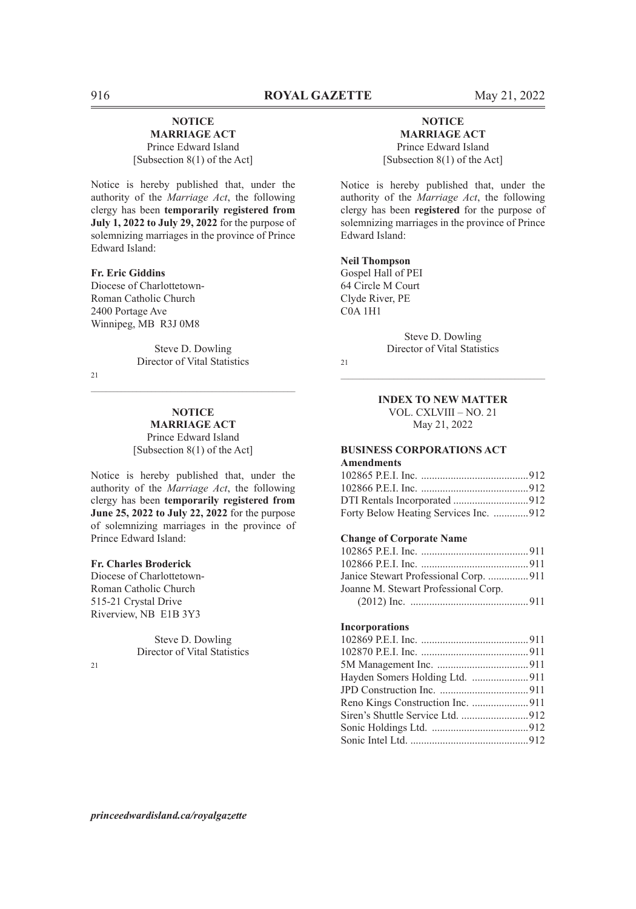**NOTICE**
**MARRIAGE ACT**
Prince Edward Island
[Subsection 8(1) of the Act]

Notice is hereby published that, under the authority of the *Marriage Act*, the following clergy has been **temporarily registered from July 1, 2022 to July 29, 2022** for the purpose of solemnizing marriages in the province of Prince Edward Island:

**Fr. Eric Giddins**
Diocese of Charlottetown-
Roman Catholic Church
2400 Portage Ave
Winnipeg, MB R3J 0M8

Steve D. Dowling
Director of Vital Statistics

21

---

**NOTICE**
**MARRIAGE ACT**
Prince Edward Island
[Subsection 8(1) of the Act]

Notice is hereby published that, under the authority of the *Marriage Act*, the following clergy has been **temporarily registered from June 25, 2022 to July 22, 2022** for the purpose of solemnizing marriages in the province of Prince Edward Island:

**Fr. Charles Broderick**
Diocese of Charlottetown-
Roman Catholic Church
515-21 Crystal Drive
Riverview, NB E1B 3Y3

Steve D. Dowling
Director of Vital Statistics

21

---

**NOTICE**
**MARRIAGE ACT**
Prince Edward Island
[Subsection 8(1) of the Act]

Notice is hereby published that, under the authority of the *Marriage Act*, the following clergy has been **registered** for the purpose of solemnizing marriages in the province of Prince Edward Island:

**Neil Thompson**
Gospel Hall of PEI
64 Circle M Court
Clyde River, PE
C0A 1H1

Steve D. Dowling
Director of Vital Statistics

21

---

## INDEX TO NEW MATTER

VOL. CXLVIII – NO. 21
May 21, 2022

### BUSINESS CORPORATIONS ACT

**Amendments**

102865 P.E.I. Inc. ........................................912
102866 P.E.I. Inc. ........................................912
DTI Rentals Incorporated ............................912
Forty Below Heating Services Inc. .............912

**Change of Corporate Name**

102865 P.E.I. Inc. ........................................911
102866 P.E.I. Inc. ........................................911
Janice Stewart Professional Corp. ...............911
Joanne M. Stewart Professional Corp. (2012) Inc. ............................................911

**Incorporations**

102869 P.E.I. Inc. ........................................911
102870 P.E.I. Inc. ........................................911
5M Management Inc. ..................................911
Hayden Somers Holding Ltd. .....................911
JPD Construction Inc. .................................911
Reno Kings Construction Inc. .....................911
Siren's Shuttle Service Ltd. .........................912
Sonic Holdings Ltd. ....................................912
Sonic Intel Ltd. ............................................912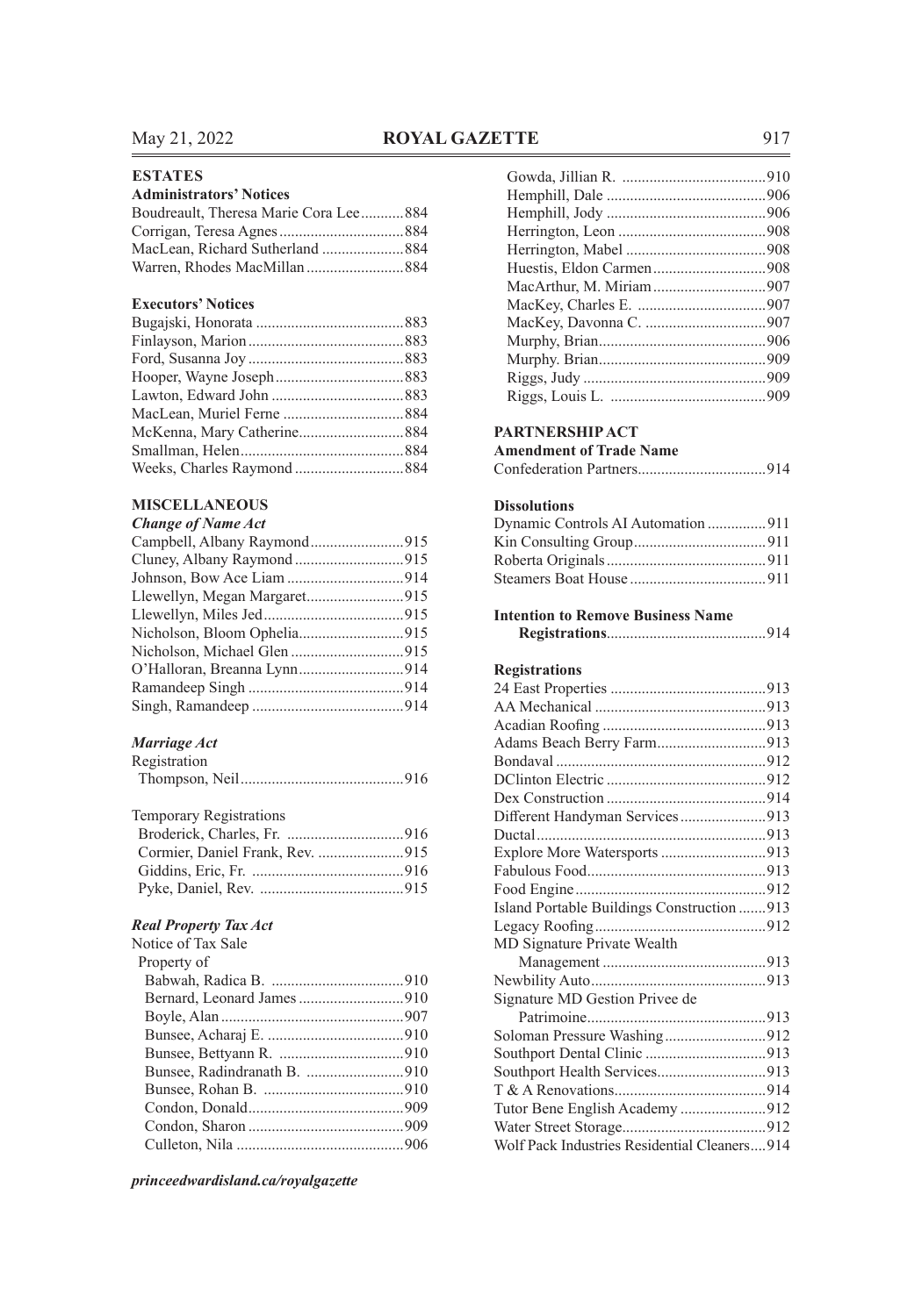## ESTATES

### Administrators' Notices

Boudreault, Theresa Marie Cora Lee...........884
Corrigan, Teresa Agnes................................884
MacLean, Richard Sutherland .....................884
Warren, Rhodes MacMillan .........................884

### Executors' Notices

Bugajski, Honorata ......................................883
Finlayson, Marion........................................883
Ford, Susanna Joy........................................883
Hooper, Wayne Joseph.................................883
Lawton, Edward John ..................................883
MacLean, Muriel Ferne ...............................884
McKenna, Mary Catherine...........................884
Smallman, Helen..........................................884
Weeks, Charles Raymond ............................884

## MISCELLANEOUS

### *Change of Name Act*

Campbell, Albany Raymond........................915
Cluney, Albany Raymond ............................915
Johnson, Bow Ace Liam ..............................914
Llewellyn, Megan Margaret.........................915
Llewellyn, Miles Jed....................................915
Nicholson, Bloom Ophelia...........................915
Nicholson, Michael Glen .............................915
O'Halloran, Breanna Lynn...........................914
Ramandeep Singh ........................................914
Singh, Ramandeep .......................................914

### *Marriage Act*

Registration
Thompson, Neil..........................................916

Temporary Registrations
Broderick, Charles, Fr. .............................916
Cormier, Daniel Frank, Rev. ......................915
Giddins, Eric, Fr. ......................................916
Pyke, Daniel, Rev. .....................................915

### *Real Property Tax Act*

Notice of Tax Sale
Property of
Babwah, Radica B. ..................................910
Bernard, Leonard James ...........................910
Boyle, Alan ...............................................907
Bunsee, Acharaj E. ...................................910
Bunsee, Bettyann R. ................................910
Bunsee, Radindranath B. .........................910
Bunsee, Rohan B. ....................................910
Condon, Donald........................................909
Condon, Sharon ........................................909
Culleton, Nila ...........................................906
Gowda, Jillian R. .....................................910
Hemphill, Dale .........................................906
Hemphill, Jody .........................................906
Herrington, Leon ......................................908
Herrington, Mabel ....................................908
Huestis, Eldon Carmen.............................908
MacArthur, M. Miriam.............................907
MacKey, Charles E. .................................907
MacKey, Davonna C. ...............................907
Murphy, Brian...........................................906
Murphy. Brian...........................................909
Riggs, Judy ...............................................909
Riggs, Louis L. ........................................909

## PARTNERSHIP ACT

### Amendment of Trade Name

Confederation Partners.................................914

### Dissolutions

Dynamic Controls AI Automation ...............911
Kin Consulting Group..................................911
Roberta Originals.........................................911
Steamers Boat House...................................911

### Intention to Remove Business Name Registrations.........................................914

### Registrations

24 East Properties ........................................913
AA Mechanical ............................................913
Acadian Roofing ..........................................913
Adams Beach Berry Farm............................913
Bondaval ......................................................912
DClinton Electric .........................................912
Dex Construction .........................................914
Different Handyman Services......................913
Ductal...........................................................913
Explore More Watersports ...........................913
Fabulous Food..............................................913
Food Engine .................................................912
Island Portable Buildings Construction .......913
Legacy Roofing............................................912
MD Signature Private Wealth Management ..........................................913
Newbility Auto.............................................913
Signature MD Gestion Privee de Patrimoine..............................................913
Soloman Pressure Washing..........................912
Southport Dental Clinic ...............................913
Southport Health Services............................913
T & A Renovations.......................................914
Tutor Bene English Academy ......................912
Water Street Storage.....................................912
Wolf Pack Industries Residential Cleaners....914

*princeedwardisland.ca/royalgazette*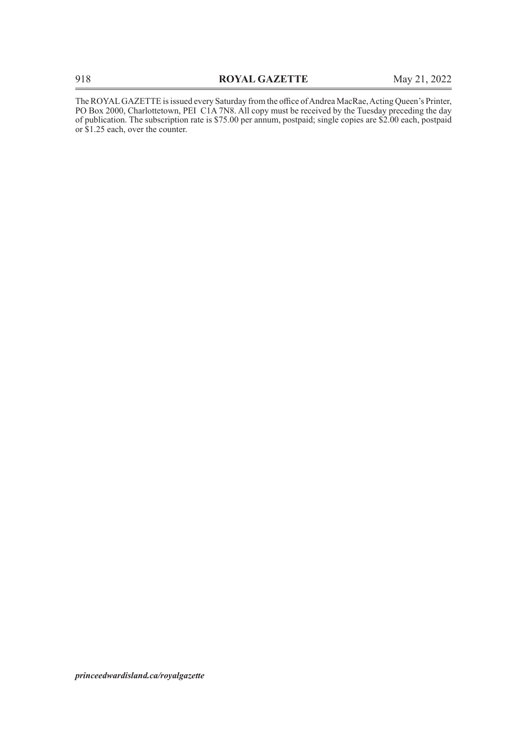The ROYAL GAZETTE is issued every Saturday from the office of Andrea MacRae, Acting Queen's Printer, PO Box 2000, Charlottetown, PEI C1A 7N8. All copy must be received by the Tuesday preceding the day of publication. The subscription rate is $75.00 per annum, postpaid; single copies are $2.00 each, postpaid or $1.25 each, over the counter.

***princeedwardisland.ca/royalgazette***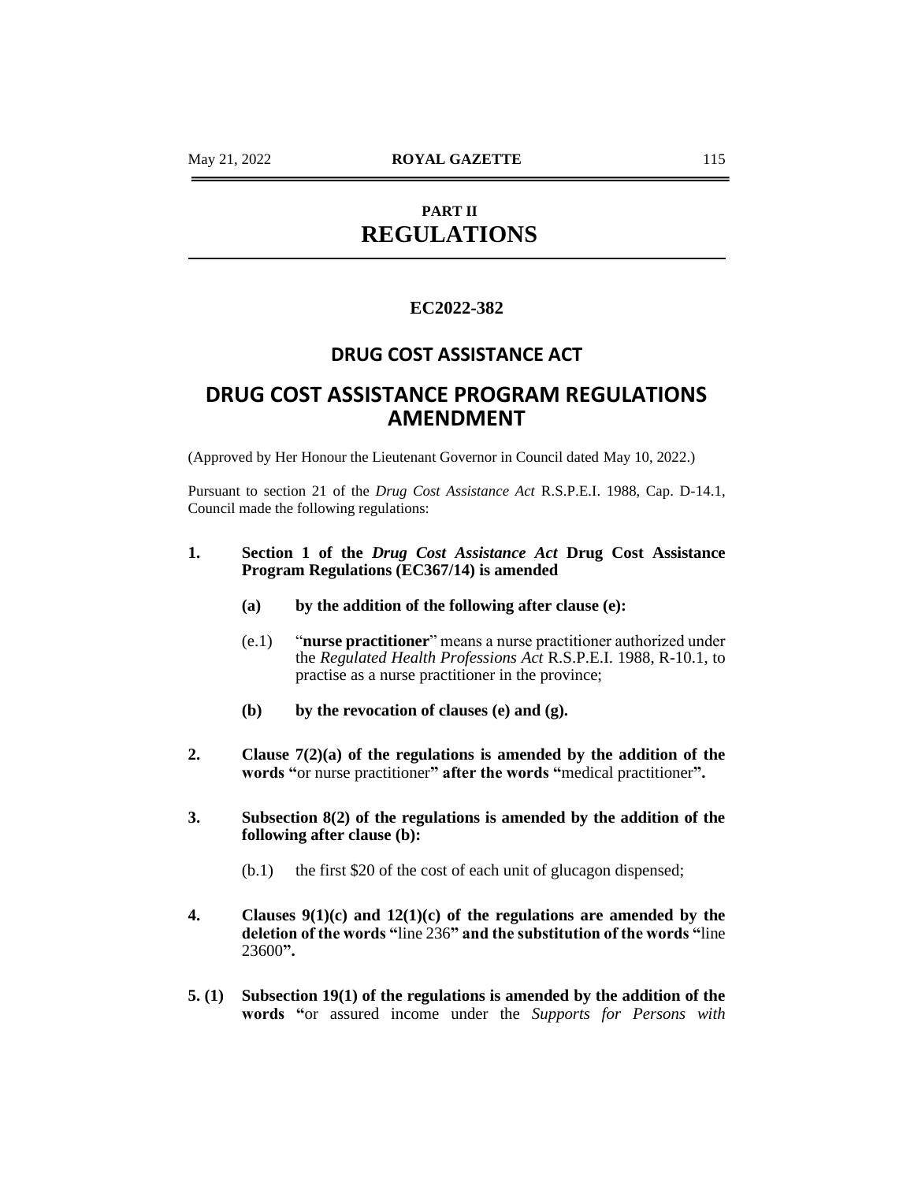# PART II
# REGULATIONS

## EC2022-382

## DRUG COST ASSISTANCE ACT

## DRUG COST ASSISTANCE PROGRAM REGULATIONS AMENDMENT

(Approved by Her Honour the Lieutenant Governor in Council dated May 10, 2022.)

Pursuant to section 21 of the *Drug Cost Assistance Act* R.S.P.E.I. 1988, Cap. D-14.1, Council made the following regulations:

**1. Section 1 of the *Drug Cost Assistance Act* Drug Cost Assistance Program Regulations (EC367/14) is amended**

**(a) by the addition of the following after clause (e):**

(e.1) "**nurse practitioner**" means a nurse practitioner authorized under the *Regulated Health Professions Act* R.S.P.E.I. 1988, R-10.1, to practise as a nurse practitioner in the province;

**(b) by the revocation of clauses (e) and (g).**

**2. Clause 7(2)(a) of the regulations is amended by the addition of the words "**or nurse practitioner**" after the words "**medical practitioner**".**

**3. Subsection 8(2) of the regulations is amended by the addition of the following after clause (b):**

(b.1) the first $20 of the cost of each unit of glucagon dispensed;

**4. Clauses 9(1)(c) and 12(1)(c) of the regulations are amended by the deletion of the words "**line 236**" and the substitution of the words "**line 23600**".**

**5. (1) Subsection 19(1) of the regulations is amended by the addition of the words "**or assured income under the *Supports for Persons with*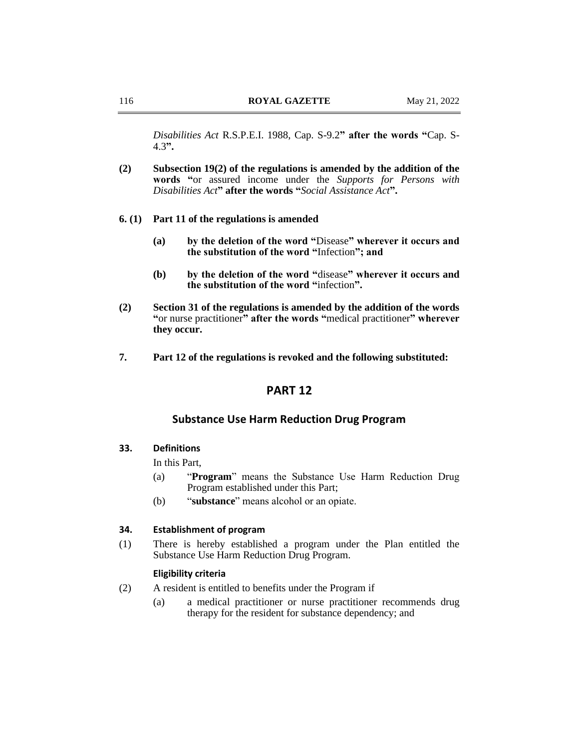*Disabilities Act* R.S.P.E.I. 1988, Cap. S-9.2**" after the words "**Cap. S-4.3**".**

**(2) Subsection 19(2) of the regulations is amended by the addition of the words "**or assured income under the *Supports for Persons with Disabilities Act***" after the words "***Social Assistance Act***".**

**6. (1) Part 11 of the regulations is amended**

**(a) by the deletion of the word "**Disease**" wherever it occurs and the substitution of the word "**Infection**"; and**

**(b) by the deletion of the word "**disease**" wherever it occurs and the substitution of the word "**infection**".**

**(2) Section 31 of the regulations is amended by the addition of the words "**or nurse practitioner**" after the words "**medical practitioner**" wherever they occur.**

**7. Part 12 of the regulations is revoked and the following substituted:**

## PART 12

### Substance Use Harm Reduction Drug Program

**33. Definitions**

In this Part,

(a) "**Program**" means the Substance Use Harm Reduction Drug Program established under this Part;

(b) "**substance**" means alcohol or an opiate.

**34. Establishment of program**

(1) There is hereby established a program under the Plan entitled the Substance Use Harm Reduction Drug Program.

**Eligibility criteria**

(2) A resident is entitled to benefits under the Program if

(a) a medical practitioner or nurse practitioner recommends drug therapy for the resident for substance dependency; and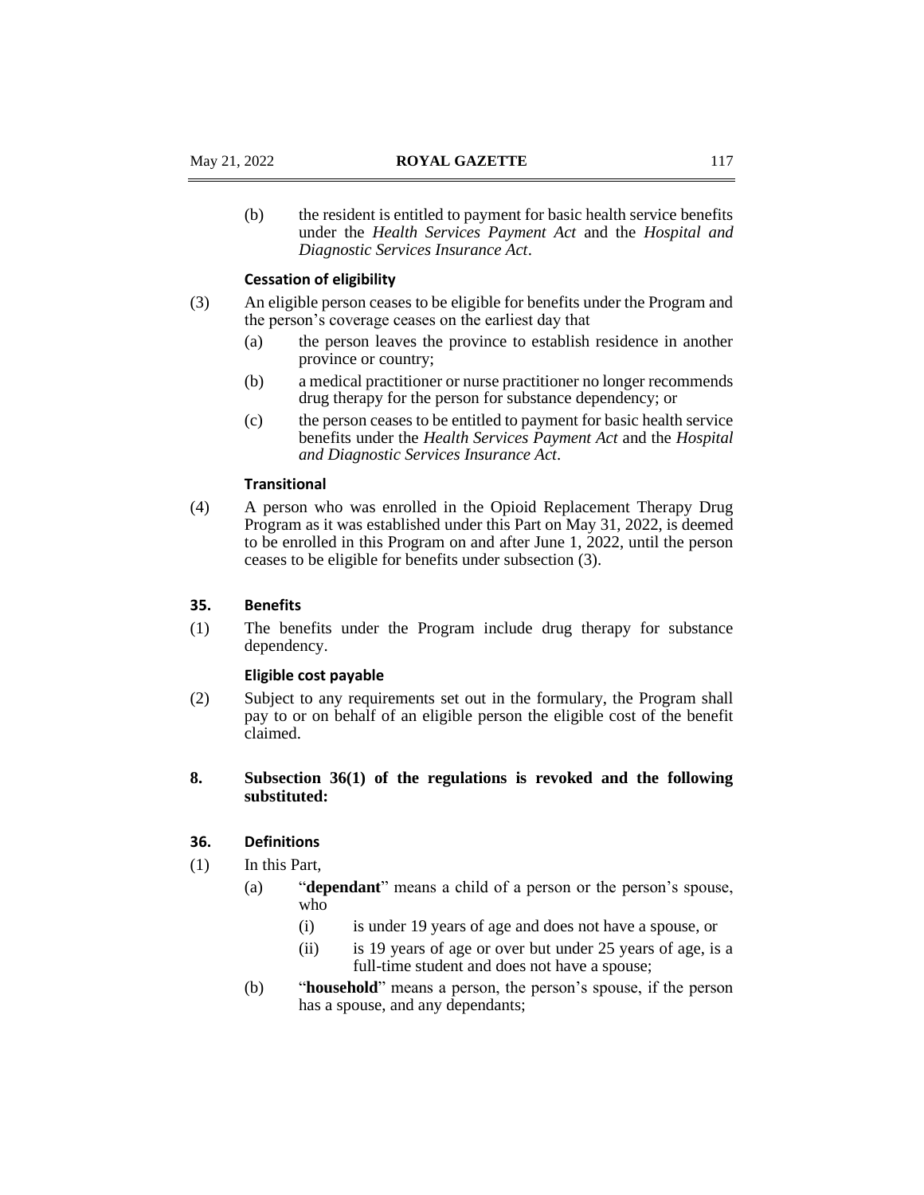(b) the resident is entitled to payment for basic health service benefits under the *Health Services Payment Act* and the *Hospital and Diagnostic Services Insurance Act*.

**Cessation of eligibility**

(3) An eligible person ceases to be eligible for benefits under the Program and the person's coverage ceases on the earliest day that

(a) the person leaves the province to establish residence in another province or country;

(b) a medical practitioner or nurse practitioner no longer recommends drug therapy for the person for substance dependency; or

(c) the person ceases to be entitled to payment for basic health service benefits under the *Health Services Payment Act* and the *Hospital and Diagnostic Services Insurance Act*.

**Transitional**

(4) A person who was enrolled in the Opioid Replacement Therapy Drug Program as it was established under this Part on May 31, 2022, is deemed to be enrolled in this Program on and after June 1, 2022, until the person ceases to be eligible for benefits under subsection (3).

**35. Benefits**

(1) The benefits under the Program include drug therapy for substance dependency.

**Eligible cost payable**

(2) Subject to any requirements set out in the formulary, the Program shall pay to or on behalf of an eligible person the eligible cost of the benefit claimed.

**8. Subsection 36(1) of the regulations is revoked and the following substituted:**

**36. Definitions**

(1) In this Part,

(a) "**dependant**" means a child of a person or the person's spouse, who

(i) is under 19 years of age and does not have a spouse, or

(ii) is 19 years of age or over but under 25 years of age, is a full-time student and does not have a spouse;

(b) "**household**" means a person, the person's spouse, if the person has a spouse, and any dependants;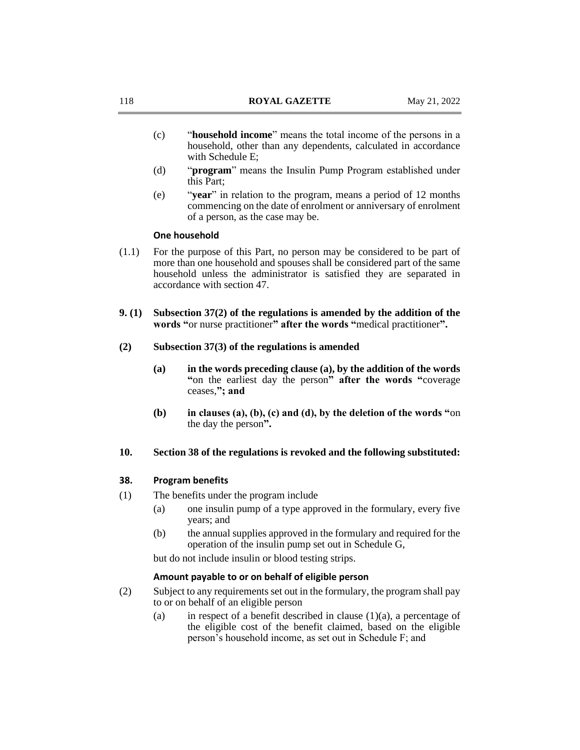(c) "**household income**" means the total income of the persons in a household, other than any dependents, calculated in accordance with Schedule E;

(d) "**program**" means the Insulin Pump Program established under this Part;

(e) "**year**" in relation to the program, means a period of 12 months commencing on the date of enrolment or anniversary of enrolment of a person, as the case may be.

**One household**

(1.1) For the purpose of this Part, no person may be considered to be part of more than one household and spouses shall be considered part of the same household unless the administrator is satisfied they are separated in accordance with section 47.

**9. (1) Subsection 37(2) of the regulations is amended by the addition of the words "**or nurse practitioner**" after the words "**medical practitioner**".**

**(2) Subsection 37(3) of the regulations is amended**

**(a) in the words preceding clause (a), by the addition of the words "**on the earliest day the person**" after the words "**coverage ceases,**"; and**

**(b) in clauses (a), (b), (c) and (d), by the deletion of the words "**on the day the person**".**

**10. Section 38 of the regulations is revoked and the following substituted:**

**38. Program benefits**

(1) The benefits under the program include

(a) one insulin pump of a type approved in the formulary, every five years; and

(b) the annual supplies approved in the formulary and required for the operation of the insulin pump set out in Schedule G,

but do not include insulin or blood testing strips.

**Amount payable to or on behalf of eligible person**

(2) Subject to any requirements set out in the formulary, the program shall pay to or on behalf of an eligible person

(a) in respect of a benefit described in clause (1)(a), a percentage of the eligible cost of the benefit claimed, based on the eligible person's household income, as set out in Schedule F; and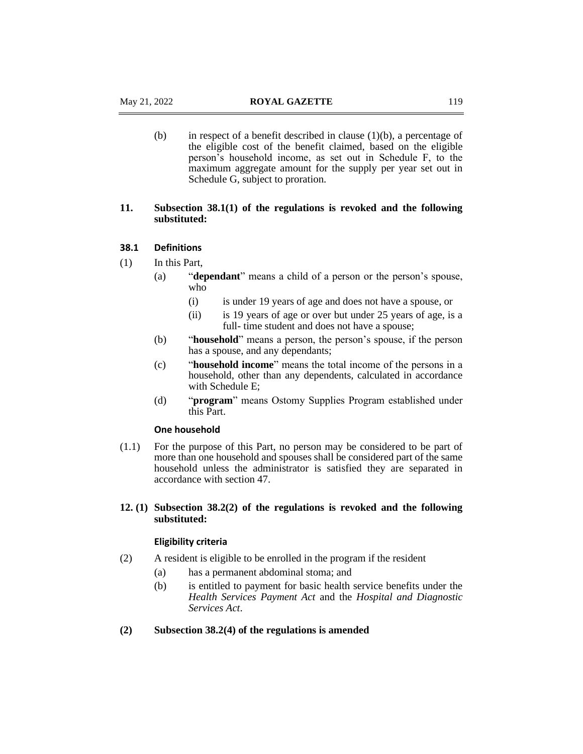(b) in respect of a benefit described in clause (1)(b), a percentage of the eligible cost of the benefit claimed, based on the eligible person's household income, as set out in Schedule F, to the maximum aggregate amount for the supply per year set out in Schedule G, subject to proration.

**11. Subsection 38.1(1) of the regulations is revoked and the following substituted:**

**38.1 Definitions**

(1) In this Part,

(a) "**dependant**" means a child of a person or the person's spouse, who

(i) is under 19 years of age and does not have a spouse, or

(ii) is 19 years of age or over but under 25 years of age, is a full- time student and does not have a spouse;

(b) "**household**" means a person, the person's spouse, if the person has a spouse, and any dependants;

(c) "**household income**" means the total income of the persons in a household, other than any dependents, calculated in accordance with Schedule E;

(d) "**program**" means Ostomy Supplies Program established under this Part.

**One household**

(1.1) For the purpose of this Part, no person may be considered to be part of more than one household and spouses shall be considered part of the same household unless the administrator is satisfied they are separated in accordance with section 47.

**12. (1) Subsection 38.2(2) of the regulations is revoked and the following substituted:**

**Eligibility criteria**

(2) A resident is eligible to be enrolled in the program if the resident

(a) has a permanent abdominal stoma; and

(b) is entitled to payment for basic health service benefits under the *Health Services Payment Act* and the *Hospital and Diagnostic Services Act*.

**(2) Subsection 38.2(4) of the regulations is amended**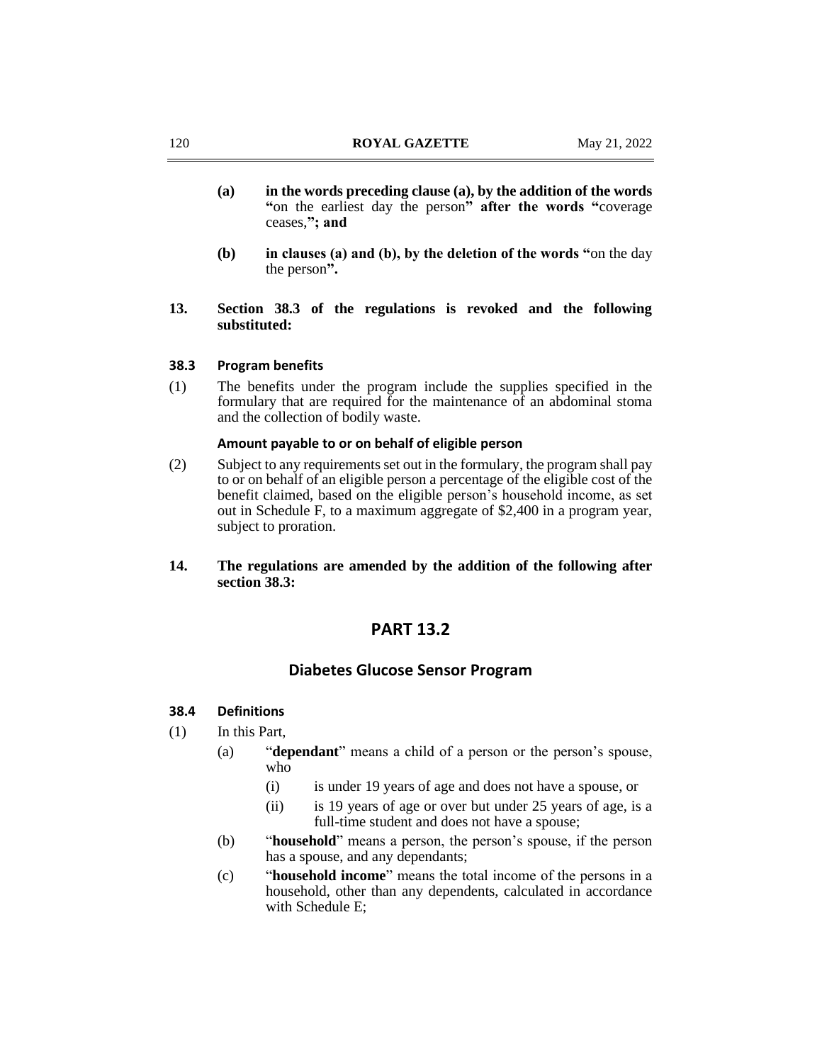**(a) in the words preceding clause (a), by the addition of the words "**on the earliest day the person**" after the words "**coverage ceases,**"; and**

**(b) in clauses (a) and (b), by the deletion of the words "**on the day the person**".**

**13. Section 38.3 of the regulations is revoked and the following substituted:**

**38.3 Program benefits**

(1) The benefits under the program include the supplies specified in the formulary that are required for the maintenance of an abdominal stoma and the collection of bodily waste.

**Amount payable to or on behalf of eligible person**

(2) Subject to any requirements set out in the formulary, the program shall pay to or on behalf of an eligible person a percentage of the eligible cost of the benefit claimed, based on the eligible person's household income, as set out in Schedule F, to a maximum aggregate of $2,400 in a program year, subject to proration.

**14. The regulations are amended by the addition of the following after section 38.3:**

## PART 13.2

### Diabetes Glucose Sensor Program

**38.4 Definitions**

(1) In this Part,

- (a) "**dependant**" means a child of a person or the person's spouse, who
  - (i) is under 19 years of age and does not have a spouse, or
  - (ii) is 19 years of age or over but under 25 years of age, is a full-time student and does not have a spouse;
- (b) "**household**" means a person, the person's spouse, if the person has a spouse, and any dependants;
- (c) "**household income**" means the total income of the persons in a household, other than any dependents, calculated in accordance with Schedule E;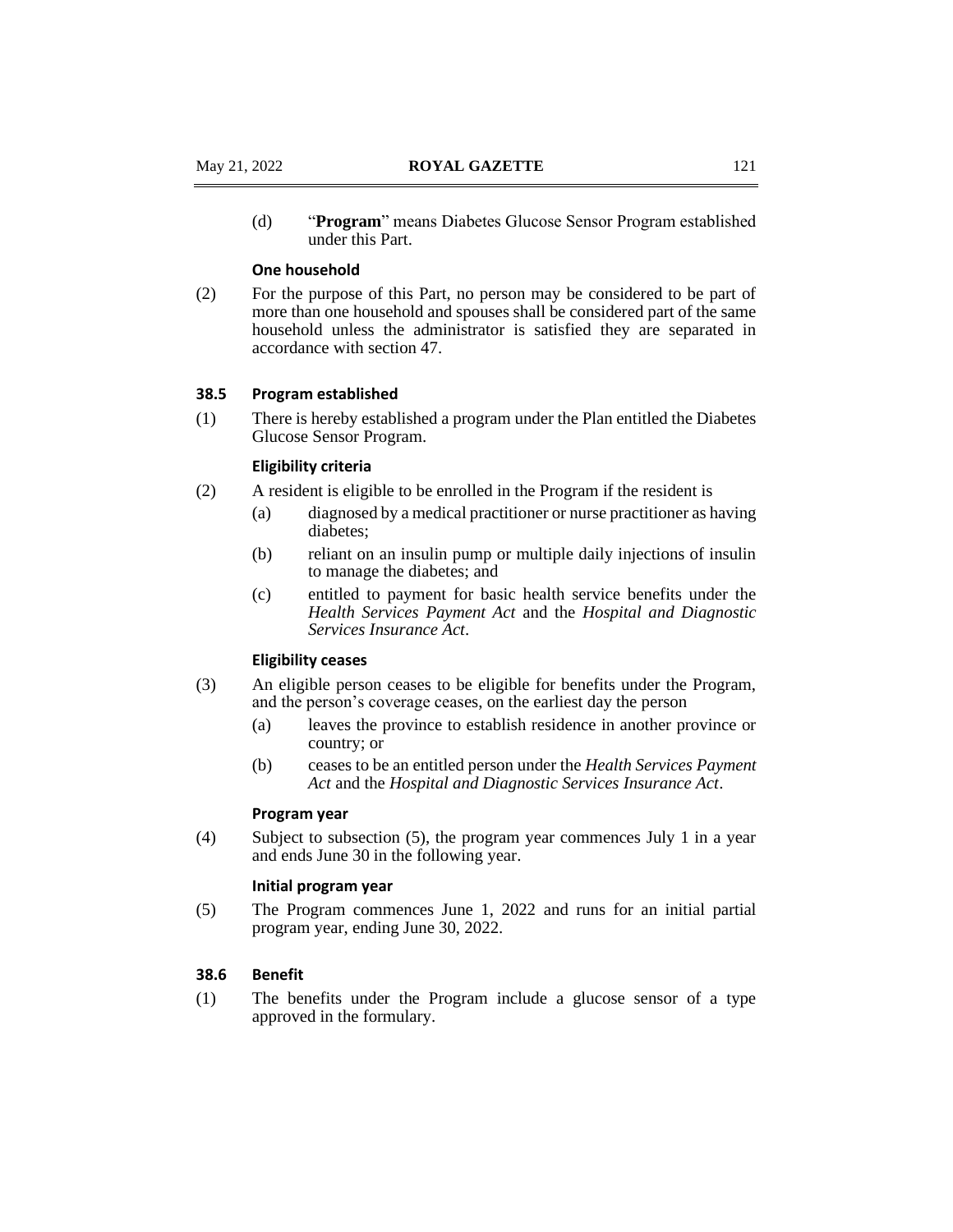(d) "**Program**" means Diabetes Glucose Sensor Program established under this Part.

**One household**

(2) For the purpose of this Part, no person may be considered to be part of more than one household and spouses shall be considered part of the same household unless the administrator is satisfied they are separated in accordance with section 47.

### 38.5 Program established

(1) There is hereby established a program under the Plan entitled the Diabetes Glucose Sensor Program.

**Eligibility criteria**

(2) A resident is eligible to be enrolled in the Program if the resident is

- (a) diagnosed by a medical practitioner or nurse practitioner as having diabetes;
- (b) reliant on an insulin pump or multiple daily injections of insulin to manage the diabetes; and
- (c) entitled to payment for basic health service benefits under the *Health Services Payment Act* and the *Hospital and Diagnostic Services Insurance Act*.

**Eligibility ceases**

(3) An eligible person ceases to be eligible for benefits under the Program, and the person's coverage ceases, on the earliest day the person

- (a) leaves the province to establish residence in another province or country; or
- (b) ceases to be an entitled person under the *Health Services Payment Act* and the *Hospital and Diagnostic Services Insurance Act*.

**Program year**

(4) Subject to subsection (5), the program year commences July 1 in a year and ends June 30 in the following year.

**Initial program year**

(5) The Program commences June 1, 2022 and runs for an initial partial program year, ending June 30, 2022.

### 38.6 Benefit

(1) The benefits under the Program include a glucose sensor of a type approved in the formulary.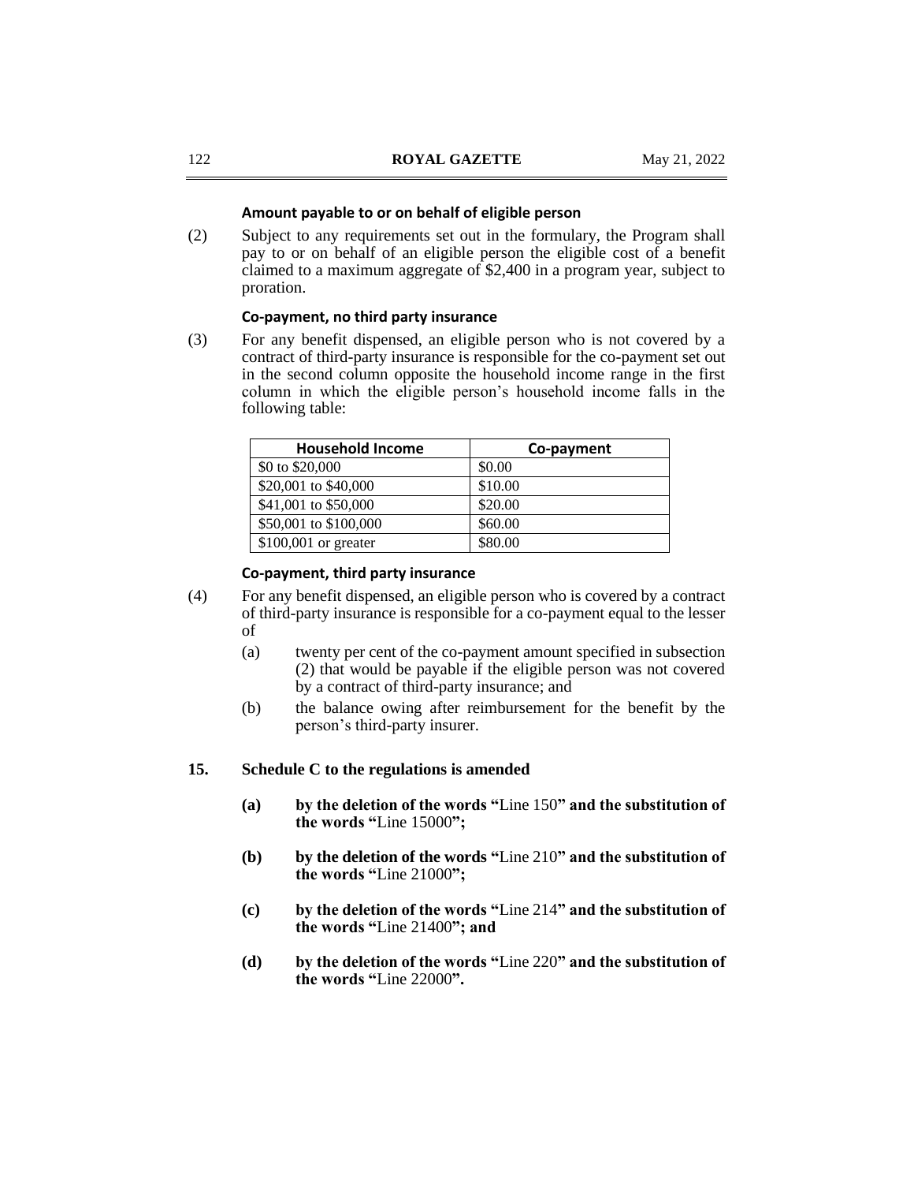**Amount payable to or on behalf of eligible person**

(2) Subject to any requirements set out in the formulary, the Program shall pay to or on behalf of an eligible person the eligible cost of a benefit claimed to a maximum aggregate of $2,400 in a program year, subject to proration.

**Co-payment, no third party insurance**

(3) For any benefit dispensed, an eligible person who is not covered by a contract of third-party insurance is responsible for the co-payment set out in the second column opposite the household income range in the first column in which the eligible person's household income falls in the following table:

| Household Income | Co-payment |
|---|---|
| $0 to $20,000 | $0.00 |
| $20,001 to $40,000 | $10.00 |
| $41,001 to $50,000 | $20.00 |
| $50,001 to $100,000 | $60.00 |
| $100,001 or greater | $80.00 |

**Co-payment, third party insurance**

(4) For any benefit dispensed, an eligible person who is covered by a contract of third-party insurance is responsible for a co-payment equal to the lesser of

(a) twenty per cent of the co-payment amount specified in subsection (2) that would be payable if the eligible person was not covered by a contract of third-party insurance; and

(b) the balance owing after reimbursement for the benefit by the person's third-party insurer.

**15. Schedule C to the regulations is amended**

**(a) by the deletion of the words "**Line 150**" and the substitution of the words "**Line 15000**";**

**(b) by the deletion of the words "**Line 210**" and the substitution of the words "**Line 21000**";**

**(c) by the deletion of the words "**Line 214**" and the substitution of the words "**Line 21400**"; and**

**(d) by the deletion of the words "**Line 220**" and the substitution of the words "**Line 22000**".**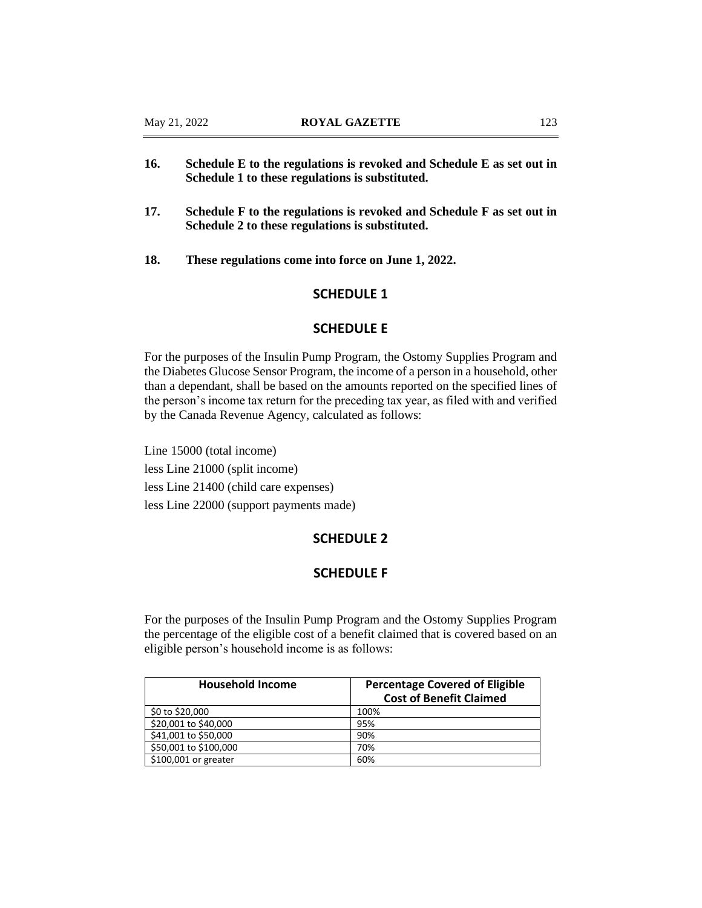**16. Schedule E to the regulations is revoked and Schedule E as set out in Schedule 1 to these regulations is substituted.**

**17. Schedule F to the regulations is revoked and Schedule F as set out in Schedule 2 to these regulations is substituted.**

**18. These regulations come into force on June 1, 2022.**

## SCHEDULE 1

## SCHEDULE E

For the purposes of the Insulin Pump Program, the Ostomy Supplies Program and the Diabetes Glucose Sensor Program, the income of a person in a household, other than a dependant, shall be based on the amounts reported on the specified lines of the person's income tax return for the preceding tax year, as filed with and verified by the Canada Revenue Agency, calculated as follows:

Line 15000 (total income)
less Line 21000 (split income)
less Line 21400 (child care expenses)
less Line 22000 (support payments made)

## SCHEDULE 2

## SCHEDULE F

For the purposes of the Insulin Pump Program and the Ostomy Supplies Program the percentage of the eligible cost of a benefit claimed that is covered based on an eligible person's household income is as follows:

| Household Income | Percentage Covered of Eligible Cost of Benefit Claimed |
|---|---|
| $0 to $20,000 | 100% |
| $20,001 to $40,000 | 95% |
| $41,001 to $50,000 | 90% |
| $50,001 to $100,000 | 70% |
| $100,001 or greater | 60% |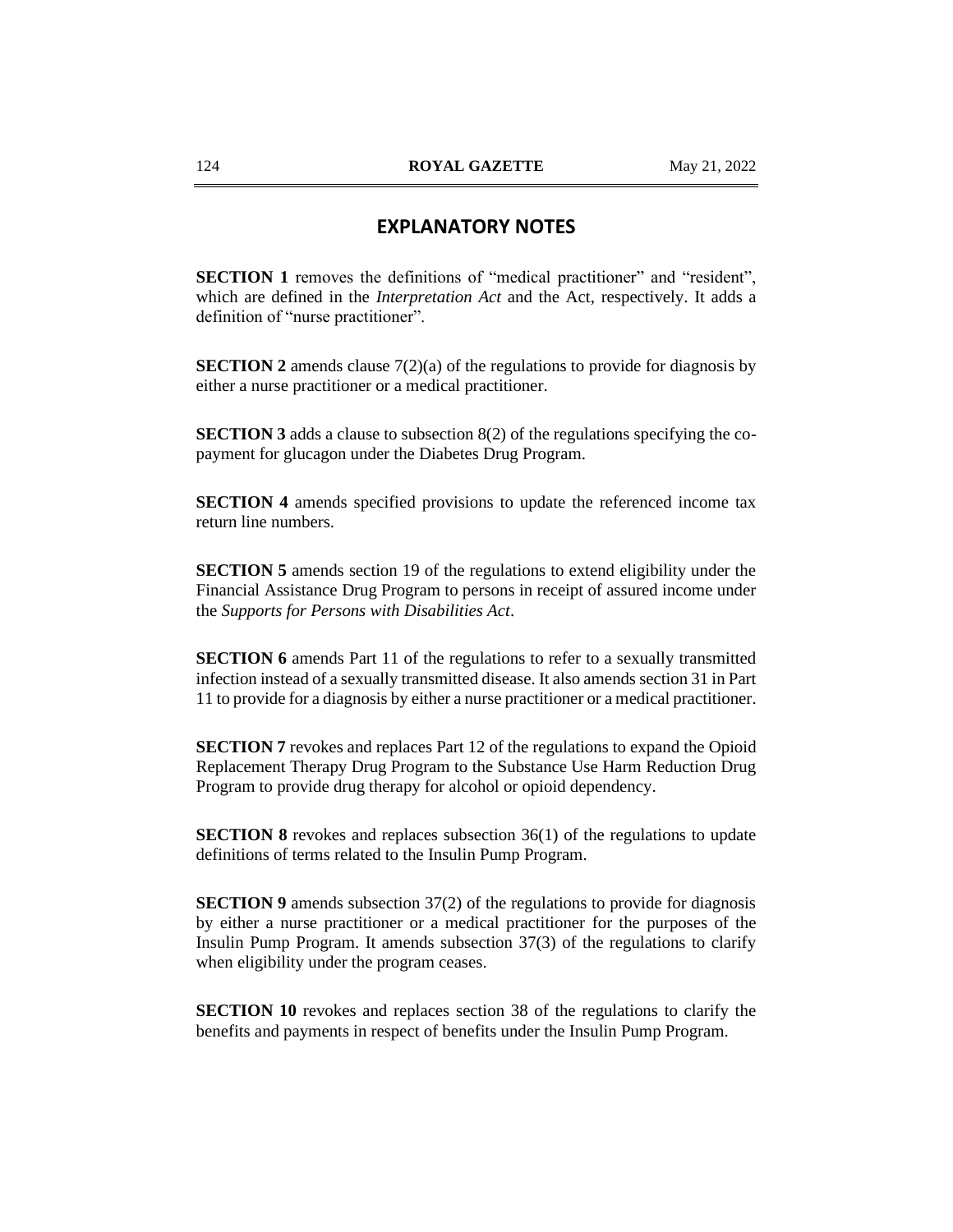# EXPLANATORY NOTES

**SECTION 1** removes the definitions of "medical practitioner" and "resident", which are defined in the *Interpretation Act* and the Act, respectively. It adds a definition of "nurse practitioner".

**SECTION 2** amends clause 7(2)(a) of the regulations to provide for diagnosis by either a nurse practitioner or a medical practitioner.

**SECTION 3** adds a clause to subsection 8(2) of the regulations specifying the co-payment for glucagon under the Diabetes Drug Program.

**SECTION 4** amends specified provisions to update the referenced income tax return line numbers.

**SECTION 5** amends section 19 of the regulations to extend eligibility under the Financial Assistance Drug Program to persons in receipt of assured income under the *Supports for Persons with Disabilities Act*.

**SECTION 6** amends Part 11 of the regulations to refer to a sexually transmitted infection instead of a sexually transmitted disease. It also amends section 31 in Part 11 to provide for a diagnosis by either a nurse practitioner or a medical practitioner.

**SECTION 7** revokes and replaces Part 12 of the regulations to expand the Opioid Replacement Therapy Drug Program to the Substance Use Harm Reduction Drug Program to provide drug therapy for alcohol or opioid dependency.

**SECTION 8** revokes and replaces subsection 36(1) of the regulations to update definitions of terms related to the Insulin Pump Program.

**SECTION 9** amends subsection 37(2) of the regulations to provide for diagnosis by either a nurse practitioner or a medical practitioner for the purposes of the Insulin Pump Program. It amends subsection 37(3) of the regulations to clarify when eligibility under the program ceases.

**SECTION 10** revokes and replaces section 38 of the regulations to clarify the benefits and payments in respect of benefits under the Insulin Pump Program.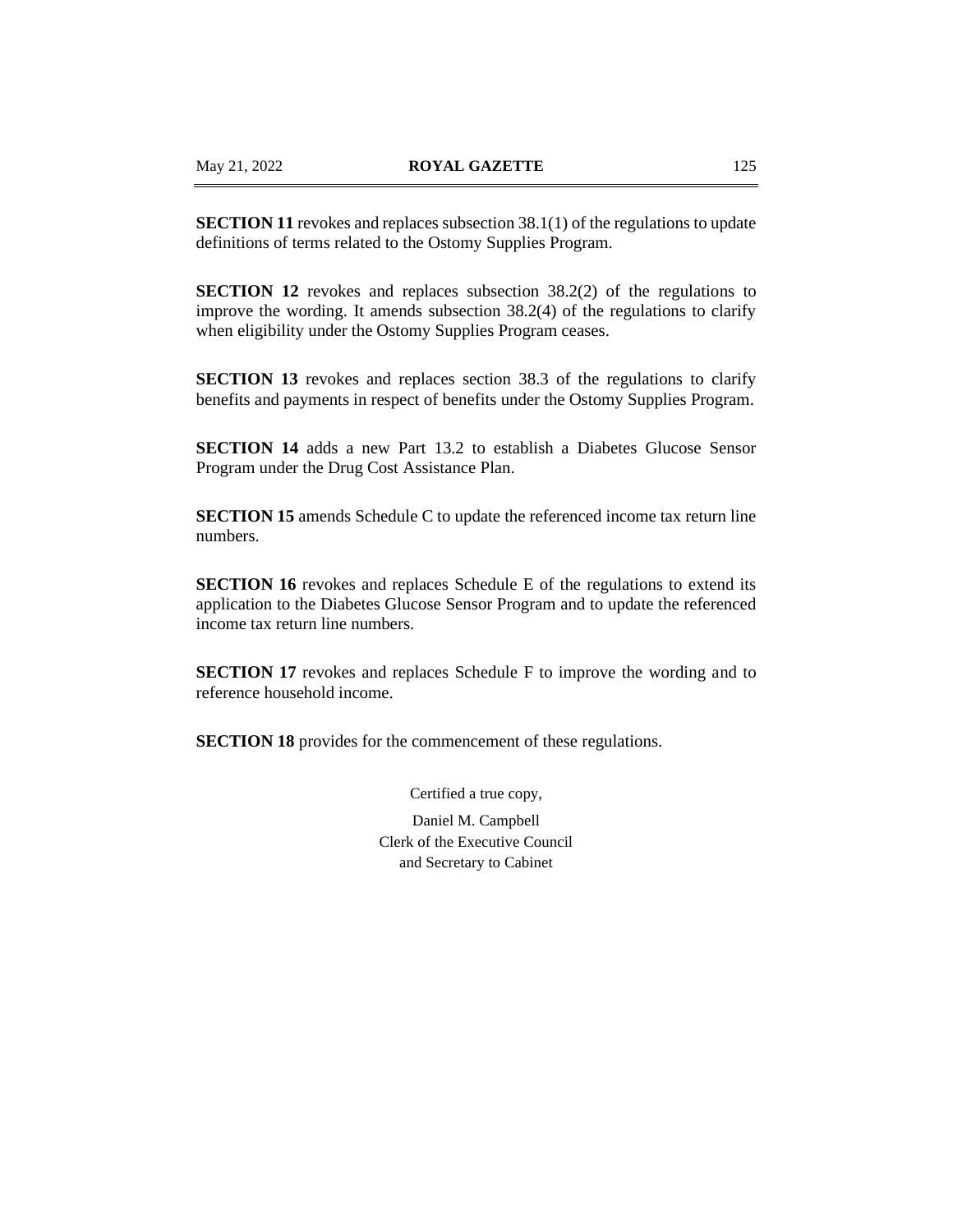**SECTION 11** revokes and replaces subsection 38.1(1) of the regulations to update definitions of terms related to the Ostomy Supplies Program.

**SECTION 12** revokes and replaces subsection 38.2(2) of the regulations to improve the wording. It amends subsection 38.2(4) of the regulations to clarify when eligibility under the Ostomy Supplies Program ceases.

**SECTION 13** revokes and replaces section 38.3 of the regulations to clarify benefits and payments in respect of benefits under the Ostomy Supplies Program.

**SECTION 14** adds a new Part 13.2 to establish a Diabetes Glucose Sensor Program under the Drug Cost Assistance Plan.

**SECTION 15** amends Schedule C to update the referenced income tax return line numbers.

**SECTION 16** revokes and replaces Schedule E of the regulations to extend its application to the Diabetes Glucose Sensor Program and to update the referenced income tax return line numbers.

**SECTION 17** revokes and replaces Schedule F to improve the wording and to reference household income.

**SECTION 18** provides for the commencement of these regulations.

Certified a true copy,

Daniel M. Campbell
Clerk of the Executive Council
and Secretary to Cabinet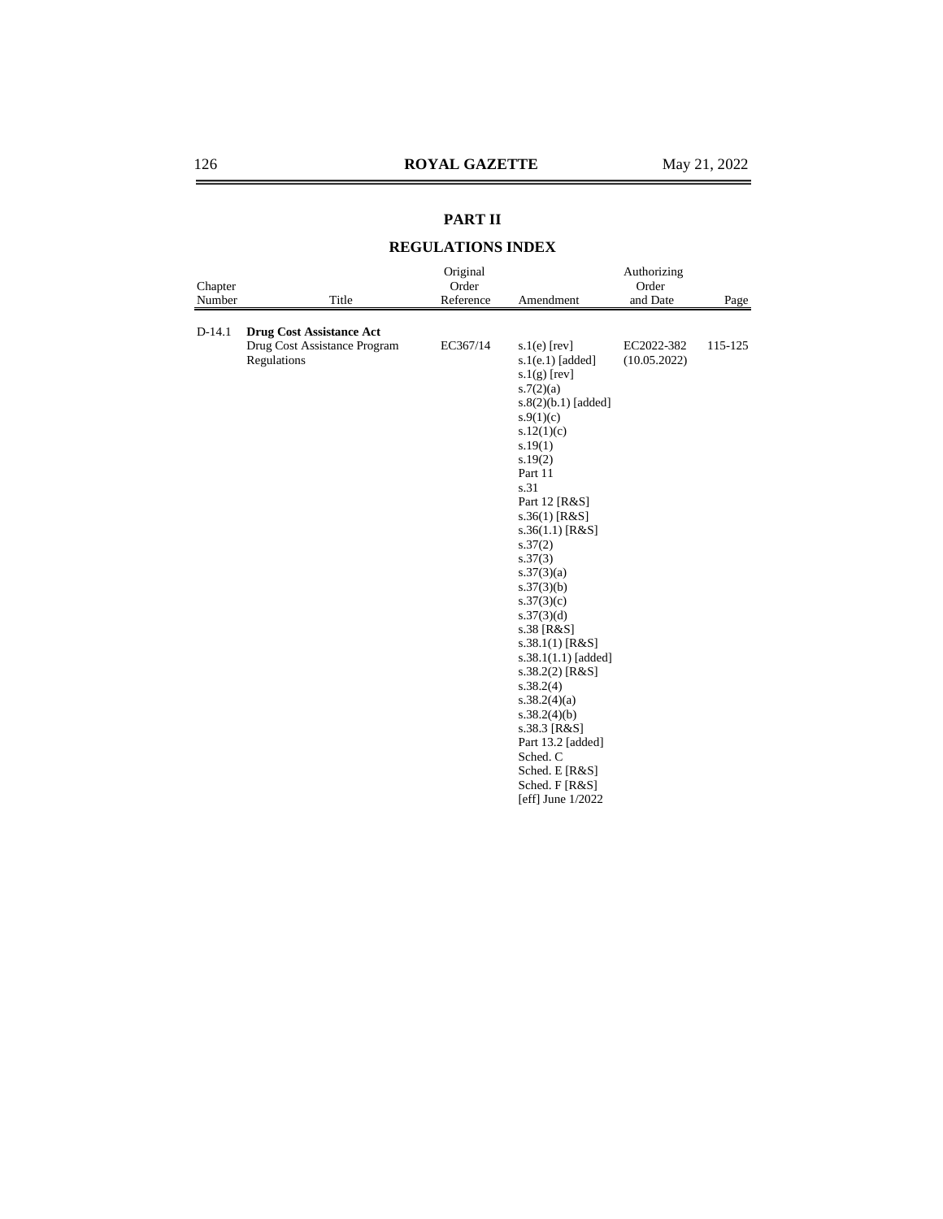## PART II

## REGULATIONS INDEX

| Chapter Number | Title | Original Order Reference | Amendment | Authorizing Order and Date | Page |
|---|---|---|---|---|---|
| D-14.1 | **Drug Cost Assistance Act** | | | | |
| | Drug Cost Assistance Program Regulations | EC367/14 | s.1(e) [rev]<br>s.1(e.1) [added]<br>s.1(g) [rev]<br>s.7(2)(a)<br>s.8(2)(b.1) [added]<br>s.9(1)(c)<br>s.12(1)(c)<br>s.19(1)<br>s.19(2)<br>Part 11<br>s.31<br>Part 12 [R&S]<br>s.36(1) [R&S]<br>s.36(1.1) [R&S]<br>s.37(2)<br>s.37(3)<br>s.37(3)(a)<br>s.37(3)(b)<br>s.37(3)(c)<br>s.37(3)(d)<br>s.38 [R&S]<br>s.38.1(1) [R&S]<br>s.38.1(1.1) [added]<br>s.38.2(2) [R&S]<br>s.38.2(4)<br>s.38.2(4)(a)<br>s.38.2(4)(b)<br>s.38.3 [R&S]<br>Part 13.2 [added]<br>Sched. C<br>Sched. E [R&S]<br>Sched. F [R&S]<br>[eff] June 1/2022 | EC2022-382 (10.05.2022) | 115-125 |